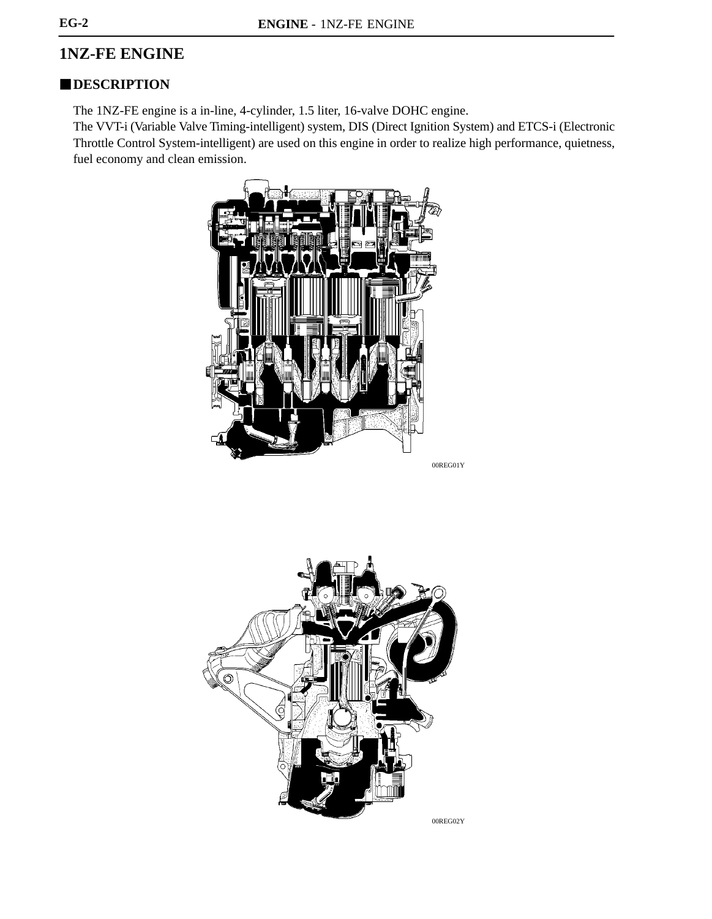# 1NZ-FE ENGINE

## ■ DESCRIPTION

The 1NZ-FE engine is a in-line, 4-cylinder, 1.5 liter, 16-valve DOHC engine.
The VVT-i (Variable Valve Timing-intelligent) system, DIS (Direct Ignition System) and ETCS-i (Electronic Throttle Control System-intelligent) are used on this engine in order to realize high performance, quietness, fuel economy and clean emission.

00REG01Y

00REG02Y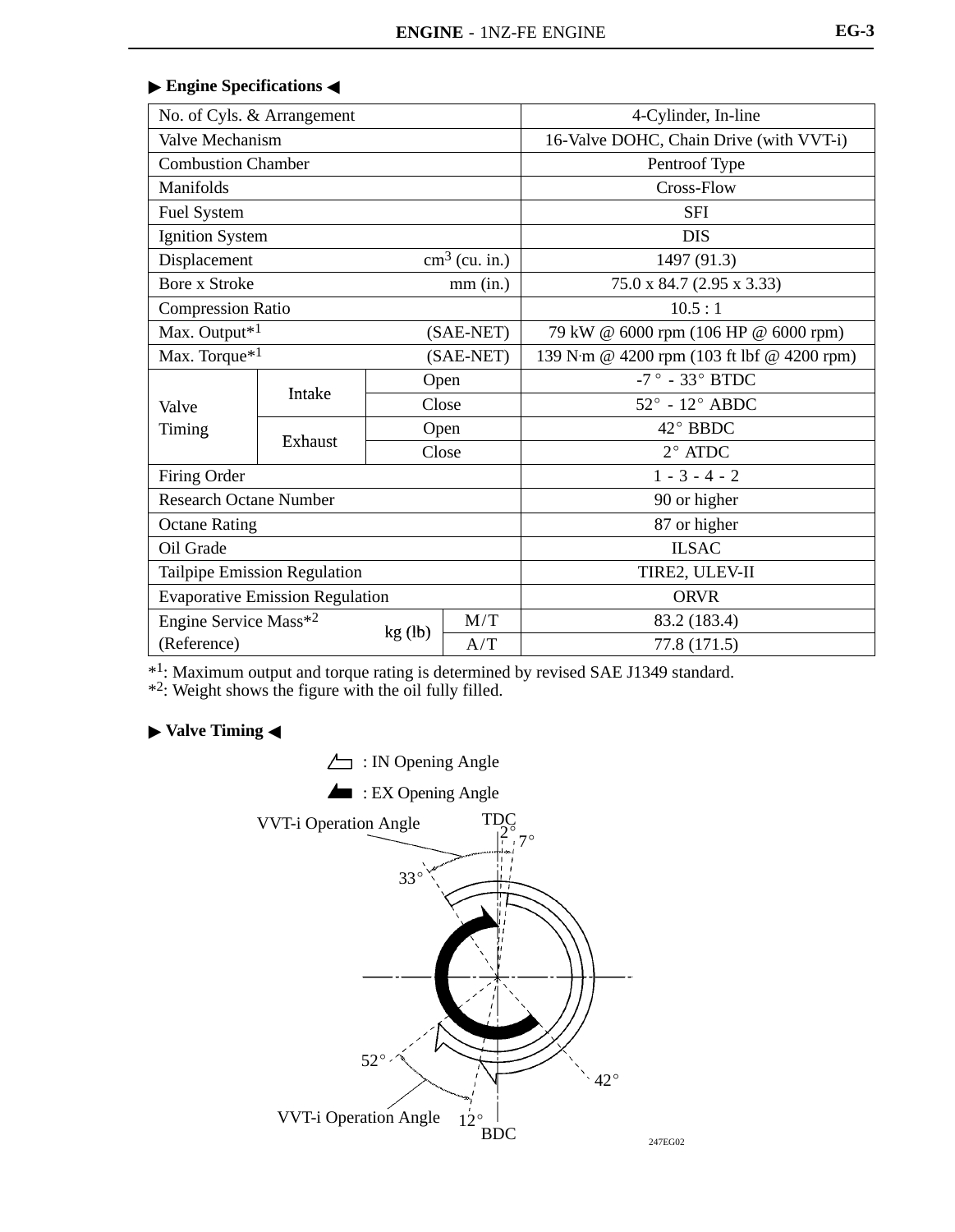## ▶ Engine Specifications ◀

| No. of Cyls. & Arrangement | | | | 4-Cylinder, In-line |
|---|---|---|---|---|
| Valve Mechanism | | | | 16-Valve DOHC, Chain Drive (with VVT-i) |
| Combustion Chamber | | | | Pentroof Type |
| Manifolds | | | | Cross-Flow |
| Fuel System | | | | SFI |
| Ignition System | | | | DIS |
| Displacement | | | $cm^3$ (cu. in.) | 1497 (91.3) |
| Bore x Stroke | | | mm (in.) | 75.0 x 84.7 (2.95 x 3.33) |
| Compression Ratio | | | | 10.5 : 1 |
| Max. Output*[1] | | | (SAE-NET) | 79 kW @ 6000 rpm (106 HP @ 6000 rpm) |
| Max. Torque*[1] | | | (SAE-NET) | 139 N·m @ 4200 rpm (103 ft lbf @ 4200 rpm) |
| Valve Timing | Intake | Open | | -7° - 33° BTDC |
| | | Close | | 52° - 12° ABDC |
| | Exhaust | Open | | 42° BBDC |
| | | Close | | 2° ATDC |
| Firing Order | | | | 1 - 3 - 4 - 2 |
| Research Octane Number | | | | 90 or higher |
| Octane Rating | | | | 87 or higher |
| Oil Grade | | | | ILSAC |
| Tailpipe Emission Regulation | | | | TIRE2, ULEV-II |
| Evaporative Emission Regulation | | | | ORVR |
| Engine Service Mass*[2] (Reference) | | kg (lb) | M/T | 83.2 (183.4) |
| | | | A/T | 77.8 (171.5) |

*[1]: Maximum output and torque rating is determined by revised SAE J1349 standard.
*[2]: Weight shows the figure with the oil fully filled.

## ▶ Valve Timing ◀

: IN Opening Angle

: EX Opening Angle

VVT-i Operation Angle

TDC

2°

7°

33°

52°

42°

VVT-i Operation Angle

12°

BDC

247EG02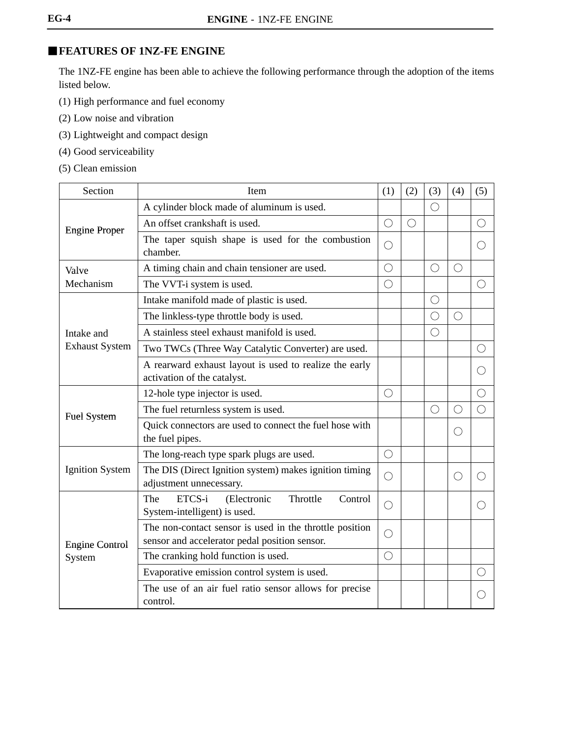## ■FEATURES OF 1NZ-FE ENGINE

The 1NZ-FE engine has been able to achieve the following performance through the adoption of the items listed below.

(1) High performance and fuel economy

(2) Low noise and vibration

(3) Lightweight and compact design

(4) Good serviceability

(5) Clean emission

| Section | Item | (1) | (2) | (3) | (4) | (5) |
|---|---|---|---|---|---|---|
| Engine Proper | A cylinder block made of aluminum is used. | | | ○ | | |
| | An offset crankshaft is used. | ○ | ○ | | | ○ |
| | The taper squish shape is used for the combustion chamber. | ○ | | | | ○ |
| Valve Mechanism | A timing chain and chain tensioner are used. | ○ | | ○ | ○ | |
| | The VVT-i system is used. | ○ | | | | ○ |
| Intake and Exhaust System | Intake manifold made of plastic is used. | | | ○ | | |
| | The linkless-type throttle body is used. | | | ○ | ○ | |
| | A stainless steel exhaust manifold is used. | | | ○ | | |
| | Two TWCs (Three Way Catalytic Converter) are used. | | | | | ○ |
| | A rearward exhaust layout is used to realize the early activation of the catalyst. | | | | | ○ |
| Fuel System | 12-hole type injector is used. | ○ | | | | ○ |
| | The fuel returnless system is used. | | | ○ | ○ | ○ |
| | Quick connectors are used to connect the fuel hose with the fuel pipes. | | | | ○ | |
| Ignition System | The long-reach type spark plugs are used. | ○ | | | | |
| | The DIS (Direct Ignition system) makes ignition timing adjustment unnecessary. | ○ | | | ○ | ○ |
| Engine Control System | The ETCS-i (Electronic Throttle Control System-intelligent) is used. | ○ | | | | ○ |
| | The non-contact sensor is used in the throttle position sensor and accelerator pedal position sensor. | ○ | | | | |
| | The cranking hold function is used. | ○ | | | | |
| | Evaporative emission control system is used. | | | | | ○ |
| | The use of an air fuel ratio sensor allows for precise control. | | | | | ○ |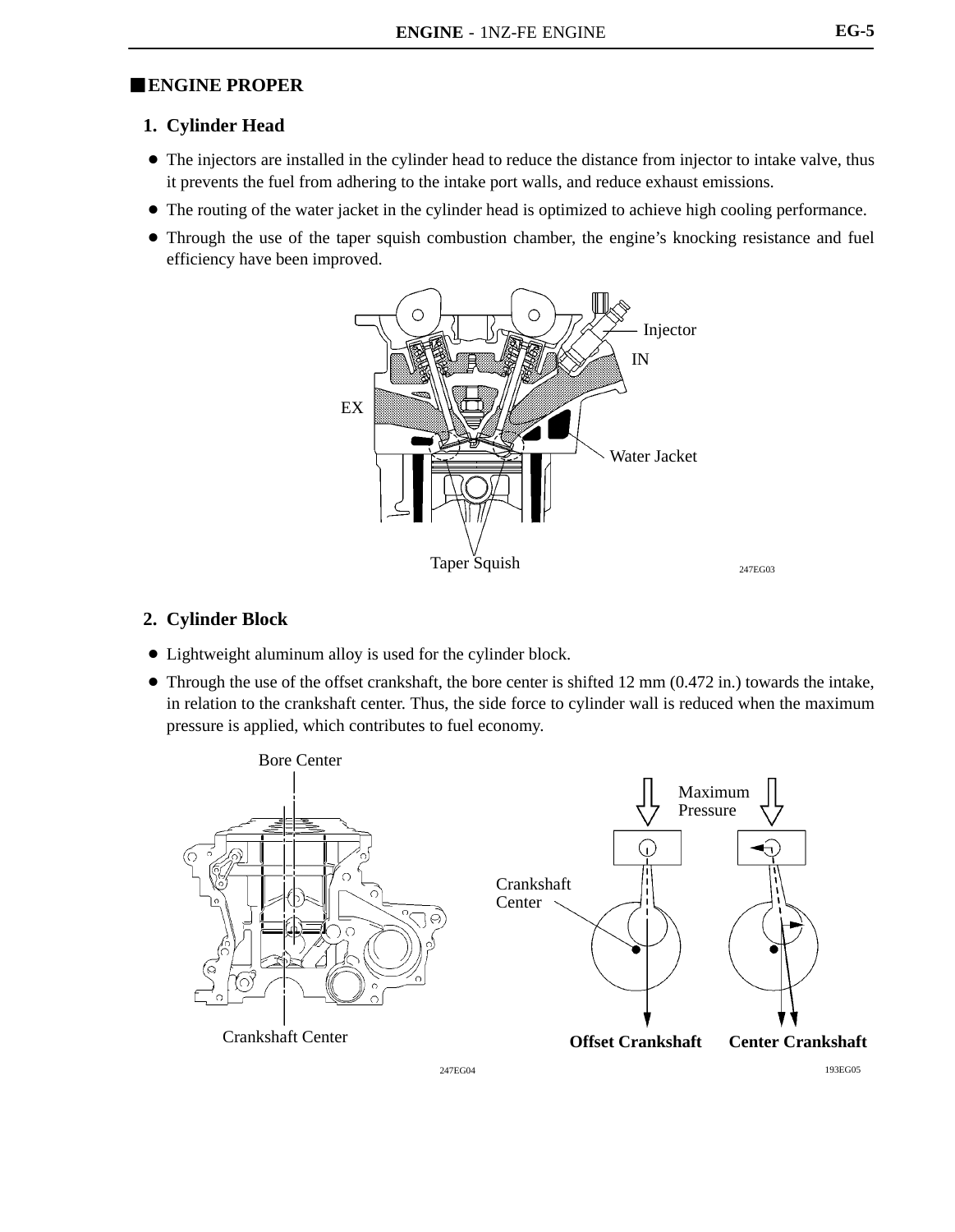## ENGINE PROPER

### 1. Cylinder Head

- The injectors are installed in the cylinder head to reduce the distance from injector to intake valve, thus it prevents the fuel from adhering to the intake port walls, and reduce exhaust emissions.
- The routing of the water jacket in the cylinder head is optimized to achieve high cooling performance.
- Through the use of the taper squish combustion chamber, the engine's knocking resistance and fuel efficiency have been improved.

Injector

IN

EX

Water Jacket

Taper Squish

247EG03

### 2. Cylinder Block

- Lightweight aluminum alloy is used for the cylinder block.
- Through the use of the offset crankshaft, the bore center is shifted 12 mm (0.472 in.) towards the intake, in relation to the crankshaft center. Thus, the side force to cylinder wall is reduced when the maximum pressure is applied, which contributes to fuel economy.

Bore Center

Crankshaft Center

247EG04

Maximum Pressure

Crankshaft Center

**Offset Crankshaft** **Center Crankshaft**

193EG05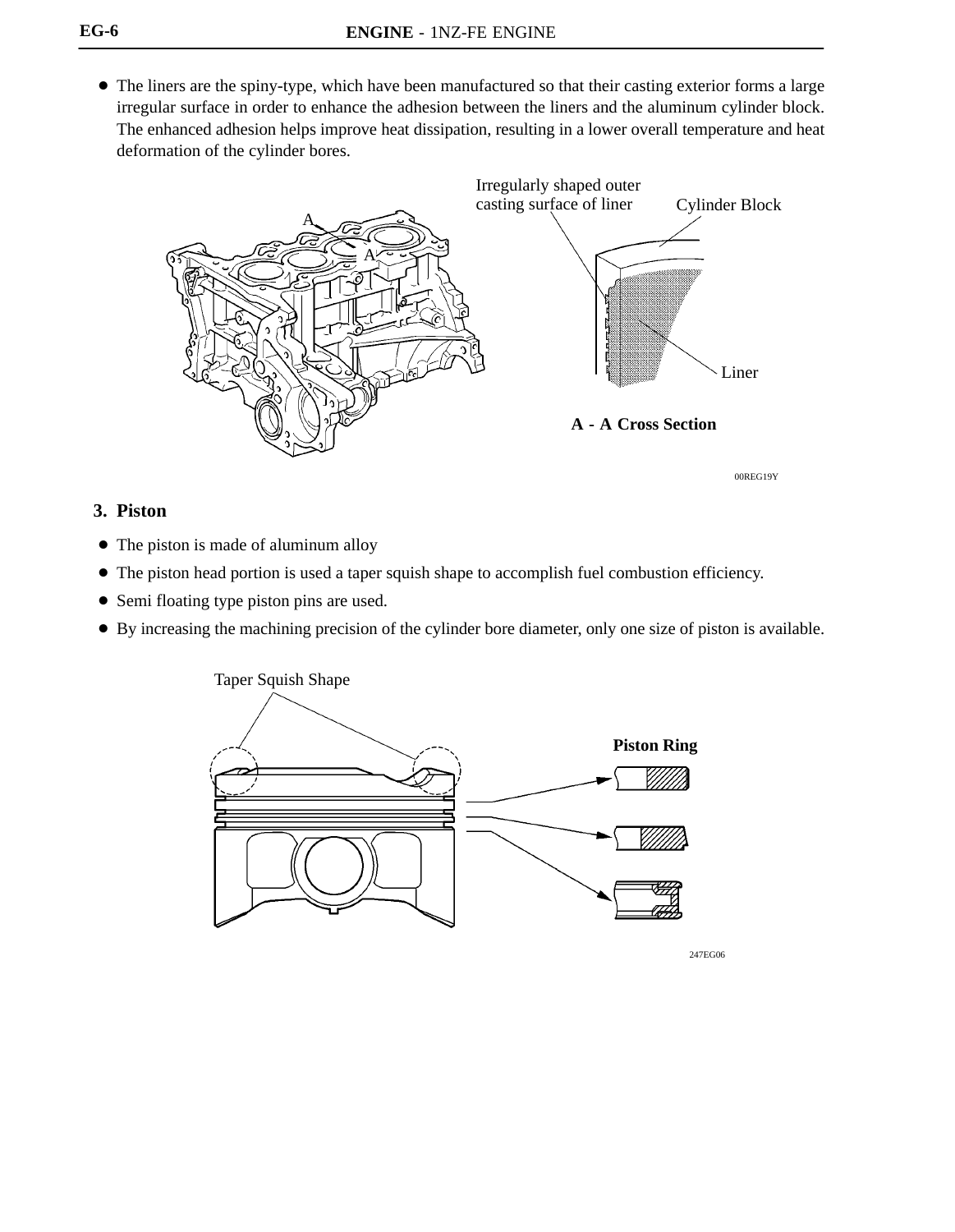- The liners are the spiny-type, which have been manufactured so that their casting exterior forms a large irregular surface in order to enhance the adhesion between the liners and the aluminum cylinder block. The enhanced adhesion helps improve heat dissipation, resulting in a lower overall temperature and heat deformation of the cylinder bores.

Irregularly shaped outer casting surface of liner

Cylinder Block

Liner

**A - A Cross Section**

00REG19Y

## 3. Piston

- The piston is made of aluminum alloy
- The piston head portion is used a taper squish shape to accomplish fuel combustion efficiency.
- Semi floating type piston pins are used.
- By increasing the machining precision of the cylinder bore diameter, only one size of piston is available.

Taper Squish Shape

**Piston Ring**

247EG06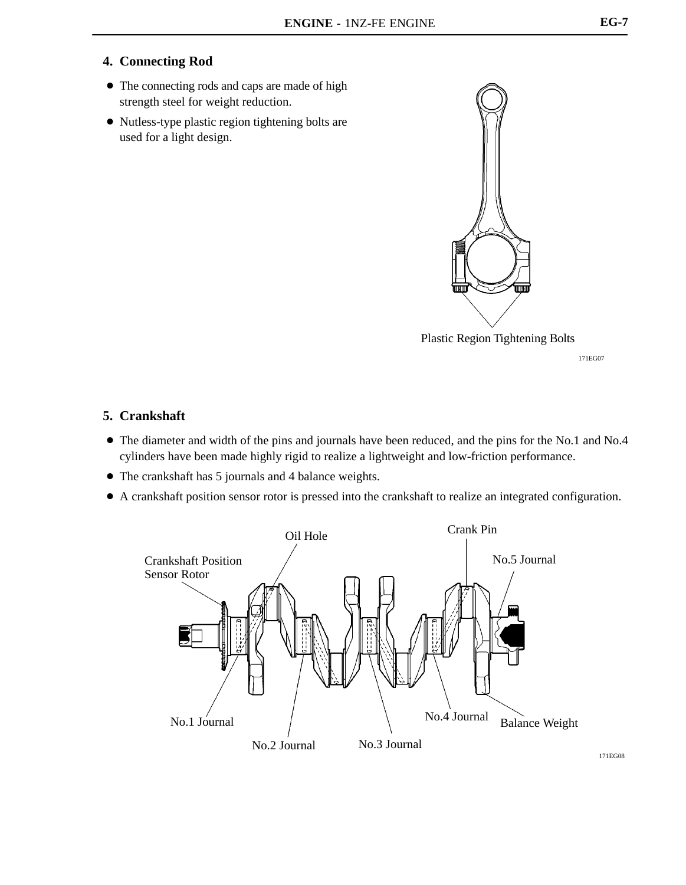## 4. Connecting Rod

- The connecting rods and caps are made of high strength steel for weight reduction.
- Nutless-type plastic region tightening bolts are used for a light design.

Plastic Region Tightening Bolts

171EG07

## 5. Crankshaft

- The diameter and width of the pins and journals have been reduced, and the pins for the No.1 and No.4 cylinders have been made highly rigid to realize a lightweight and low-friction performance.
- The crankshaft has 5 journals and 4 balance weights.
- A crankshaft position sensor rotor is pressed into the crankshaft to realize an integrated configuration.

Oil Hole, Crank Pin, Crankshaft Position Sensor Rotor, No.5 Journal, No.1 Journal, No.4 Journal, Balance Weight, No.2 Journal, No.3 Journal

171EG08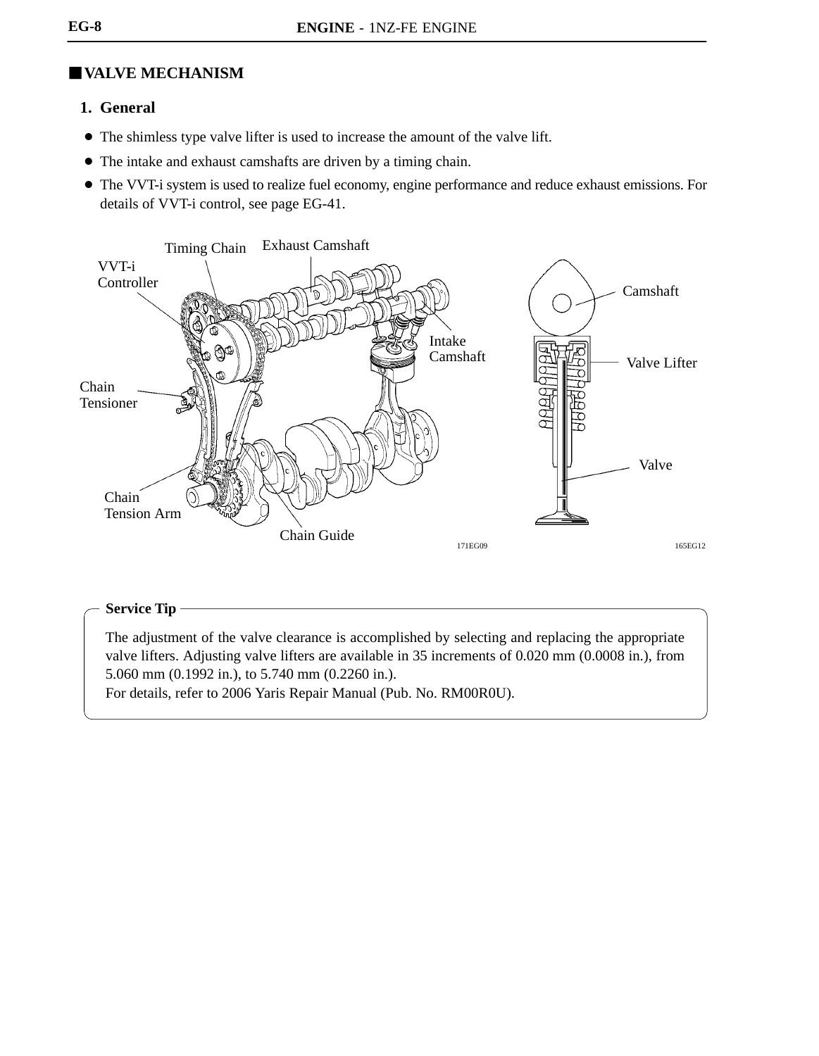## ■ VALVE MECHANISM

### 1. General

- The shimless type valve lifter is used to increase the amount of the valve lift.
- The intake and exhaust camshafts are driven by a timing chain.
- The VVT-i system is used to realize fuel economy, engine performance and reduce exhaust emissions. For details of VVT-i control, see page EG-41.

Timing Chain
Exhaust Camshaft
VVT-i Controller
Intake Camshaft
Chain Tensioner
Chain Tension Arm
Chain Guide

171EG09

Camshaft
Valve Lifter
Valve

165EG12

**Service Tip**

The adjustment of the valve clearance is accomplished by selecting and replacing the appropriate valve lifters. Adjusting valve lifters are available in 35 increments of 0.020 mm (0.0008 in.), from 5.060 mm (0.1992 in.), to 5.740 mm (0.2260 in.).
For details, refer to 2006 Yaris Repair Manual (Pub. No. RM00R0U).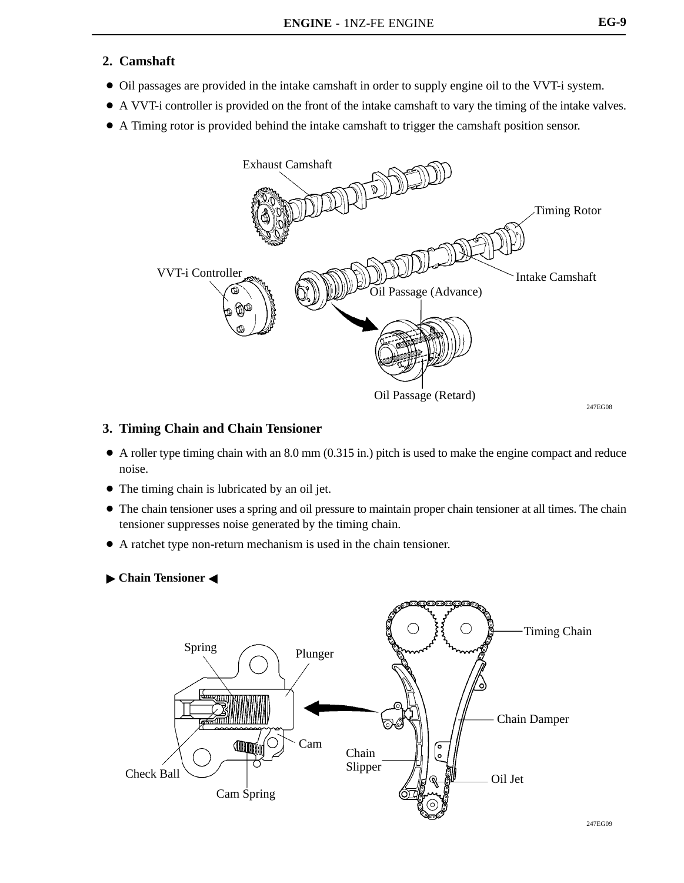## 2. Camshaft

- Oil passages are provided in the intake camshaft in order to supply engine oil to the VVT-i system.
- A VVT-i controller is provided on the front of the intake camshaft to vary the timing of the intake valves.
- A Timing rotor is provided behind the intake camshaft to trigger the camshaft position sensor.

Exhaust Camshaft

Timing Rotor

VVT-i Controller

Intake Camshaft

Oil Passage (Advance)

Oil Passage (Retard)

247EG08

## 3. Timing Chain and Chain Tensioner

- A roller type timing chain with an 8.0 mm (0.315 in.) pitch is used to make the engine compact and reduce noise.
- The timing chain is lubricated by an oil jet.
- The chain tensioner uses a spring and oil pressure to maintain proper chain tensioner at all times. The chain tensioner suppresses noise generated by the timing chain.
- A ratchet type non-return mechanism is used in the chain tensioner.

**▶ Chain Tensioner ◀**

Timing Chain

Spring

Plunger

Chain Damper

Cam

Chain Slipper

Check Ball

Oil Jet

Cam Spring

247EG09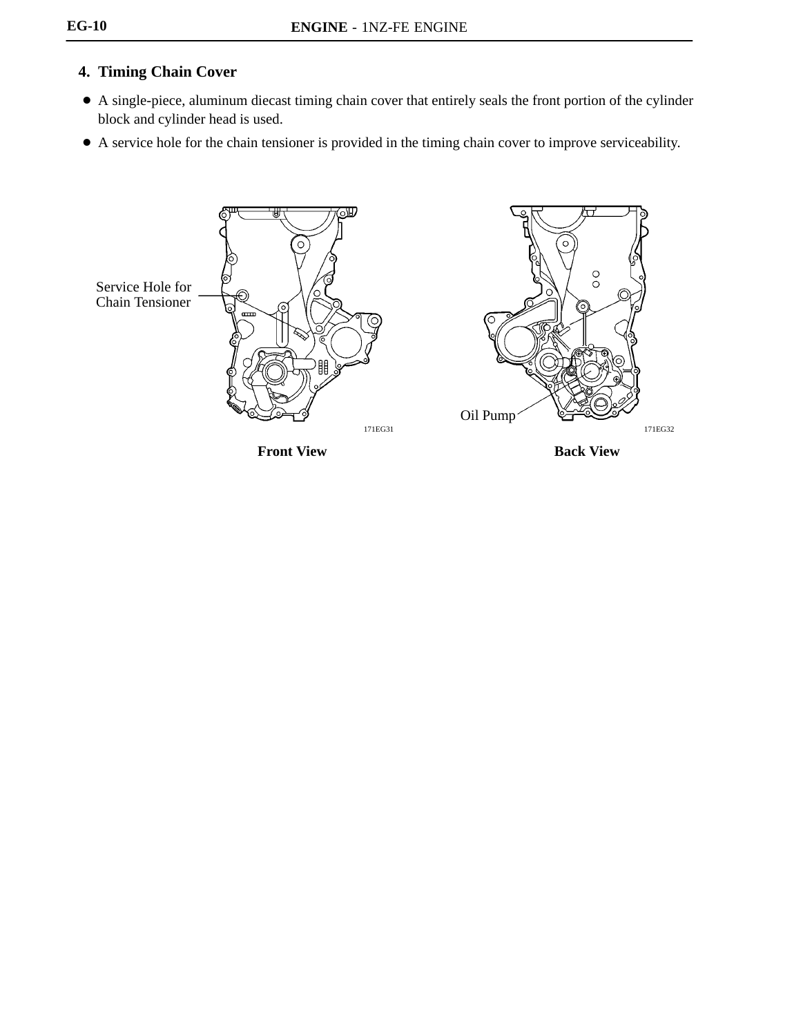## 4. Timing Chain Cover

- A single-piece, aluminum diecast timing chain cover that entirely seals the front portion of the cylinder block and cylinder head is used.
- A service hole for the chain tensioner is provided in the timing chain cover to improve serviceability.

Service Hole for Chain Tensioner

171EG31

**Front View**

Oil Pump

171EG32

**Back View**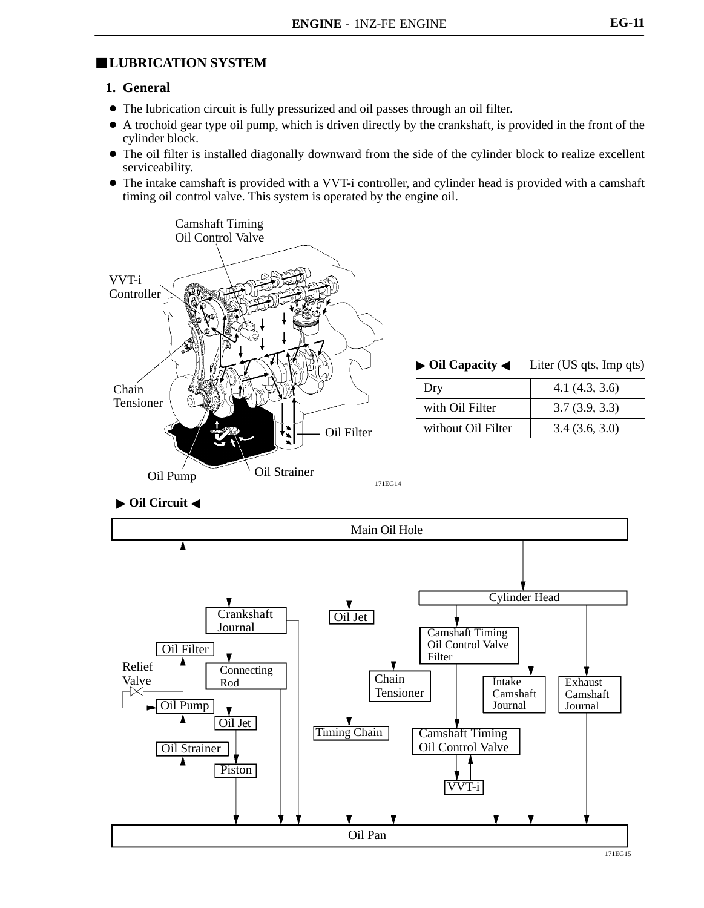## LUBRICATION SYSTEM

### 1. General

- The lubrication circuit is fully pressurized and oil passes through an oil filter.
- A trochoid gear type oil pump, which is driven directly by the crankshaft, is provided in the front of the cylinder block.
- The oil filter is installed diagonally downward from the side of the cylinder block to realize excellent serviceability.
- The intake camshaft is provided with a VVT-i controller, and cylinder head is provided with a camshaft timing oil control valve. This system is operated by the engine oil.

Camshaft Timing Oil Control Valve
VVT-i Controller
Chain Tensioner
Oil Filter
Oil Strainer
Oil Pump

171EG14

**▶ Oil Capacity ◀** Liter (US qts, Imp qts)

| | |
|---|---|
| Dry | 4.1 (4.3, 3.6) |
| with Oil Filter | 3.7 (3.9, 3.3) |
| without Oil Filter | 3.4 (3.6, 3.0) |

**▶ Oil Circuit ◀**

Main Oil Hole
Cylinder Head
Crankshaft Journal
Oil Jet
Camshaft Timing Oil Control Valve Filter
Oil Filter
Relief Valve
Connecting Rod
Chain Tensioner
Intake Camshaft Journal
Exhaust Camshaft Journal
Oil Pump
Oil Jet
Timing Chain
Camshaft Timing Oil Control Valve
Oil Strainer
Piston
VVT-i
Oil Pan

171EG15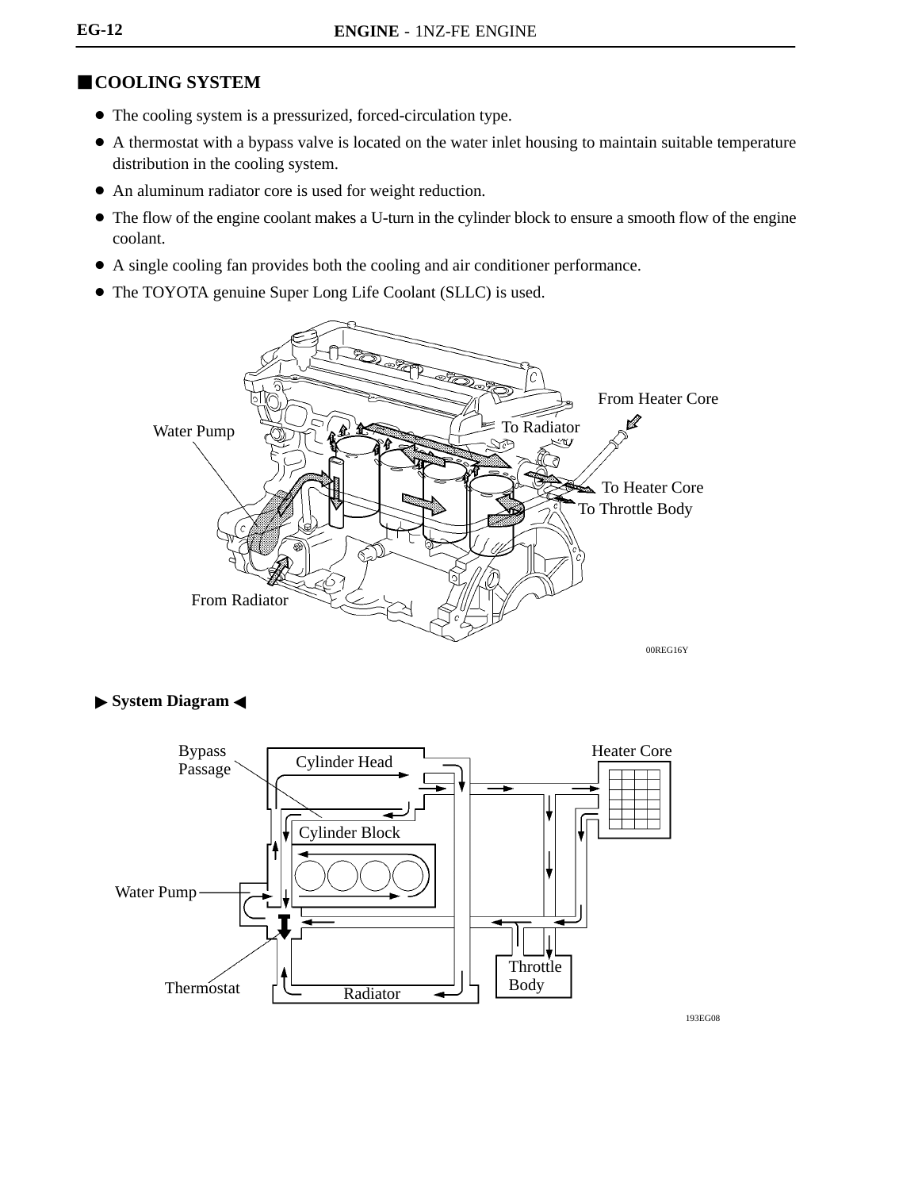## ■COOLING SYSTEM

- The cooling system is a pressurized, forced-circulation type.
- A thermostat with a bypass valve is located on the water inlet housing to maintain suitable temperature distribution in the cooling system.
- An aluminum radiator core is used for weight reduction.
- The flow of the engine coolant makes a U-turn in the cylinder block to ensure a smooth flow of the engine coolant.
- A single cooling fan provides both the cooling and air conditioner performance.
- The TOYOTA genuine Super Long Life Coolant (SLLC) is used.

From Heater Core

To Radiator

Water Pump

To Heater Core

To Throttle Body

From Radiator

00REG16Y

**▶ System Diagram ◀**

Bypass Passage

Cylinder Head

Heater Core

Cylinder Block

Water Pump

Throttle Body

Thermostat

Radiator

193EG08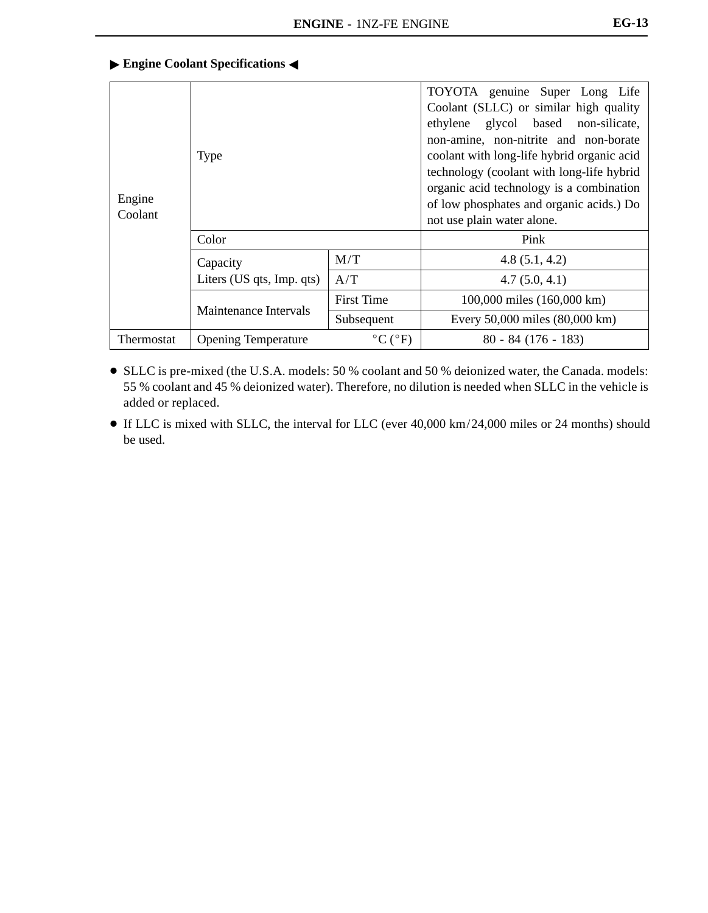### ▶ Engine Coolant Specifications ◀

| | | | |
|---|---|---|---|
| Engine Coolant | Type | | TOYOTA genuine Super Long Life Coolant (SLLC) or similar high quality ethylene glycol based non-silicate, non-amine, non-nitrite and non-borate coolant with long-life hybrid organic acid technology (coolant with long-life hybrid organic acid technology is a combination of low phosphates and organic acids.) Do not use plain water alone. |
| | Color | | Pink |
| | Capacity Liters (US qts, Imp. qts) | M/T | 4.8 (5.1, 4.2) |
| | | A/T | 4.7 (5.0, 4.1) |
| | Maintenance Intervals | First Time | 100,000 miles (160,000 km) |
| | | Subsequent | Every 50,000 miles (80,000 km) |
| Thermostat | Opening Temperature °C (°F) | | 80 - 84 (176 - 183) |

- SLLC is pre-mixed (the U.S.A. models: 50 % coolant and 50 % deionized water, the Canada. models: 55 % coolant and 45 % deionized water). Therefore, no dilution is needed when SLLC in the vehicle is added or replaced.
- If LLC is mixed with SLLC, the interval for LLC (ever 40,000 km/24,000 miles or 24 months) should be used.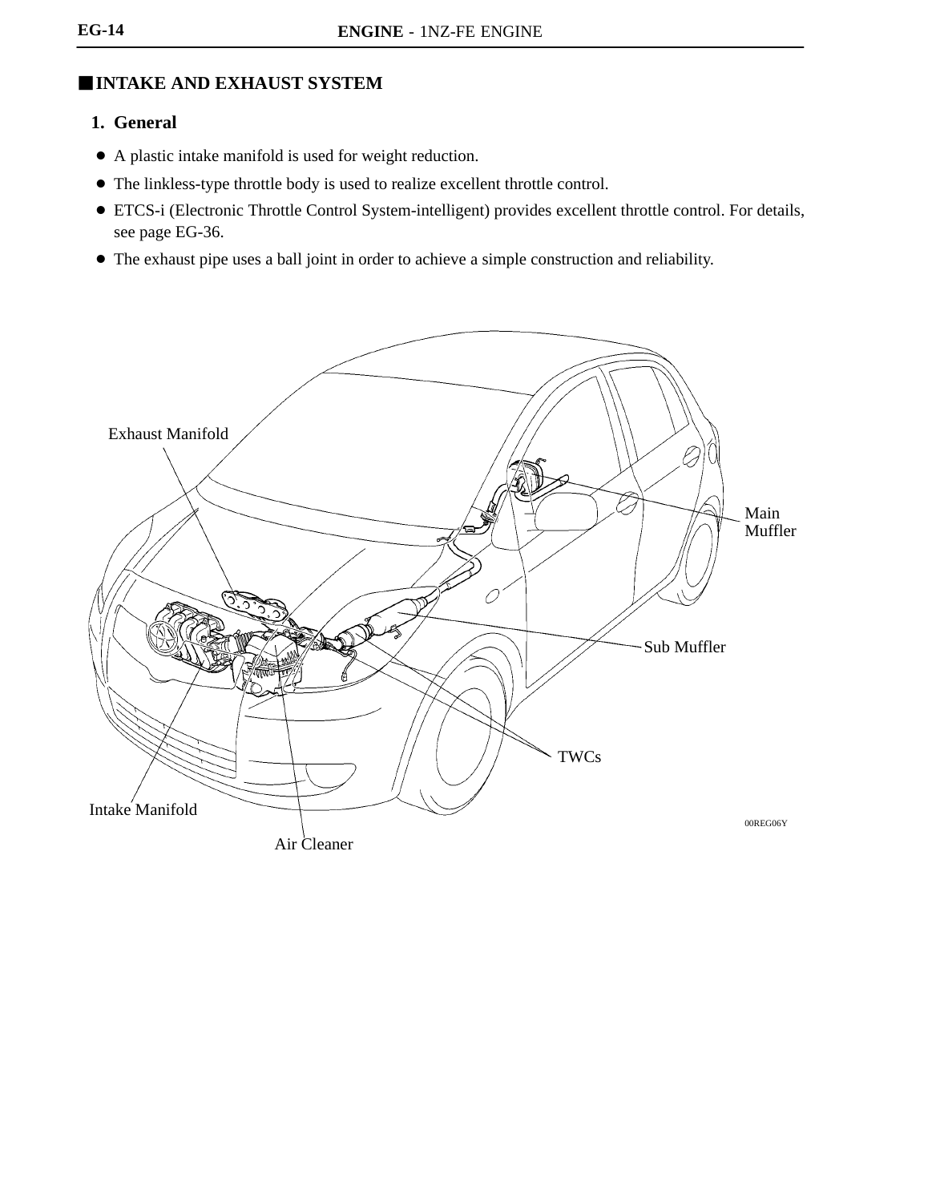## INTAKE AND EXHAUST SYSTEM

### 1. General

- A plastic intake manifold is used for weight reduction.
- The linkless-type throttle body is used to realize excellent throttle control.
- ETCS-i (Electronic Throttle Control System-intelligent) provides excellent throttle control. For details, see page EG-36.
- The exhaust pipe uses a ball joint in order to achieve a simple construction and reliability.

Exhaust Manifold

Main Muffler

Sub Muffler

TWCs

Intake Manifold

Air Cleaner

00REG06Y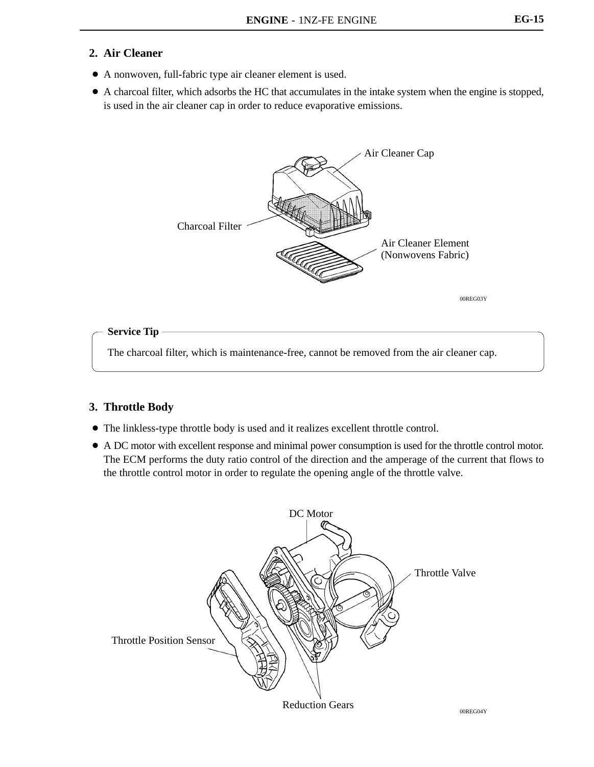## 2. Air Cleaner

- A nonwoven, full-fabric type air cleaner element is used.
- A charcoal filter, which adsorbs the HC that accumulates in the intake system when the engine is stopped, is used in the air cleaner cap in order to reduce evaporative emissions.

Air Cleaner Cap

Charcoal Filter

Air Cleaner Element (Nonwovens Fabric)

00REG03Y

**Service Tip**

The charcoal filter, which is maintenance-free, cannot be removed from the air cleaner cap.

## 3. Throttle Body

- The linkless-type throttle body is used and it realizes excellent throttle control.
- A DC motor with excellent response and minimal power consumption is used for the throttle control motor. The ECM performs the duty ratio control of the direction and the amperage of the current that flows to the throttle control motor in order to regulate the opening angle of the throttle valve.

DC Motor

Throttle Valve

Throttle Position Sensor

Reduction Gears

00REG04Y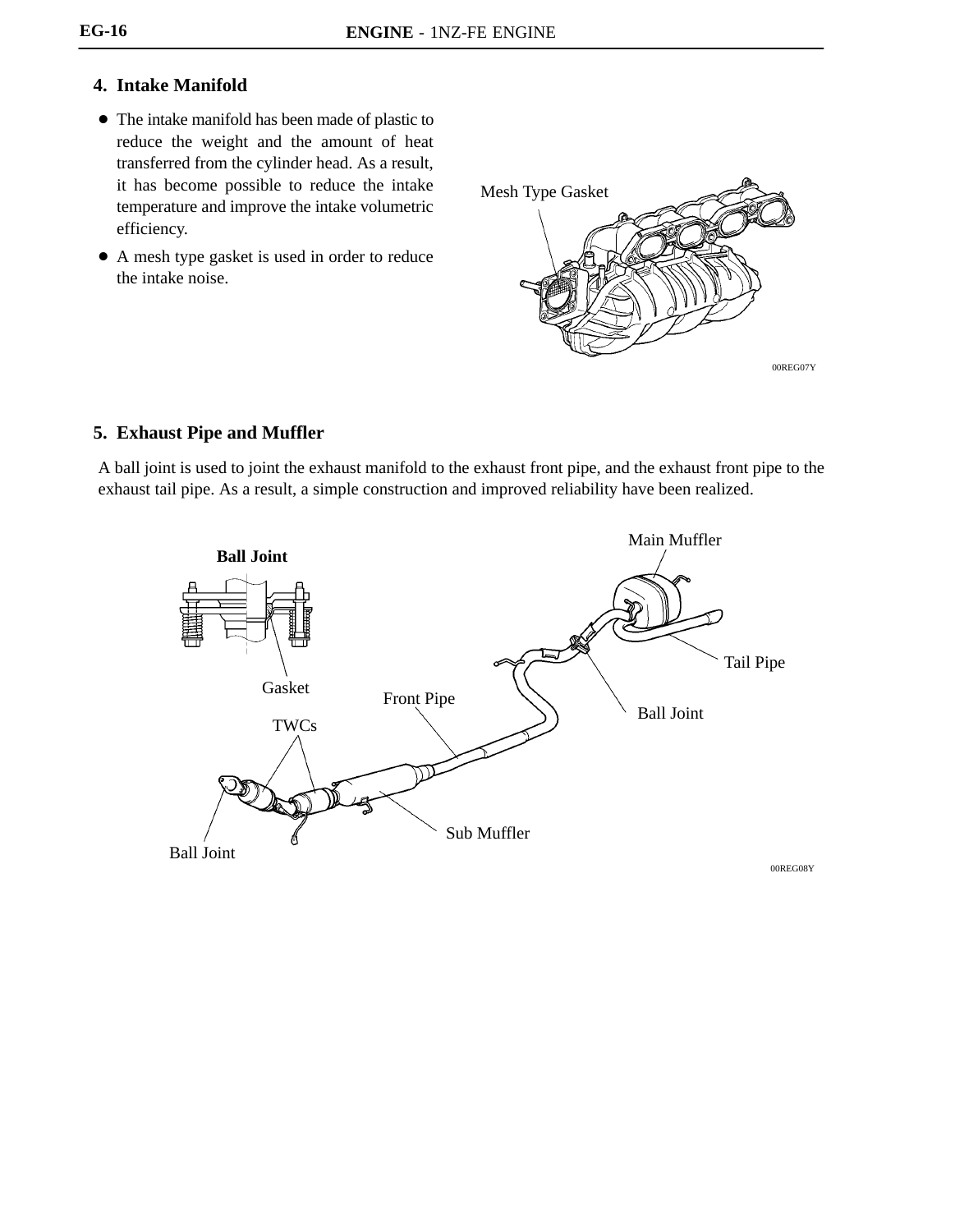## 4. Intake Manifold

- The intake manifold has been made of plastic to reduce the weight and the amount of heat transferred from the cylinder head. As a result, it has become possible to reduce the intake temperature and improve the intake volumetric efficiency.
- A mesh type gasket is used in order to reduce the intake noise.

Mesh Type Gasket

00REG07Y

## 5. Exhaust Pipe and Muffler

A ball joint is used to joint the exhaust manifold to the exhaust front pipe, and the exhaust front pipe to the exhaust tail pipe. As a result, a simple construction and improved reliability have been realized.

**Ball Joint**

Gasket

Main Muffler

Tail Pipe

Front Pipe

Ball Joint

TWCs

Sub Muffler

Ball Joint

00REG08Y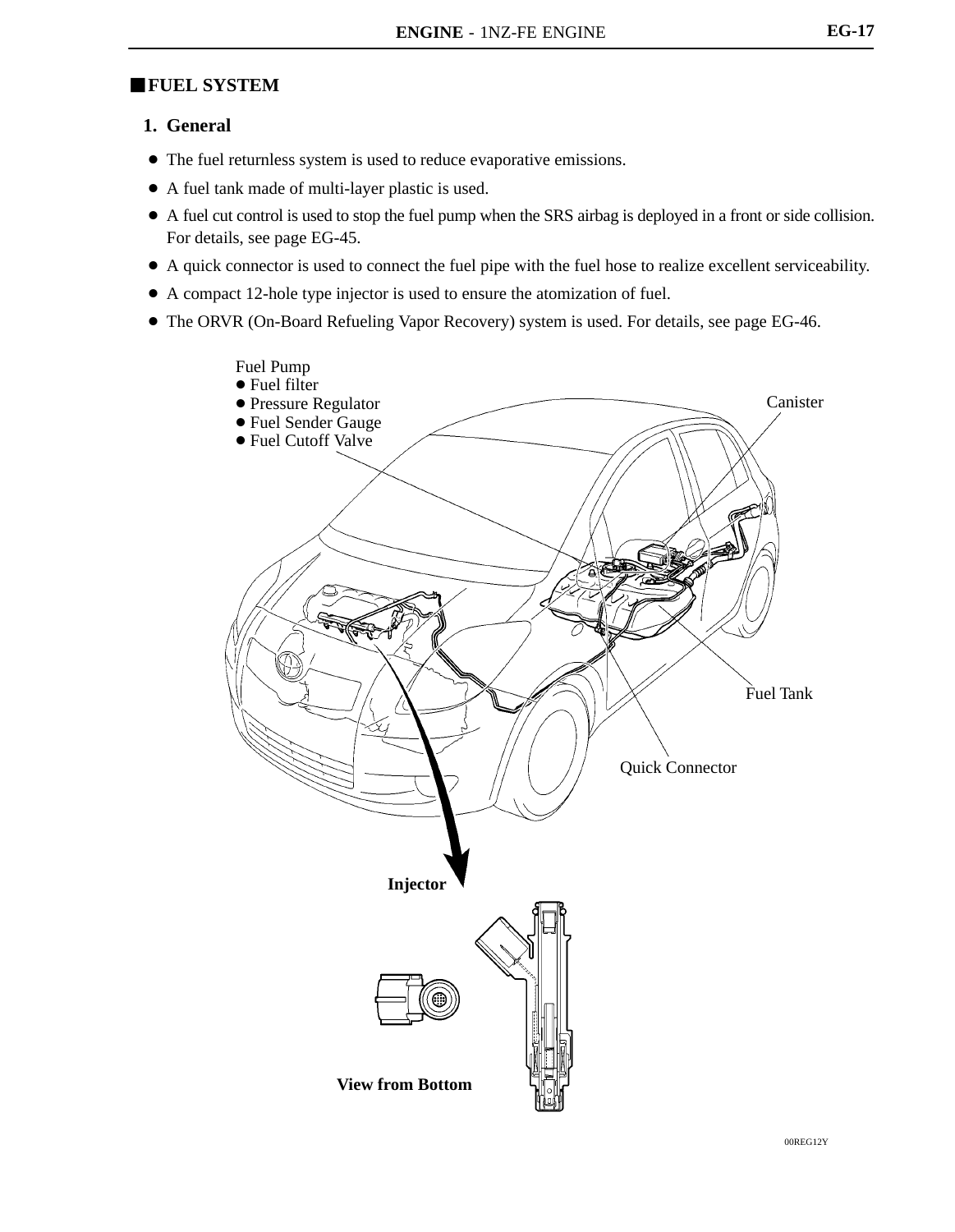## FUEL SYSTEM

### 1. General

- The fuel returnless system is used to reduce evaporative emissions.
- A fuel tank made of multi-layer plastic is used.
- A fuel cut control is used to stop the fuel pump when the SRS airbag is deployed in a front or side collision. For details, see page EG-45.
- A quick connector is used to connect the fuel pipe with the fuel hose to realize excellent serviceability.
- A compact 12-hole type injector is used to ensure the atomization of fuel.
- The ORVR (On-Board Refueling Vapor Recovery) system is used. For details, see page EG-46.

Fuel Pump
- Fuel filter
- Pressure Regulator
- Fuel Sender Gauge
- Fuel Cutoff Valve

Canister

Fuel Tank

Quick Connector

**Injector**

**View from Bottom**

00REG12Y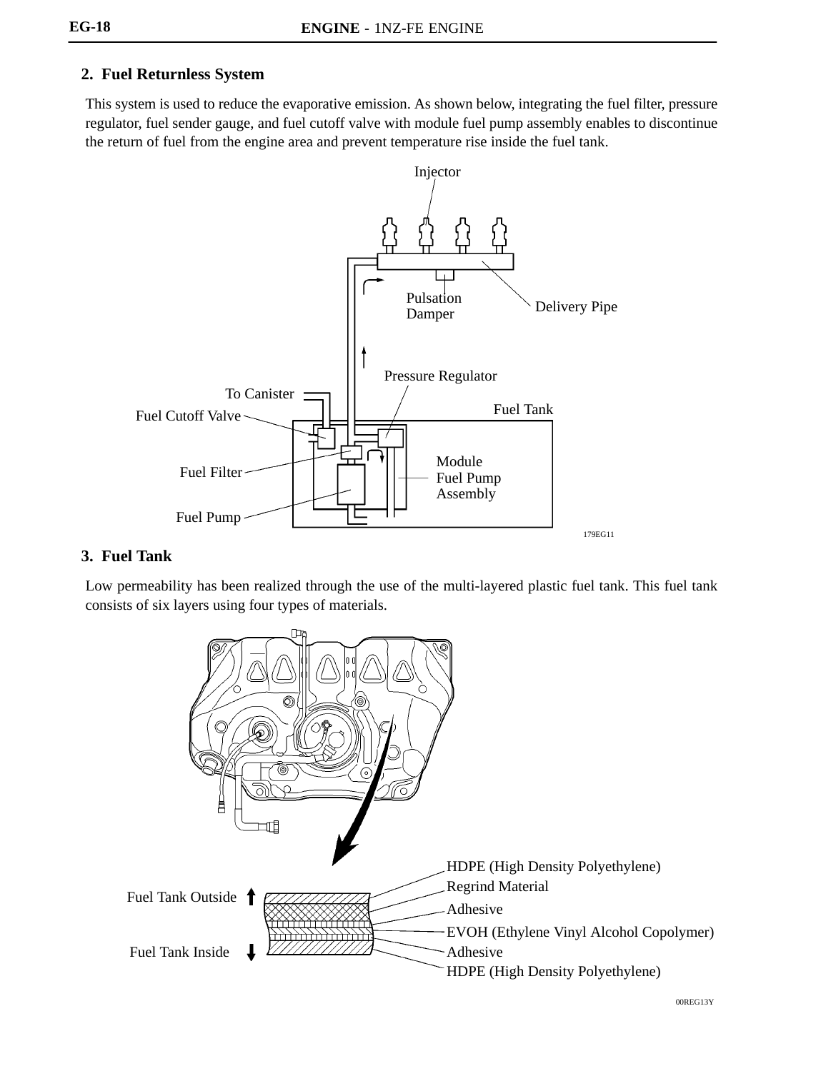## 2. Fuel Returnless System

This system is used to reduce the evaporative emission. As shown below, integrating the fuel filter, pressure regulator, fuel sender gauge, and fuel cutoff valve with module fuel pump assembly enables to discontinue the return of fuel from the engine area and prevent temperature rise inside the fuel tank.

Injector

Pulsation Damper

Delivery Pipe

Pressure Regulator

To Canister

Fuel Tank

Fuel Cutoff Valve

Fuel Filter

Module Fuel Pump Assembly

Fuel Pump

179EG11

## 3. Fuel Tank

Low permeability has been realized through the use of the multi-layered plastic fuel tank. This fuel tank consists of six layers using four types of materials.

Fuel Tank Outside

Fuel Tank Inside

HDPE (High Density Polyethylene)

Regrind Material

Adhesive

EVOH (Ethylene Vinyl Alcohol Copolymer)

Adhesive

HDPE (High Density Polyethylene)

00REG13Y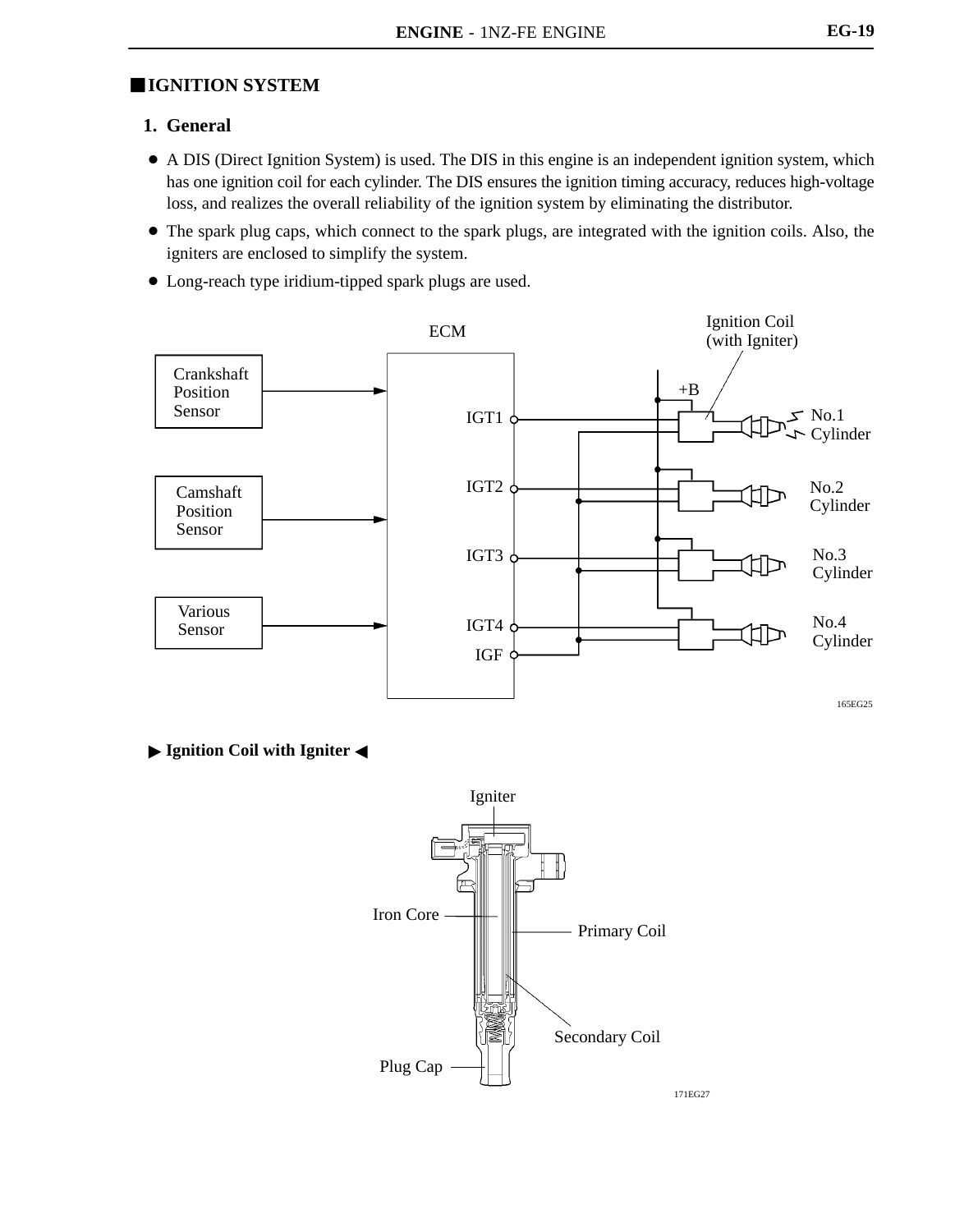## IGNITION SYSTEM

### 1. General

- A DIS (Direct Ignition System) is used. The DIS in this engine is an independent ignition system, which has one ignition coil for each cylinder. The DIS ensures the ignition timing accuracy, reduces high-voltage loss, and realizes the overall reliability of the ignition system by eliminating the distributor.
- The spark plug caps, which connect to the spark plugs, are integrated with the ignition coils. Also, the igniters are enclosed to simplify the system.
- Long-reach type iridium-tipped spark plugs are used.

ECM

Ignition Coil (with Igniter)

Crankshaft Position Sensor

Camshaft Position Sensor

Various Sensor

+B

IGT1

IGT2

IGT3

IGT4

IGF

No.1 Cylinder

No.2 Cylinder

No.3 Cylinder

No.4 Cylinder

165EG25

▶ **Ignition Coil with Igniter** ◀

Igniter

Iron Core

Primary Coil

Secondary Coil

Plug Cap

171EG27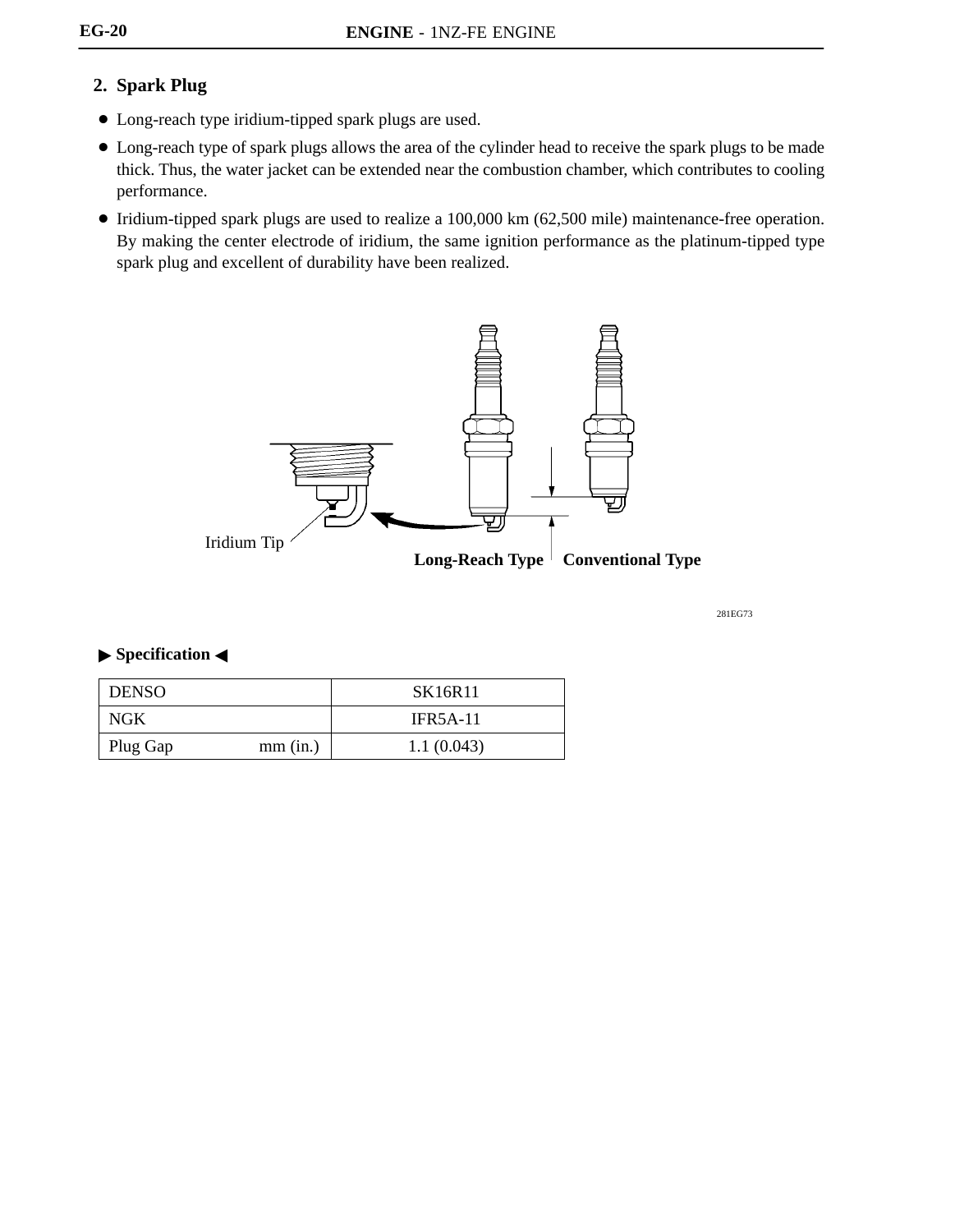## 2. Spark Plug

- Long-reach type iridium-tipped spark plugs are used.
- Long-reach type of spark plugs allows the area of the cylinder head to receive the spark plugs to be made thick. Thus, the water jacket can be extended near the combustion chamber, which contributes to cooling performance.
- Iridium-tipped spark plugs are used to realize a 100,000 km (62,500 mile) maintenance-free operation. By making the center electrode of iridium, the same ignition performance as the platinum-tipped type spark plug and excellent of durability have been realized.

Iridium Tip

**Long-Reach Type** **Conventional Type**

281EG73

**▶ Specification ◀**

| DENSO | SK16R11 |
|---|---|
| NGK | IFR5A-11 |
| Plug Gap mm (in.) | 1.1 (0.043) |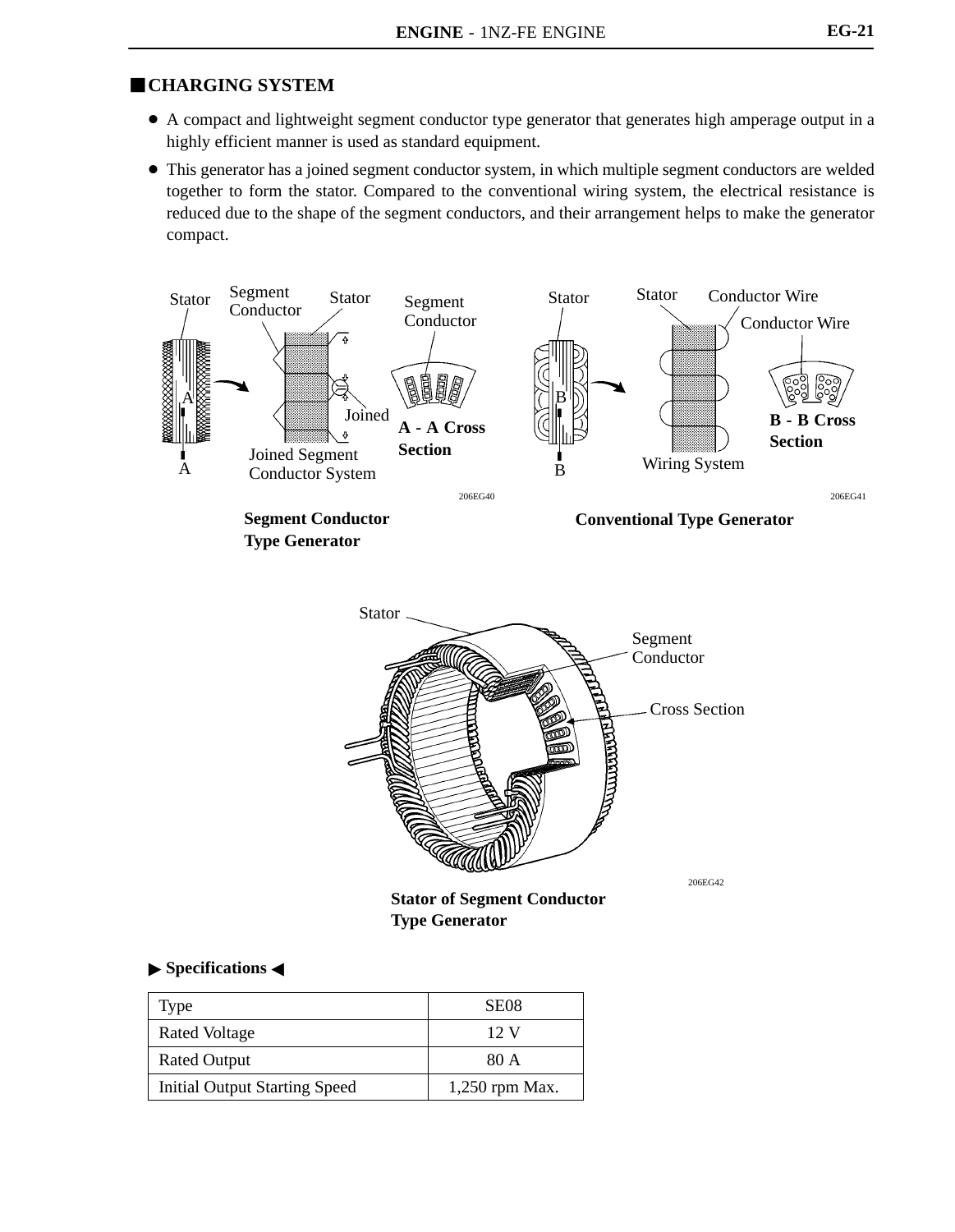## ■ CHARGING SYSTEM

- A compact and lightweight segment conductor type generator that generates high amperage output in a highly efficient manner is used as standard equipment.
- This generator has a joined segment conductor system, in which multiple segment conductors are welded together to form the stator. Compared to the conventional wiring system, the electrical resistance is reduced due to the shape of the segment conductors, and their arrangement helps to make the generator compact.

Stator, Segment Conductor, Stator, Segment Conductor, A, A, Joined, A - A Cross Section, Joined Segment Conductor System

206EG40

**Segment Conductor Type Generator**

Stator, Stator, Conductor Wire, Conductor Wire, B, B, B - B Cross Section, Wiring System

206EG41

**Conventional Type Generator**

Stator, Segment Conductor, Cross Section

206EG42

**Stator of Segment Conductor Type Generator**

### ▶ Specifications ◀

| Type | SE08 |
|---|---|
| Rated Voltage | 12 V |
| Rated Output | 80 A |
| Initial Output Starting Speed | 1,250 rpm Max. |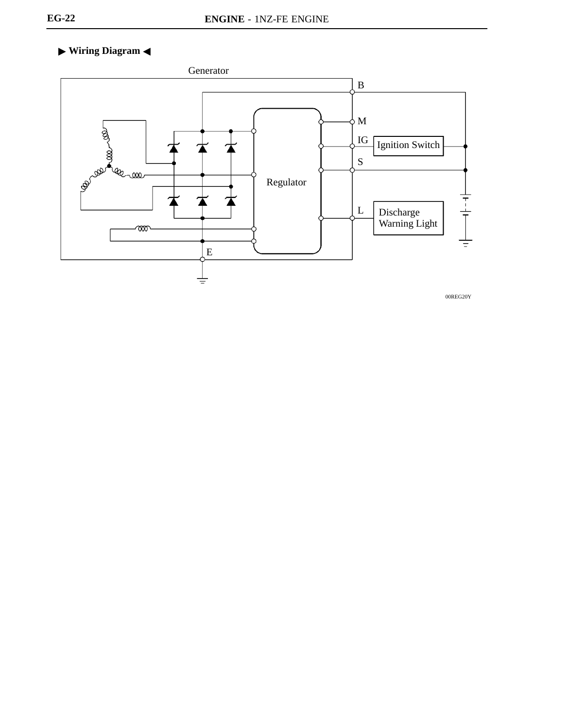## ▶ Wiring Diagram ◀

Generator

B

M

IG

Ignition Switch

S

Regulator

L

Discharge Warning Light

E

00REG20Y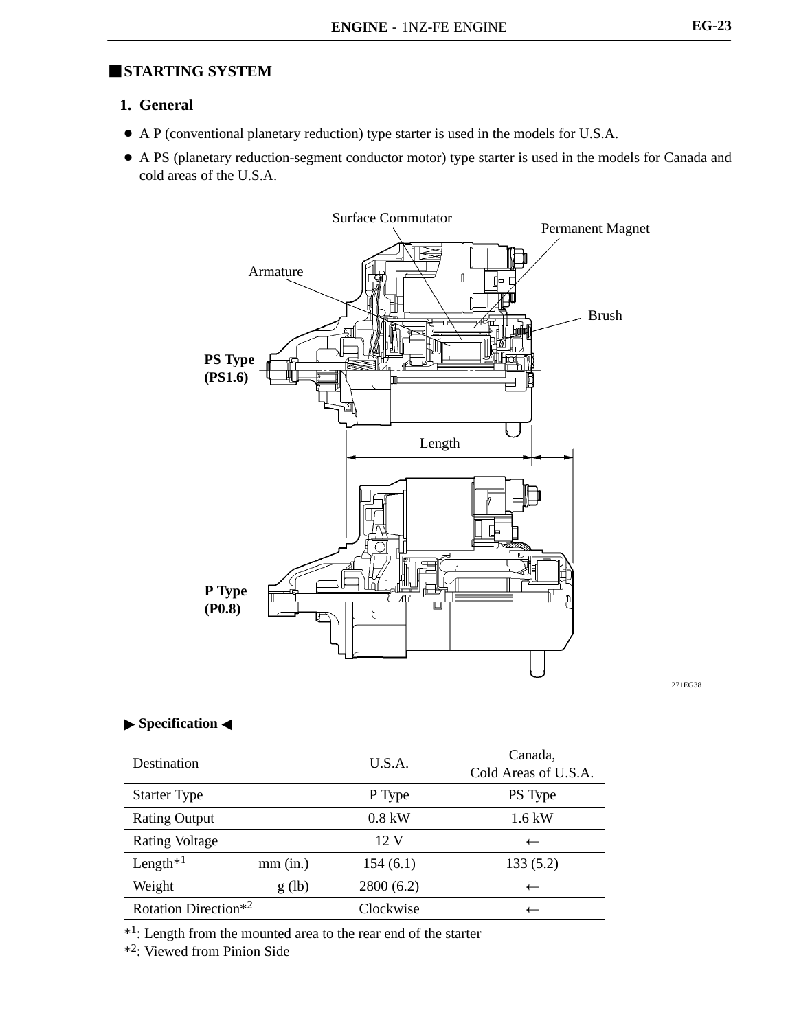## STARTING SYSTEM

### 1. General

- A P (conventional planetary reduction) type starter is used in the models for U.S.A.
- A PS (planetary reduction-segment conductor motor) type starter is used in the models for Canada and cold areas of the U.S.A.

Surface Commutator

Permanent Magnet

Armature

Brush

**PS Type (PS1.6)**

Length

**P Type (P0.8)**

271EG38

▶ **Specification** ◀

| Destination | U.S.A. | Canada, Cold Areas of U.S.A. |
|---|---|---|
| Starter Type | P Type | PS Type |
| Rating Output | 0.8 kW | 1.6 kW |
| Rating Voltage | 12 V | ← |
| Length*1 mm (in.) | 154 (6.1) | 133 (5.2) |
| Weight g (lb) | 2800 (6.2) | ← |
| Rotation Direction*2 | Clockwise | ← |

*1: Length from the mounted area to the rear end of the starter

*2: Viewed from Pinion Side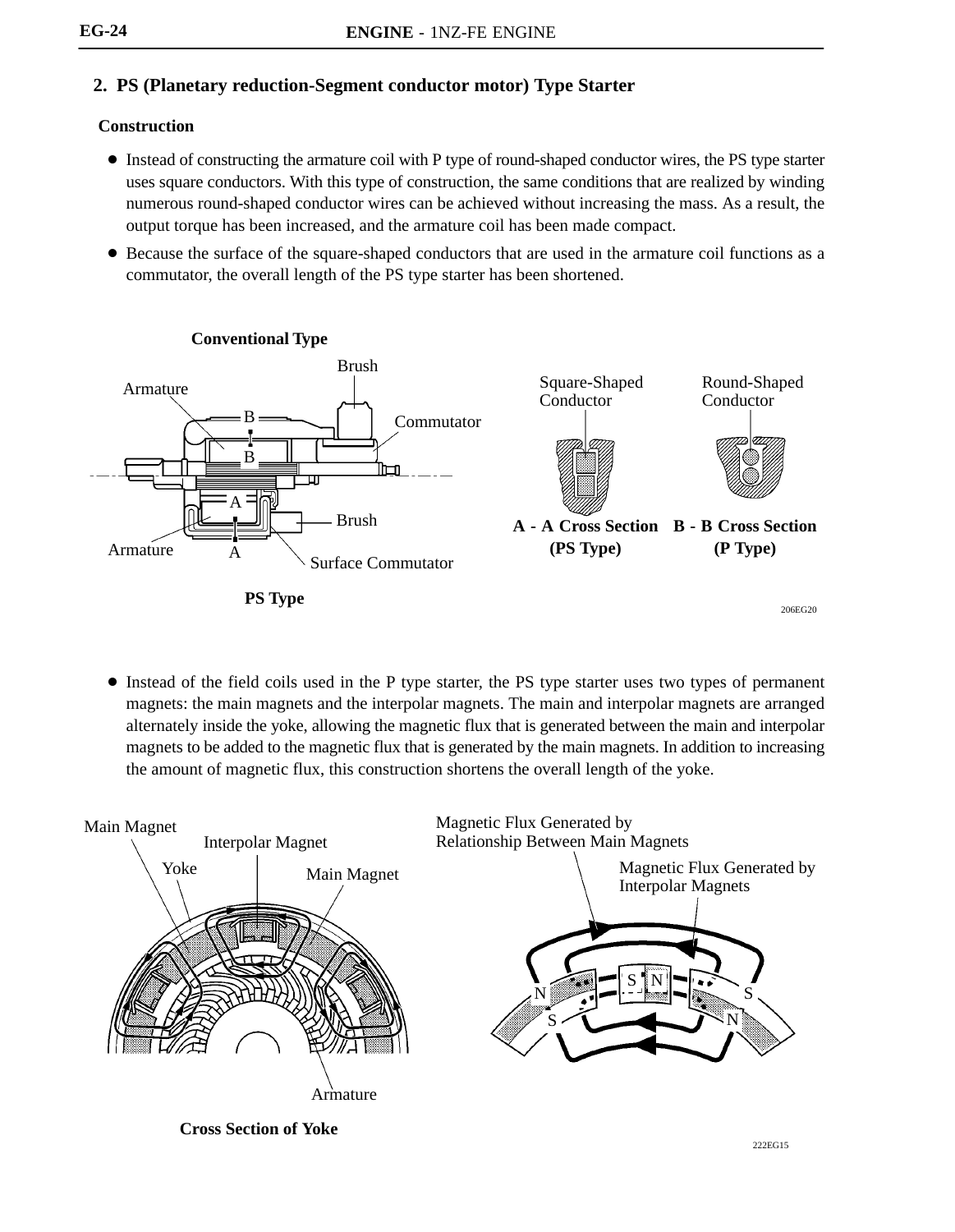## 2. PS (Planetary reduction-Segment conductor motor) Type Starter

### Construction

- Instead of constructing the armature coil with P type of round-shaped conductor wires, the PS type starter uses square conductors. With this type of construction, the same conditions that are realized by winding numerous round-shaped conductor wires can be achieved without increasing the mass. As a result, the output torque has been increased, and the armature coil has been made compact.
- Because the surface of the square-shaped conductors that are used in the armature coil functions as a commutator, the overall length of the PS type starter has been shortened.

Conventional Type

Brush, Armature, Commutator, Brush, Armature, Surface Commutator

PS Type

Square-Shaped Conductor — A - A Cross Section (PS Type)

Round-Shaped Conductor — B - B Cross Section (P Type)

206EG20

- Instead of the field coils used in the P type starter, the PS type starter uses two types of permanent magnets: the main magnets and the interpolar magnets. The main and interpolar magnets are arranged alternately inside the yoke, allowing the magnetic flux that is generated between the main and interpolar magnets to be added to the magnetic flux that is generated by the main magnets. In addition to increasing the amount of magnetic flux, this construction shortens the overall length of the yoke.

Main Magnet, Interpolar Magnet, Yoke, Main Magnet, Armature

Cross Section of Yoke

Magnetic Flux Generated by Relationship Between Main Magnets

Magnetic Flux Generated by Interpolar Magnets

222EG15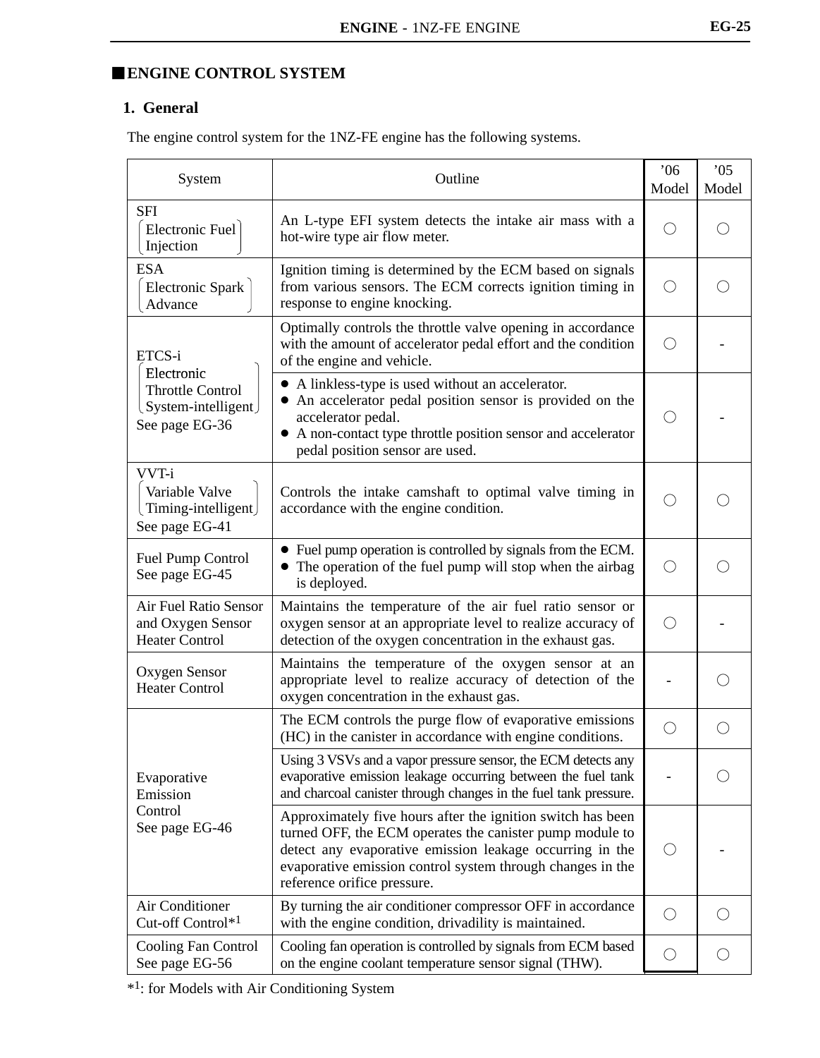## ENGINE CONTROL SYSTEM

### 1. General

The engine control system for the 1NZ-FE engine has the following systems.

| System | Outline | '06 Model | '05 Model |
|---|---|---|---|
| SFI (Electronic Fuel Injection) | An L-type EFI system detects the intake air mass with a hot-wire type air flow meter. | ○ | ○ |
| ESA (Electronic Spark Advance) | Ignition timing is determined by the ECM based on signals from various sensors. The ECM corrects ignition timing in response to engine knocking. | ○ | ○ |
| ETCS-i (Electronic Throttle Control System-intelligent) See page EG-36 | Optimally controls the throttle valve opening in accordance with the amount of accelerator pedal effort and the condition of the engine and vehicle. | ○ | - |
| | • A linkless-type is used without an accelerator.<br>• An accelerator pedal position sensor is provided on the accelerator pedal.<br>• A non-contact type throttle position sensor and accelerator pedal position sensor are used. | ○ | - |
| VVT-i (Variable Valve Timing-intelligent) See page EG-41 | Controls the intake camshaft to optimal valve timing in accordance with the engine condition. | ○ | ○ |
| Fuel Pump Control See page EG-45 | • Fuel pump operation is controlled by signals from the ECM.<br>• The operation of the fuel pump will stop when the airbag is deployed. | ○ | ○ |
| Air Fuel Ratio Sensor and Oxygen Sensor Heater Control | Maintains the temperature of the air fuel ratio sensor or oxygen sensor at an appropriate level to realize accuracy of detection of the oxygen concentration in the exhaust gas. | ○ | - |
| Oxygen Sensor Heater Control | Maintains the temperature of the oxygen sensor at an appropriate level to realize accuracy of detection of the oxygen concentration in the exhaust gas. | - | ○ |
| Evaporative Emission Control See page EG-46 | The ECM controls the purge flow of evaporative emissions (HC) in the canister in accordance with engine conditions. | ○ | ○ |
| | Using 3 VSVs and a vapor pressure sensor, the ECM detects any evaporative emission leakage occurring between the fuel tank and charcoal canister through changes in the fuel tank pressure. | - | ○ |
| | Approximately five hours after the ignition switch has been turned OFF, the ECM operates the canister pump module to detect any evaporative emission leakage occurring in the evaporative emission control system through changes in the reference orifice pressure. | ○ | - |
| Air Conditioner Cut-off Control*1 | By turning the air conditioner compressor OFF in accordance with the engine condition, drivadility is maintained. | ○ | ○ |
| Cooling Fan Control See page EG-56 | Cooling fan operation is controlled by signals from ECM based on the engine coolant temperature sensor signal (THW). | ○ | ○ |

*1: for Models with Air Conditioning System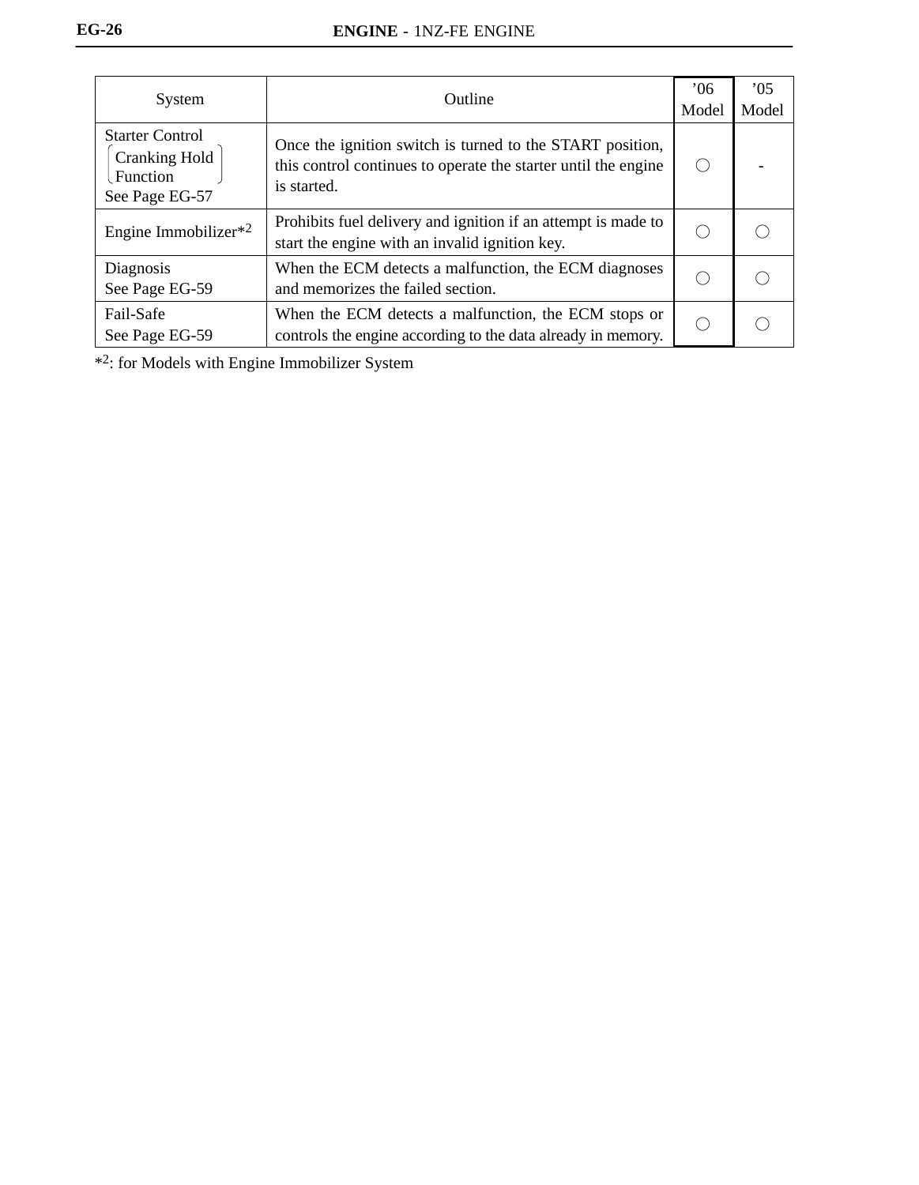| System | Outline | ’06 Model | ’05 Model |
|---|---|---|---|
| Starter Control (Cranking Hold Function) See Page EG-57 | Once the ignition switch is turned to the START position, this control continues to operate the starter until the engine is started. | ○ | - |
| Engine Immobilizer*2 | Prohibits fuel delivery and ignition if an attempt is made to start the engine with an invalid ignition key. | ○ | ○ |
| Diagnosis See Page EG-59 | When the ECM detects a malfunction, the ECM diagnoses and memorizes the failed section. | ○ | ○ |
| Fail-Safe See Page EG-59 | When the ECM detects a malfunction, the ECM stops or controls the engine according to the data already in memory. | ○ | ○ |

*2: for Models with Engine Immobilizer System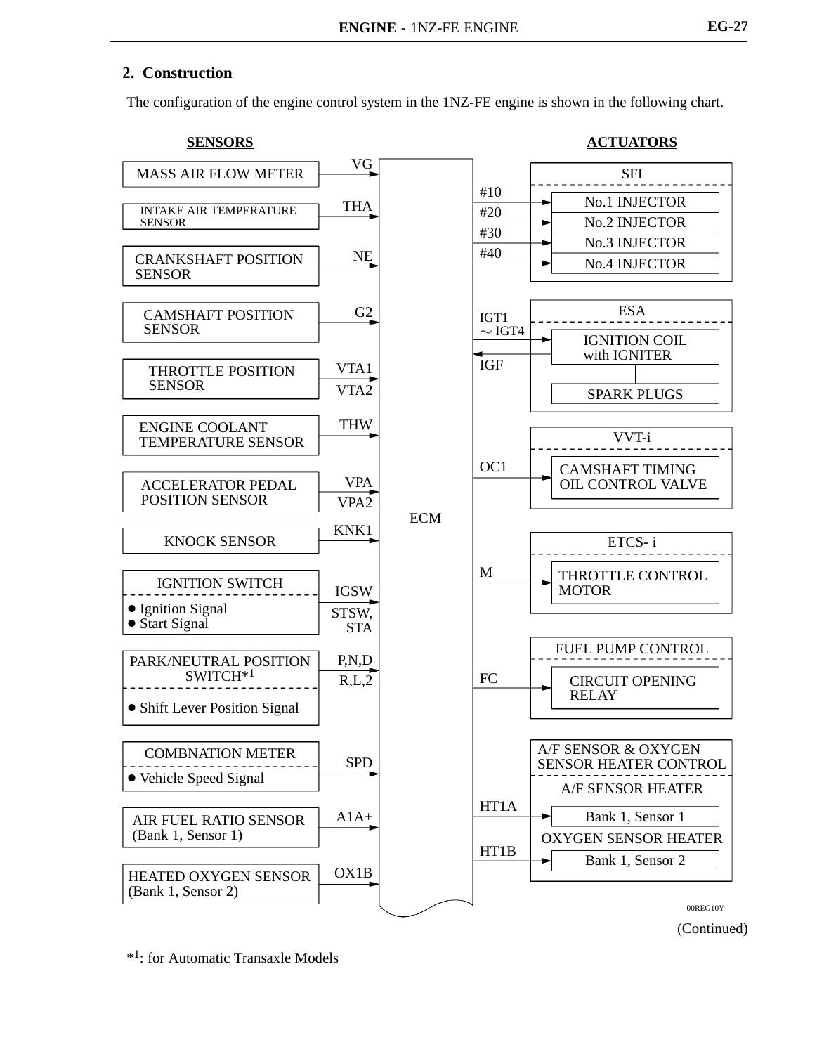## 2. Construction

The configuration of the engine control system in the 1NZ-FE engine is shown in the following chart.

| SENSORS | Signal | | Signal | ACTUATORS |
|---|---|---|---|---|
| MASS AIR FLOW METER | VG | ECM | #10 | SFI: No.1 INJECTOR |
| INTAKE AIR TEMPERATURE SENSOR | THA | | #20 | SFI: No.2 INJECTOR |
| CRANKSHAFT POSITION SENSOR | NE | | #30 | SFI: No.3 INJECTOR |
| CAMSHAFT POSITION SENSOR | G2 | | #40 | SFI: No.4 INJECTOR |
| THROTTLE POSITION SENSOR | VTA1, VTA2 | | IGT1 ～ IGT4 | ESA: IGNITION COIL with IGNITER |
| ENGINE COOLANT TEMPERATURE SENSOR | THW | | IGF (from igniter) | ESA: SPARK PLUGS |
| ACCELERATOR PEDAL POSITION SENSOR | VPA, VPA2 | | OC1 | VVT-i: CAMSHAFT TIMING OIL CONTROL VALVE |
| KNOCK SENSOR | KNK1 | | M | ETCS- i: THROTTLE CONTROL MOTOR |
| IGNITION SWITCH (● Ignition Signal ● Start Signal) | IGSW, STSW, STA | | FC | FUEL PUMP CONTROL: CIRCUIT OPENING RELAY |
| PARK/NEUTRAL POSITION SWITCH*1 (● Shift Lever Position Signal) | P,N,D, R,L,2 | | HT1A | A/F SENSOR & OXYGEN SENSOR HEATER CONTROL: A/F SENSOR HEATER Bank 1, Sensor 1 |
| COMBNATION METER (● Vehicle Speed Signal) | SPD | | HT1B | A/F SENSOR & OXYGEN SENSOR HEATER CONTROL: OXYGEN SENSOR HEATER Bank 1, Sensor 2 |
| AIR FUEL RATIO SENSOR (Bank 1, Sensor 1) | A1A+ | | | |
| HEATED OXYGEN SENSOR (Bank 1, Sensor 2) | OX1B | | | |

00REG10Y

(Continued)

*1: for Automatic Transaxle Models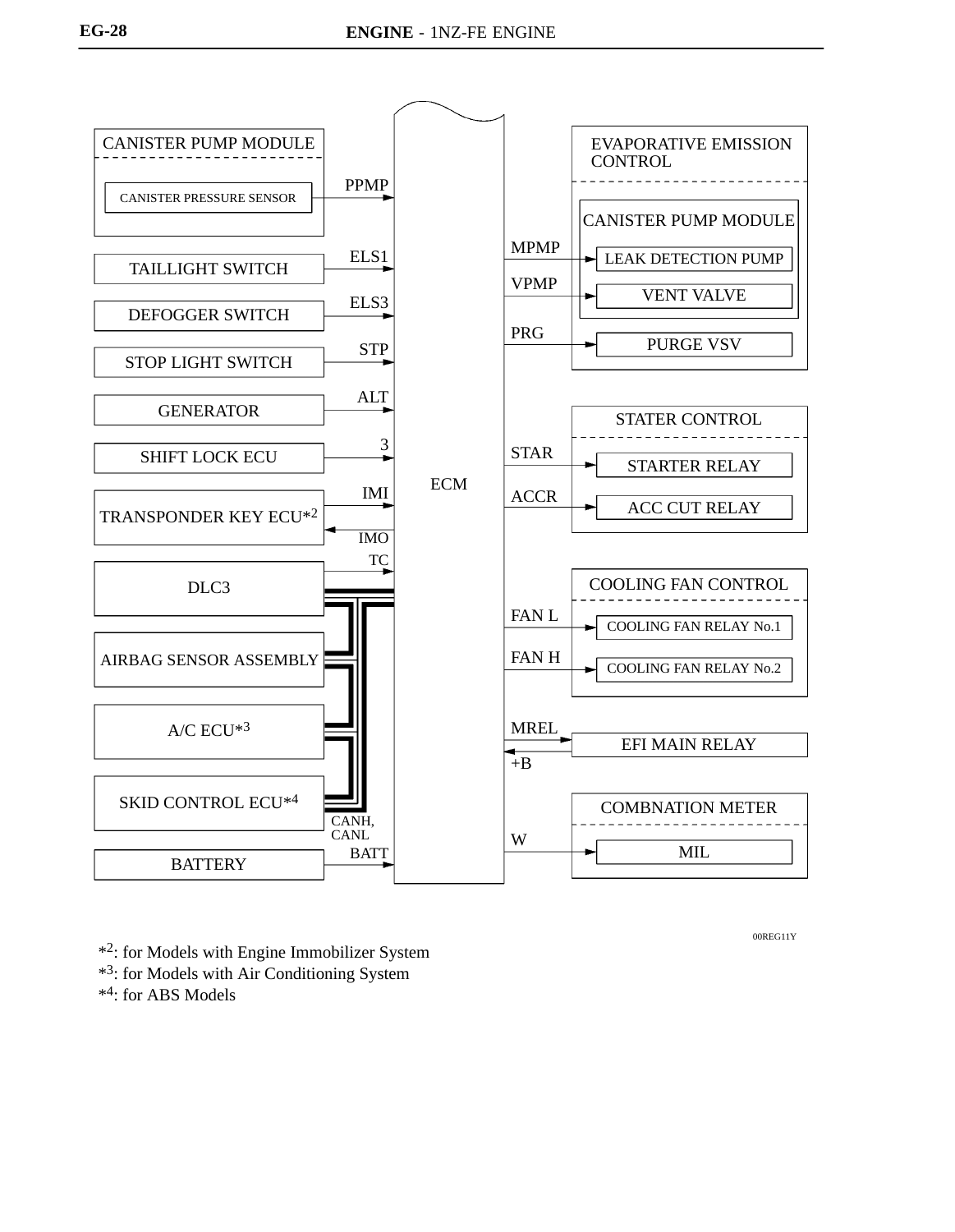CANISTER PUMP MODULE

- CANISTER PRESSURE SENSOR — PPMP → ECM

TAILLIGHT SWITCH — ELS1 → ECM

DEFOGGER SWITCH — ELS3 → ECM

STOP LIGHT SWITCH — STP → ECM

GENERATOR — ALT → ECM

SHIFT LOCK ECU — 3 → ECM

TRANSPONDER KEY ECU*2 — IMI → ECM; ECM → IMO

DLC3 — TC

AIRBAG SENSOR ASSEMBLY

A/C ECU*3

SKID CONTROL ECU*4

CANH, CANL

BATTERY — BATT → ECM

ECM

EVAPORATIVE EMISSION CONTROL

- CANISTER PUMP MODULE
  - MPMP → LEAK DETECTION PUMP
  - VPMP → VENT VALVE
- PRG → PURGE VSV

STATER CONTROL

- STAR → STARTER RELAY
- ACCR → ACC CUT RELAY

COOLING FAN CONTROL

- FAN L → COOLING FAN RELAY No.1
- FAN H → COOLING FAN RELAY No.2

MREL → EFI MAIN RELAY

+B ← EFI MAIN RELAY

COMBNATION METER

- W → MIL

00REG11Y

*2: for Models with Engine Immobilizer System

*3: for Models with Air Conditioning System

*4: for ABS Models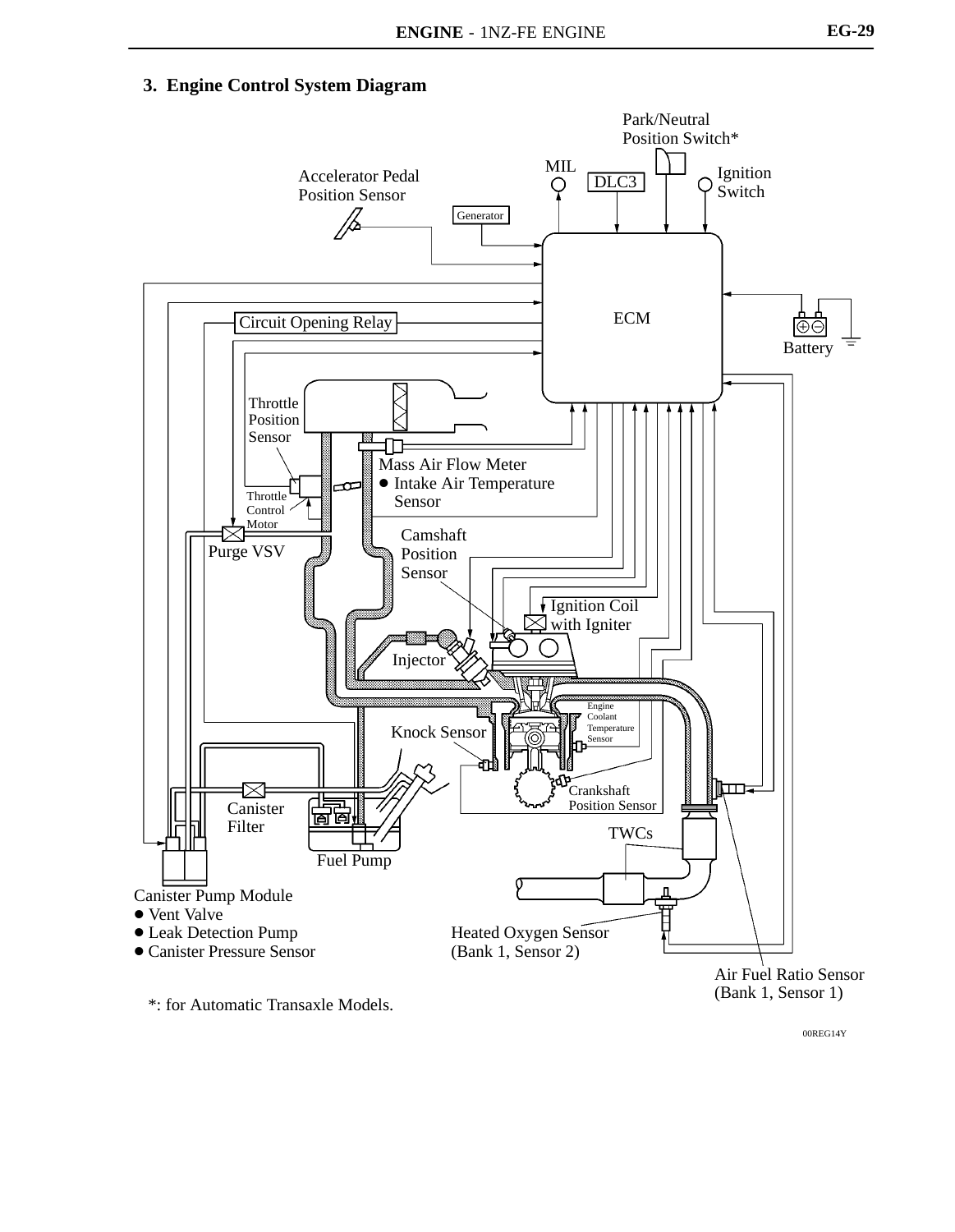### 3. Engine Control System Diagram

Park/Neutral Position Switch*

MIL

DLC3

Ignition Switch

Accelerator Pedal Position Sensor

Generator

ECM

Battery

Circuit Opening Relay

Throttle Position Sensor

Throttle Control Motor

Mass Air Flow Meter
- Intake Air Temperature Sensor

Purge VSV

Camshaft Position Sensor

Ignition Coil with Igniter

Injector

Engine Coolant Temperature Sensor

Knock Sensor

Crankshaft Position Sensor

Canister Filter

TWCs

Fuel Pump

Canister Pump Module
- Vent Valve
- Leak Detection Pump
- Canister Pressure Sensor

Heated Oxygen Sensor (Bank 1, Sensor 2)

Air Fuel Ratio Sensor (Bank 1, Sensor 1)

*: for Automatic Transaxle Models.

00REG14Y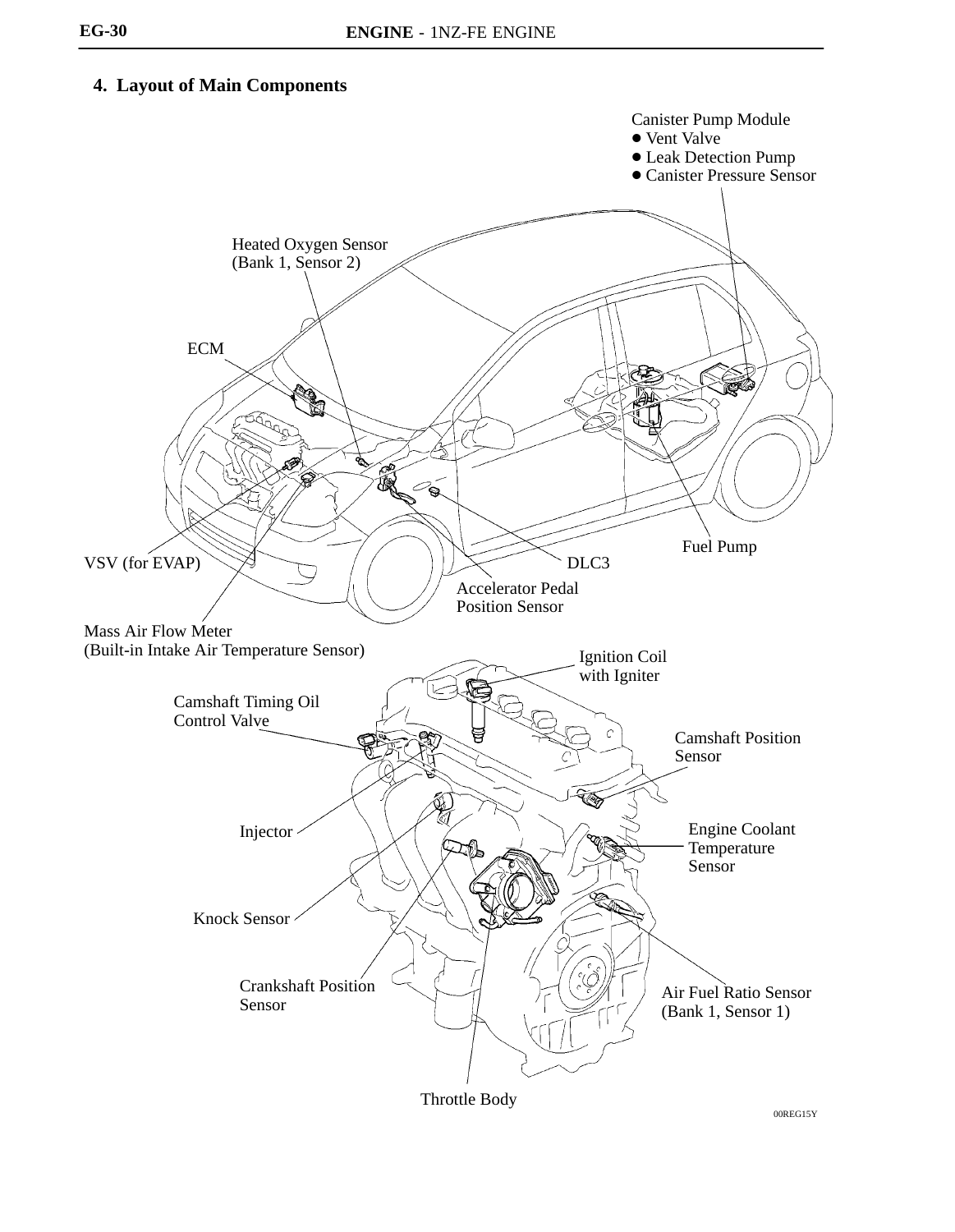## 4. Layout of Main Components

Canister Pump Module
- Vent Valve
- Leak Detection Pump
- Canister Pressure Sensor

Heated Oxygen Sensor (Bank 1, Sensor 2)

ECM

Fuel Pump

VSV (for EVAP)

DLC3

Accelerator Pedal Position Sensor

Mass Air Flow Meter (Built-in Intake Air Temperature Sensor)

Ignition Coil with Igniter

Camshaft Timing Oil Control Valve

Camshaft Position Sensor

Injector

Engine Coolant Temperature Sensor

Knock Sensor

Crankshaft Position Sensor

Air Fuel Ratio Sensor (Bank 1, Sensor 1)

Throttle Body

00REG15Y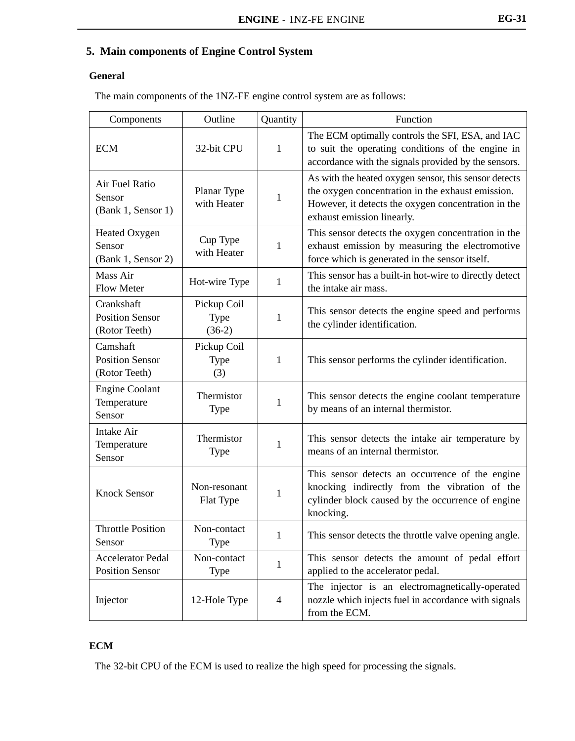## 5. Main components of Engine Control System

### General

The main components of the 1NZ-FE engine control system are as follows:

| Components | Outline | Quantity | Function |
|---|---|---|---|
| ECM | 32-bit CPU | 1 | The ECM optimally controls the SFI, ESA, and IAC to suit the operating conditions of the engine in accordance with the signals provided by the sensors. |
| Air Fuel Ratio Sensor (Bank 1, Sensor 1) | Planar Type with Heater | 1 | As with the heated oxygen sensor, this sensor detects the oxygen concentration in the exhaust emission. However, it detects the oxygen concentration in the exhaust emission linearly. |
| Heated Oxygen Sensor (Bank 1, Sensor 2) | Cup Type with Heater | 1 | This sensor detects the oxygen concentration in the exhaust emission by measuring the electromotive force which is generated in the sensor itself. |
| Mass Air Flow Meter | Hot-wire Type | 1 | This sensor has a built-in hot-wire to directly detect the intake air mass. |
| Crankshaft Position Sensor (Rotor Teeth) | Pickup Coil Type (36-2) | 1 | This sensor detects the engine speed and performs the cylinder identification. |
| Camshaft Position Sensor (Rotor Teeth) | Pickup Coil Type (3) | 1 | This sensor performs the cylinder identification. |
| Engine Coolant Temperature Sensor | Thermistor Type | 1 | This sensor detects the engine coolant temperature by means of an internal thermistor. |
| Intake Air Temperature Sensor | Thermistor Type | 1 | This sensor detects the intake air temperature by means of an internal thermistor. |
| Knock Sensor | Non-resonant Flat Type | 1 | This sensor detects an occurrence of the engine knocking indirectly from the vibration of the cylinder block caused by the occurrence of engine knocking. |
| Throttle Position Sensor | Non-contact Type | 1 | This sensor detects the throttle valve opening angle. |
| Accelerator Pedal Position Sensor | Non-contact Type | 1 | This sensor detects the amount of pedal effort applied to the accelerator pedal. |
| Injector | 12-Hole Type | 4 | The injector is an electromagnetically-operated nozzle which injects fuel in accordance with signals from the ECM. |

### ECM

The 32-bit CPU of the ECM is used to realize the high speed for processing the signals.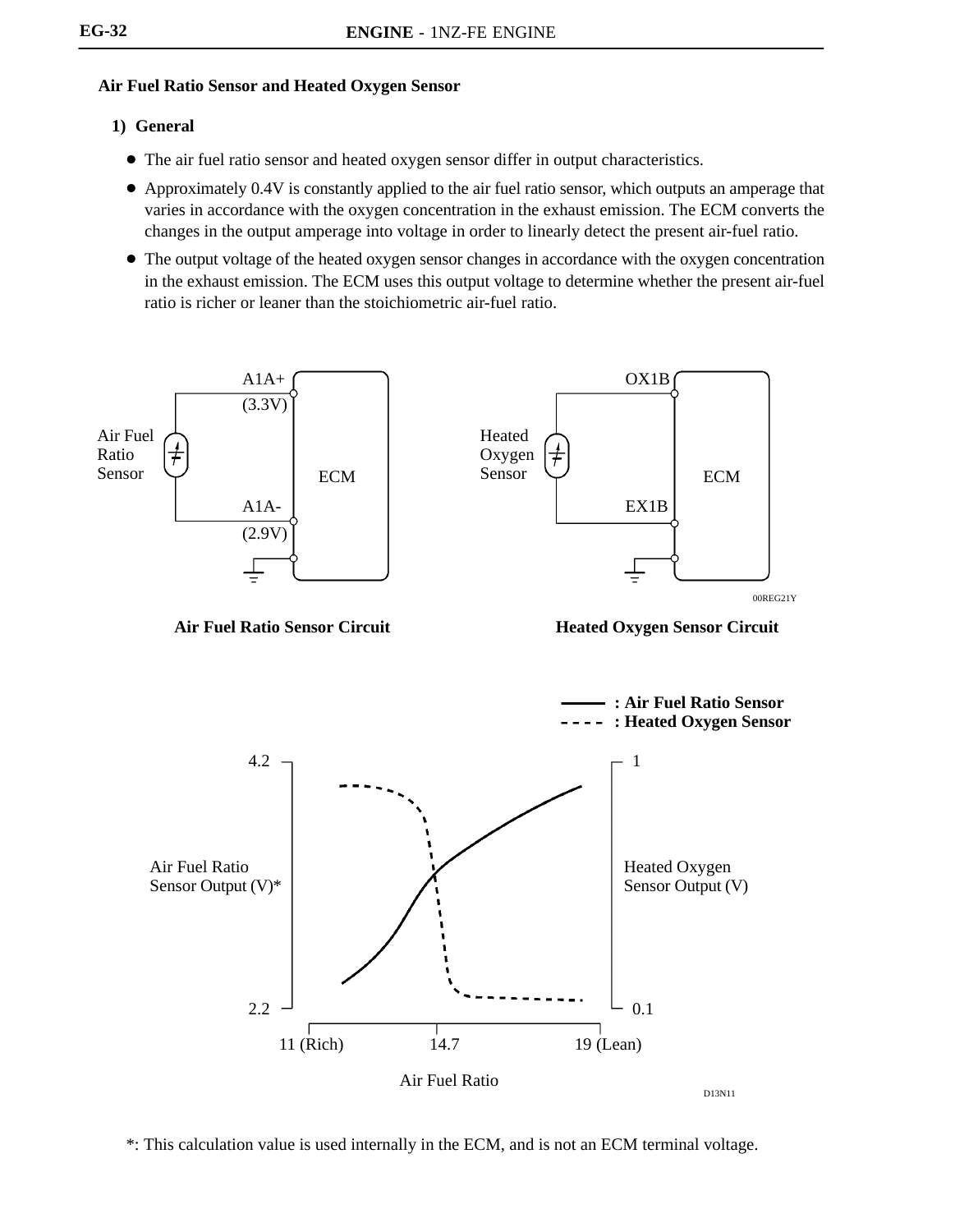## Air Fuel Ratio Sensor and Heated Oxygen Sensor

### 1) General

- The air fuel ratio sensor and heated oxygen sensor differ in output characteristics.
- Approximately 0.4V is constantly applied to the air fuel ratio sensor, which outputs an amperage that varies in accordance with the oxygen concentration in the exhaust emission. The ECM converts the changes in the output amperage into voltage in order to linearly detect the present air-fuel ratio.
- The output voltage of the heated oxygen sensor changes in accordance with the oxygen concentration in the exhaust emission. The ECM uses this output voltage to determine whether the present air-fuel ratio is richer or leaner than the stoichiometric air-fuel ratio.

A1A+ (3.3V) — Air Fuel Ratio Sensor — ECM — A1A- (2.9V)

OX1B — Heated Oxygen Sensor — ECM — EX1B

00REG21Y

**Air Fuel Ratio Sensor Circuit** **Heated Oxygen Sensor Circuit**

—— : Air Fuel Ratio Sensor
- - - - : Heated Oxygen Sensor

Air Fuel Ratio Sensor Output (V)* (2.2 – 4.2)

Heated Oxygen Sensor Output (V) (0.1 – 1)

Air Fuel Ratio: 11 (Rich), 14.7, 19 (Lean)

D13N11

*: This calculation value is used internally in the ECM, and is not an ECM terminal voltage.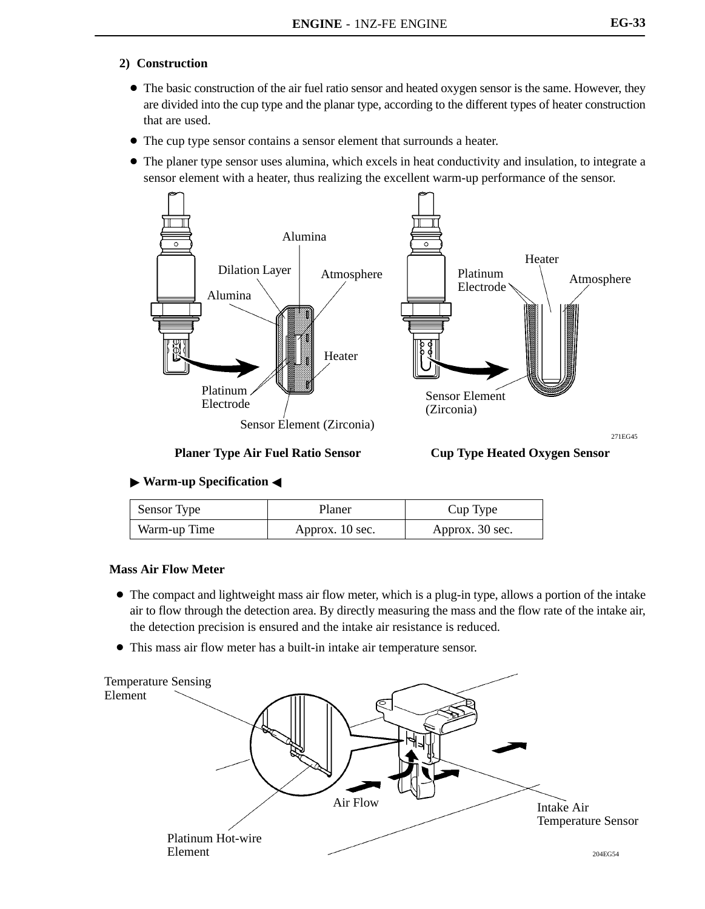### 2) Construction

- The basic construction of the air fuel ratio sensor and heated oxygen sensor is the same. However, they are divided into the cup type and the planar type, according to the different types of heater construction that are used.
- The cup type sensor contains a sensor element that surrounds a heater.
- The planer type sensor uses alumina, which excels in heat conductivity and insulation, to integrate a sensor element with a heater, thus realizing the excellent warm-up performance of the sensor.

Alumina
Dilation Layer
Atmosphere
Alumina
Heater
Platinum Electrode
Sensor Element (Zirconia)

Heater
Platinum Electrode
Atmosphere
Sensor Element (Zirconia)

271EG45

**Planer Type Air Fuel Ratio Sensor** **Cup Type Heated Oxygen Sensor**

**▶ Warm-up Specification ◀**

| Sensor Type | Planer | Cup Type |
|---|---|---|
| Warm-up Time | Approx. 10 sec. | Approx. 30 sec. |

**Mass Air Flow Meter**

- The compact and lightweight mass air flow meter, which is a plug-in type, allows a portion of the intake air to flow through the detection area. By directly measuring the mass and the flow rate of the intake air, the detection precision is ensured and the intake air resistance is reduced.
- This mass air flow meter has a built-in intake air temperature sensor.

Temperature Sensing Element
Air Flow
Intake Air Temperature Sensor
Platinum Hot-wire Element

204EG54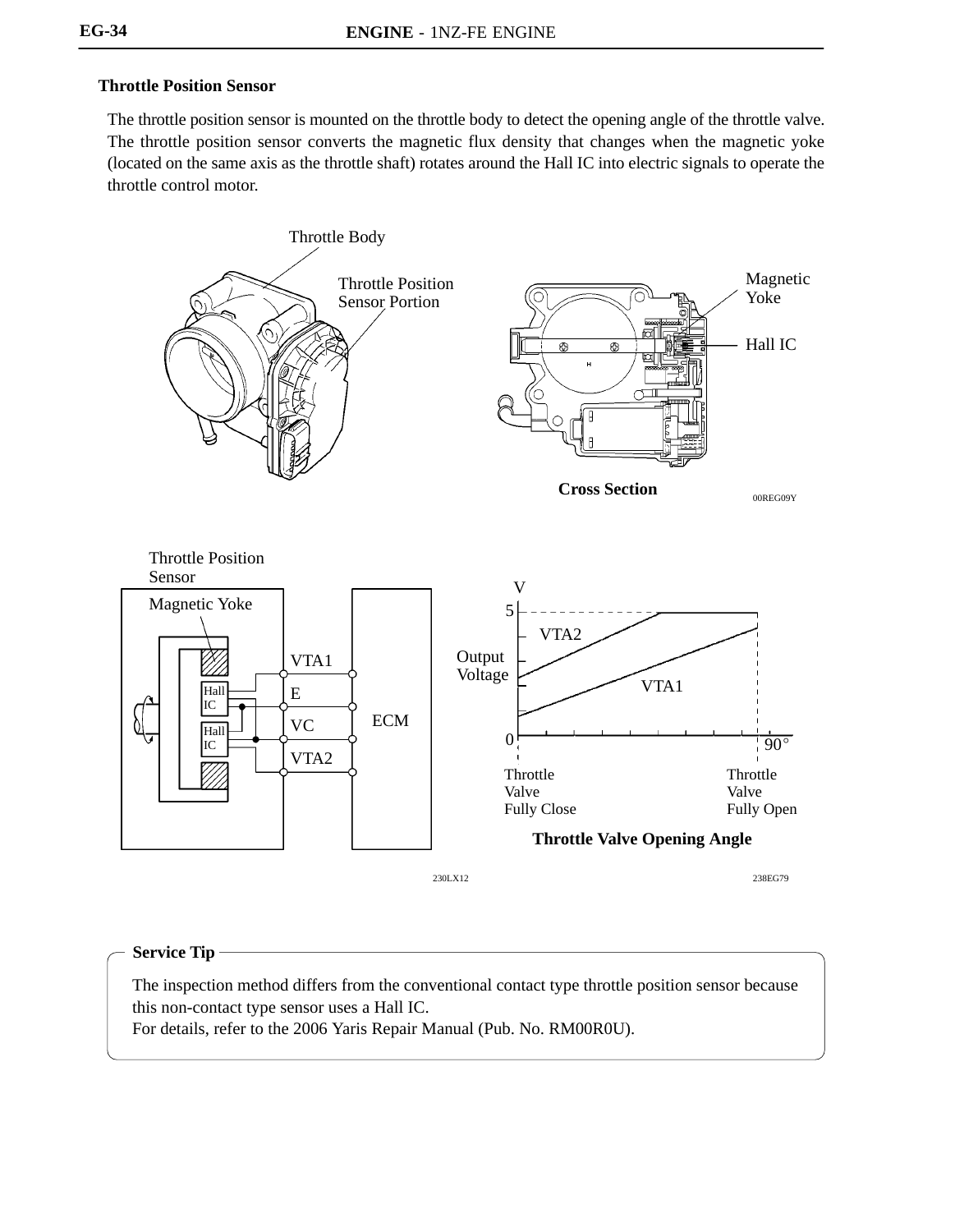**Throttle Position Sensor**

The throttle position sensor is mounted on the throttle body to detect the opening angle of the throttle valve. The throttle position sensor converts the magnetic flux density that changes when the magnetic yoke (located on the same axis as the throttle shaft) rotates around the Hall IC into electric signals to operate the throttle control motor.

Throttle Body

Throttle Position Sensor Portion

Magnetic Yoke

Hall IC

**Cross Section**

00REG09Y

Throttle Position Sensor

Magnetic Yoke

Hall IC

Hall IC

VTA1

E

VC

VTA2

ECM

230LX12

V

5

VTA2

Output Voltage

VTA1

0

90°

Throttle Valve Fully Close

Throttle Valve Fully Open

**Throttle Valve Opening Angle**

238EG79

**Service Tip**

The inspection method differs from the conventional contact type throttle position sensor because this non-contact type sensor uses a Hall IC.
For details, refer to the 2006 Yaris Repair Manual (Pub. No. RM00R0U).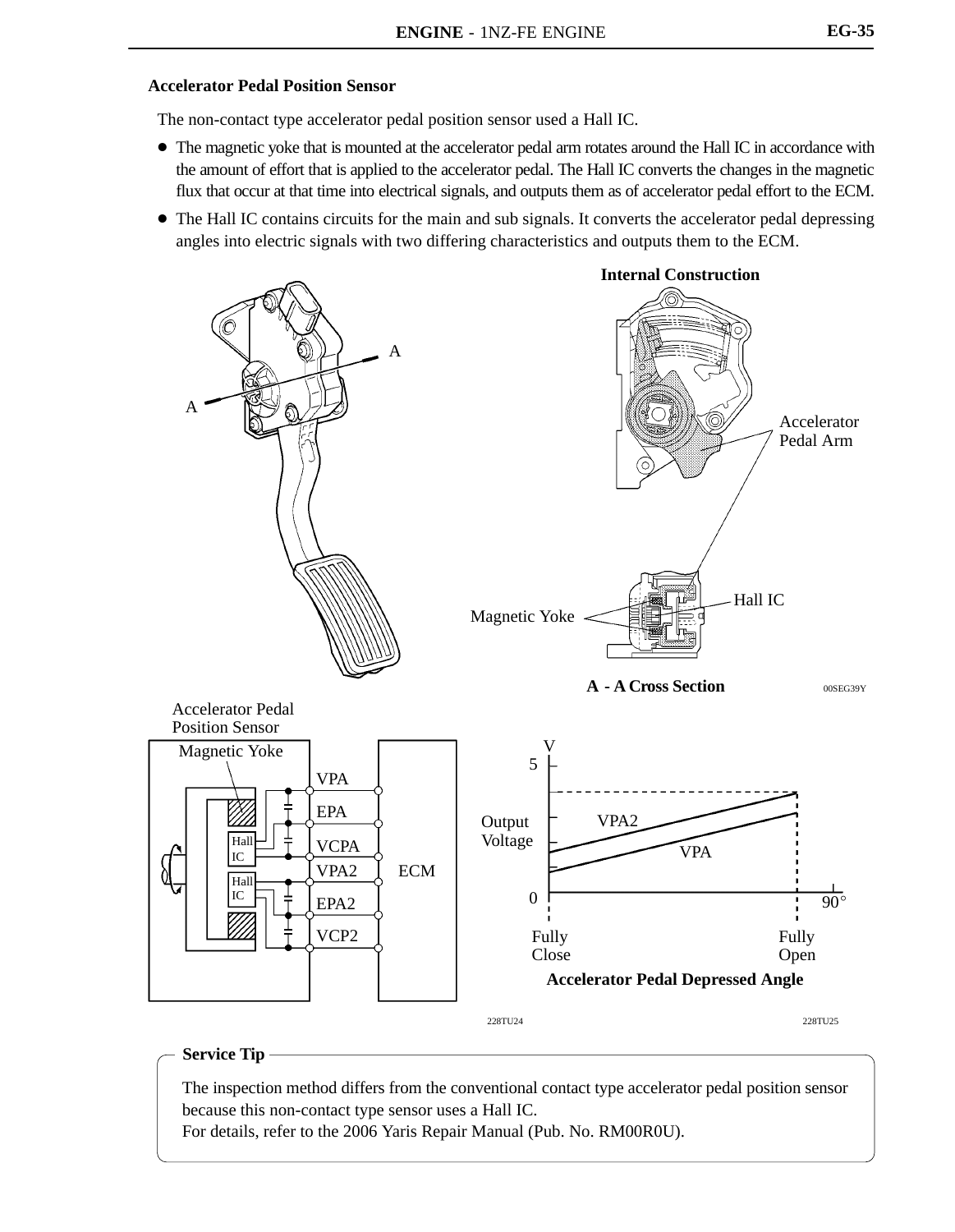### Accelerator Pedal Position Sensor

The non-contact type accelerator pedal position sensor used a Hall IC.

- The magnetic yoke that is mounted at the accelerator pedal arm rotates around the Hall IC in accordance with the amount of effort that is applied to the accelerator pedal. The Hall IC converts the changes in the magnetic flux that occur at that time into electrical signals, and outputs them as of accelerator pedal effort to the ECM.
- The Hall IC contains circuits for the main and sub signals. It converts the accelerator pedal depressing angles into electric signals with two differing characteristics and outputs them to the ECM.

**Internal Construction**

Accelerator Pedal Arm

Hall IC

Magnetic Yoke

**A - A Cross Section**

00SEG39Y

Accelerator Pedal Position Sensor

Magnetic Yoke

VPA, EPA, VCPA, VPA2, EPA2, VCP2

Hall IC

ECM

228TU24

Output Voltage (V): 0, 5

VPA2, VPA

Fully Close — Fully Open (90°)

**Accelerator Pedal Depressed Angle**

228TU25

**Service Tip**

The inspection method differs from the conventional contact type accelerator pedal position sensor because this non-contact type sensor uses a Hall IC.
For details, refer to the 2006 Yaris Repair Manual (Pub. No. RM00R0U).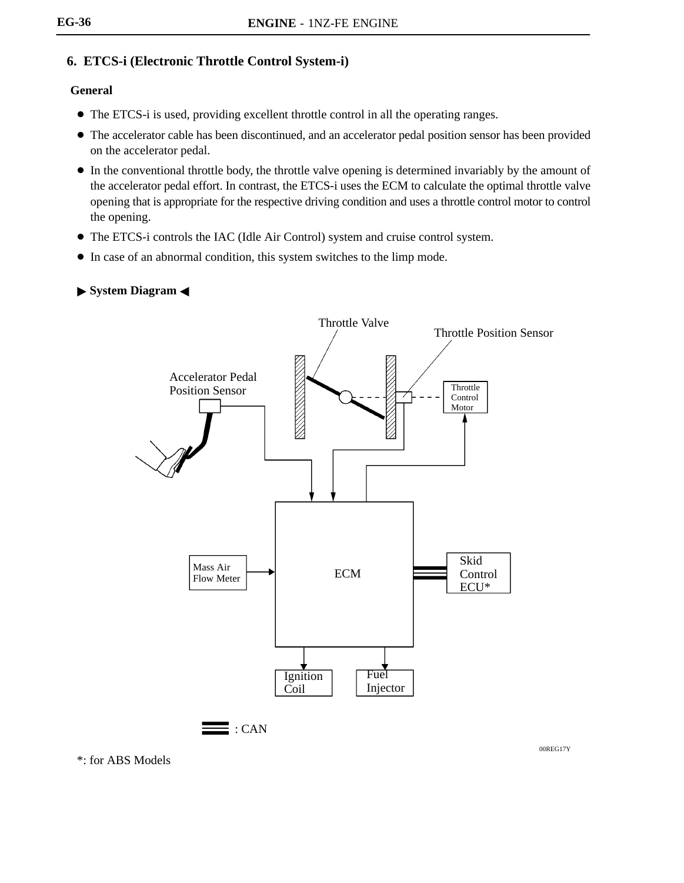## 6. ETCS-i (Electronic Throttle Control System-i)

### General

- The ETCS-i is used, providing excellent throttle control in all the operating ranges.
- The accelerator cable has been discontinued, and an accelerator pedal position sensor has been provided on the accelerator pedal.
- In the conventional throttle body, the throttle valve opening is determined invariably by the amount of the accelerator pedal effort. In contrast, the ETCS-i uses the ECM to calculate the optimal throttle valve opening that is appropriate for the respective driving condition and uses a throttle control motor to control the opening.
- The ETCS-i controls the IAC (Idle Air Control) system and cruise control system.
- In case of an abnormal condition, this system switches to the limp mode.

**▶ System Diagram ◀**

Throttle Valve

Throttle Position Sensor

Accelerator Pedal Position Sensor

Throttle Control Motor

Mass Air Flow Meter

ECM

Skid Control ECU*

Ignition Coil

Fuel Injector

: CAN

00REG17Y

*: for ABS Models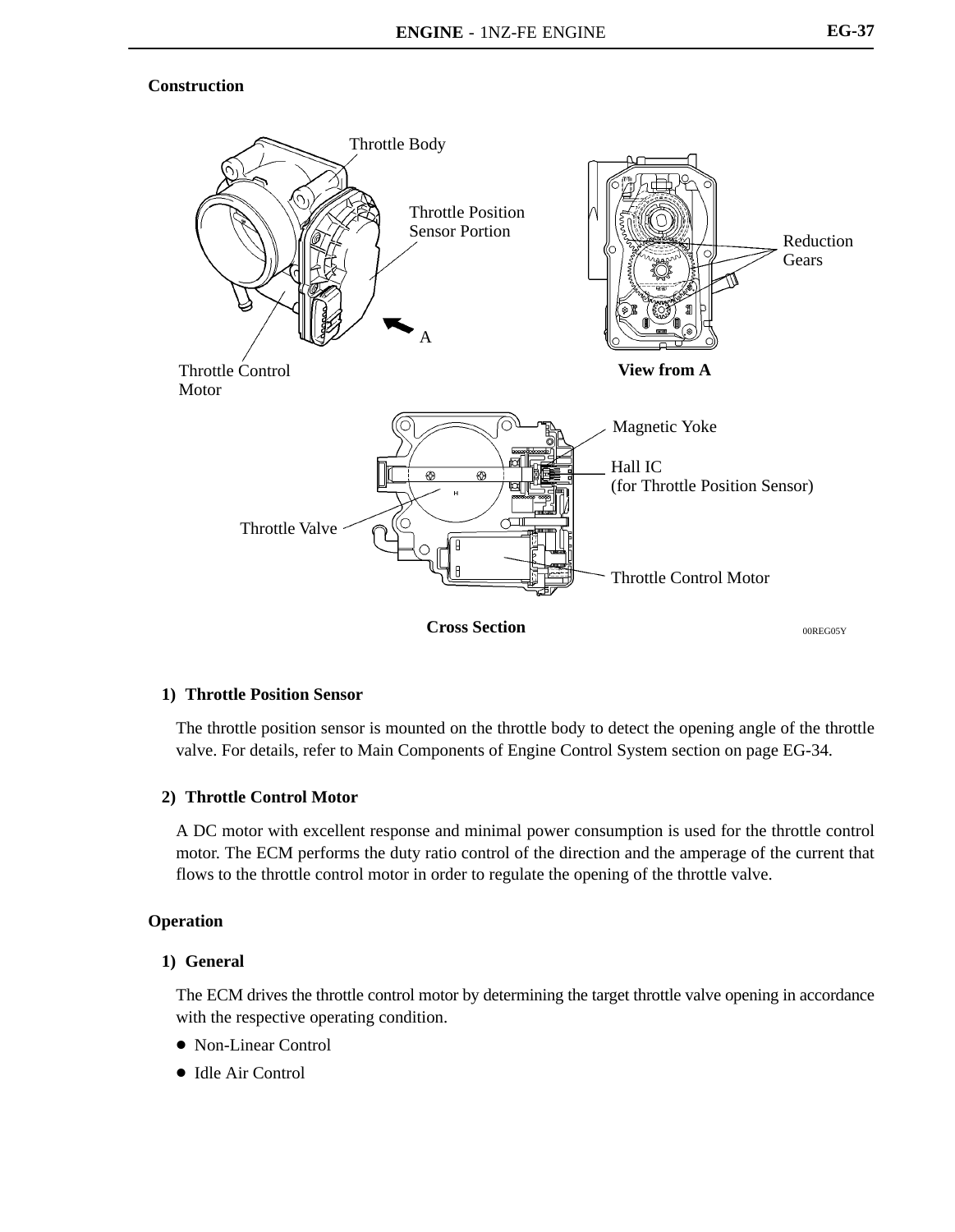## Construction

Throttle Body

Throttle Position Sensor Portion

A

Throttle Control Motor

Reduction Gears

**View from A**

Magnetic Yoke

Hall IC (for Throttle Position Sensor)

Throttle Valve

Throttle Control Motor

**Cross Section**

00REG05Y

### 1) Throttle Position Sensor

The throttle position sensor is mounted on the throttle body to detect the opening angle of the throttle valve. For details, refer to Main Components of Engine Control System section on page EG-34.

### 2) Throttle Control Motor

A DC motor with excellent response and minimal power consumption is used for the throttle control motor. The ECM performs the duty ratio control of the direction and the amperage of the current that flows to the throttle control motor in order to regulate the opening of the throttle valve.

## Operation

### 1) General

The ECM drives the throttle control motor by determining the target throttle valve opening in accordance with the respective operating condition.

- Non-Linear Control
- Idle Air Control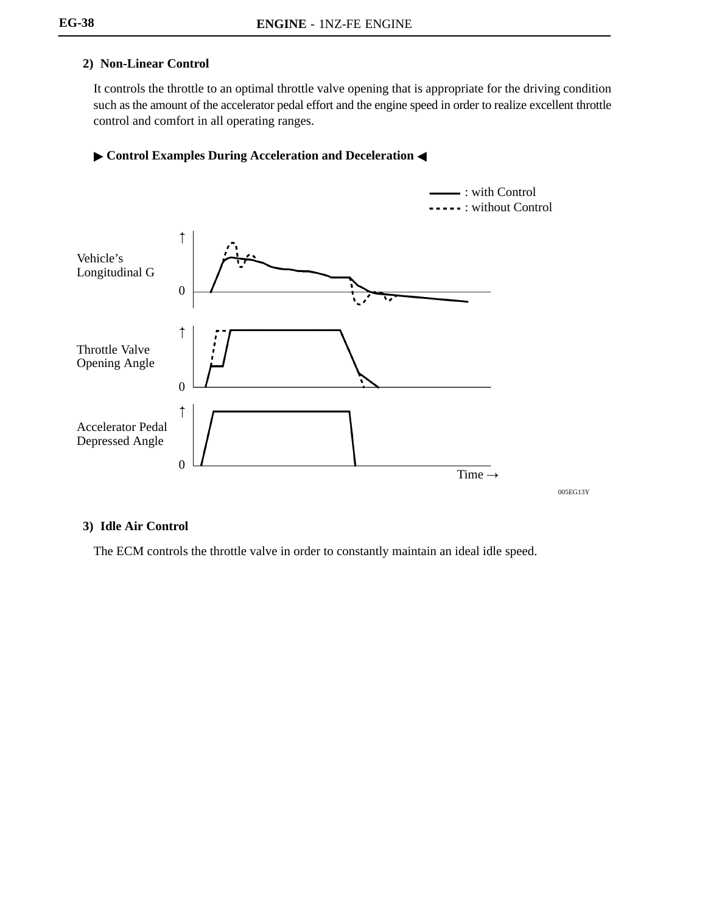### 2) Non-Linear Control

It controls the throttle to an optimal throttle valve opening that is appropriate for the driving condition such as the amount of the accelerator pedal effort and the engine speed in order to realize excellent throttle control and comfort in all operating ranges.

**▶ Control Examples During Acceleration and Deceleration ◀**

——— : with Control
- - - - - : without Control

Vehicle's Longitudinal G

Throttle Valve Opening Angle

Accelerator Pedal Depressed Angle

Time →

005EG13Y

### 3) Idle Air Control

The ECM controls the throttle valve in order to constantly maintain an ideal idle speed.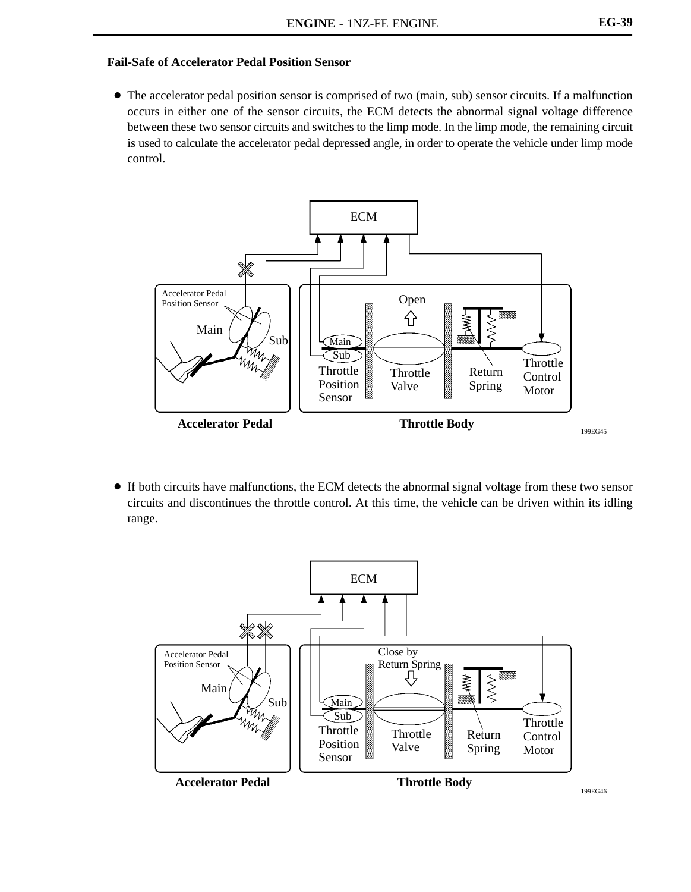### Fail-Safe of Accelerator Pedal Position Sensor

- The accelerator pedal position sensor is comprised of two (main, sub) sensor circuits. If a malfunction occurs in either one of the sensor circuits, the ECM detects the abnormal signal voltage difference between these two sensor circuits and switches to the limp mode. In the limp mode, the remaining circuit is used to calculate the accelerator pedal depressed angle, in order to operate the vehicle under limp mode control.

ECM

Accelerator Pedal Position Sensor

Main

Sub

Open

Main

Sub

Throttle Position Sensor

Throttle Valve

Return Spring

Throttle Control Motor

**Accelerator Pedal** **Throttle Body**

199EG45

- If both circuits have malfunctions, the ECM detects the abnormal signal voltage from these two sensor circuits and discontinues the throttle control. At this time, the vehicle can be driven within its idling range.

ECM

Accelerator Pedal Position Sensor

Main

Sub

Close by Return Spring

Main

Sub

Throttle Position Sensor

Throttle Valve

Return Spring

Throttle Control Motor

**Accelerator Pedal** **Throttle Body**

199EG46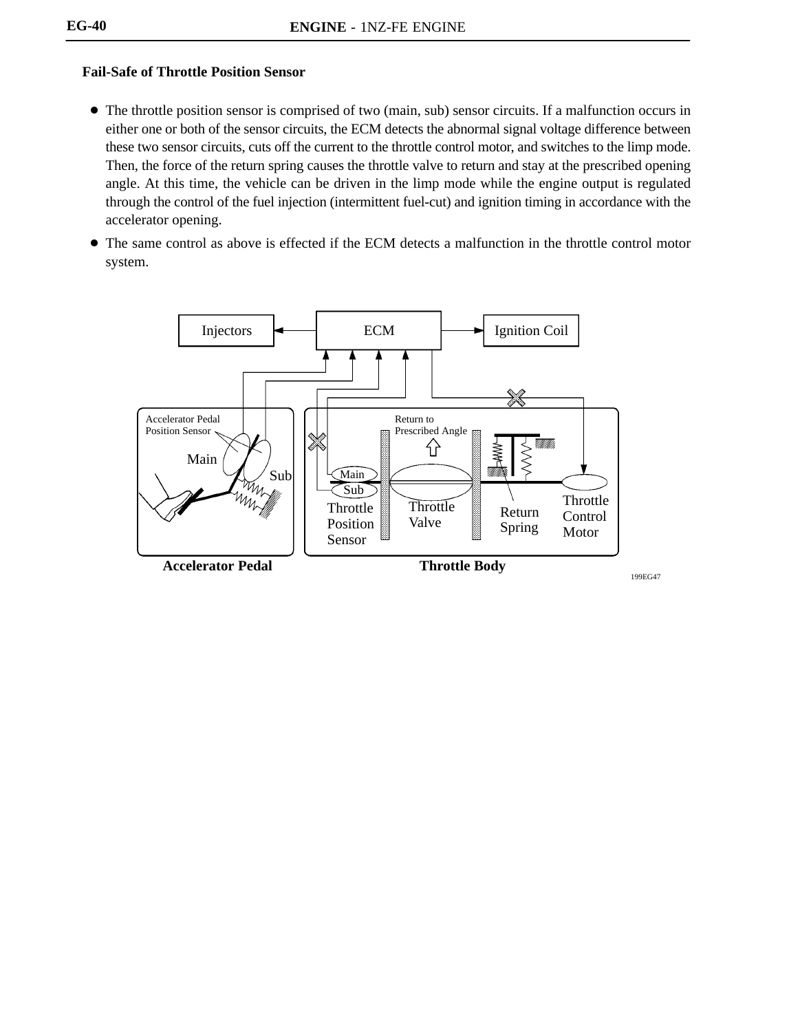**Fail-Safe of Throttle Position Sensor**

- The throttle position sensor is comprised of two (main, sub) sensor circuits. If a malfunction occurs in either one or both of the sensor circuits, the ECM detects the abnormal signal voltage difference between these two sensor circuits, cuts off the current to the throttle control motor, and switches to the limp mode. Then, the force of the return spring causes the throttle valve to return and stay at the prescribed opening angle. At this time, the vehicle can be driven in the limp mode while the engine output is regulated through the control of the fuel injection (intermittent fuel-cut) and ignition timing in accordance with the accelerator opening.
- The same control as above is effected if the ECM detects a malfunction in the throttle control motor system.

Injectors | ECM | Ignition Coil

Accelerator Pedal Position Sensor | Main | Sub | Return to Prescribed Angle | Main | Sub | Throttle Position Sensor | Throttle Valve | Return Spring | Throttle Control Motor

**Accelerator Pedal** **Throttle Body**

199EG47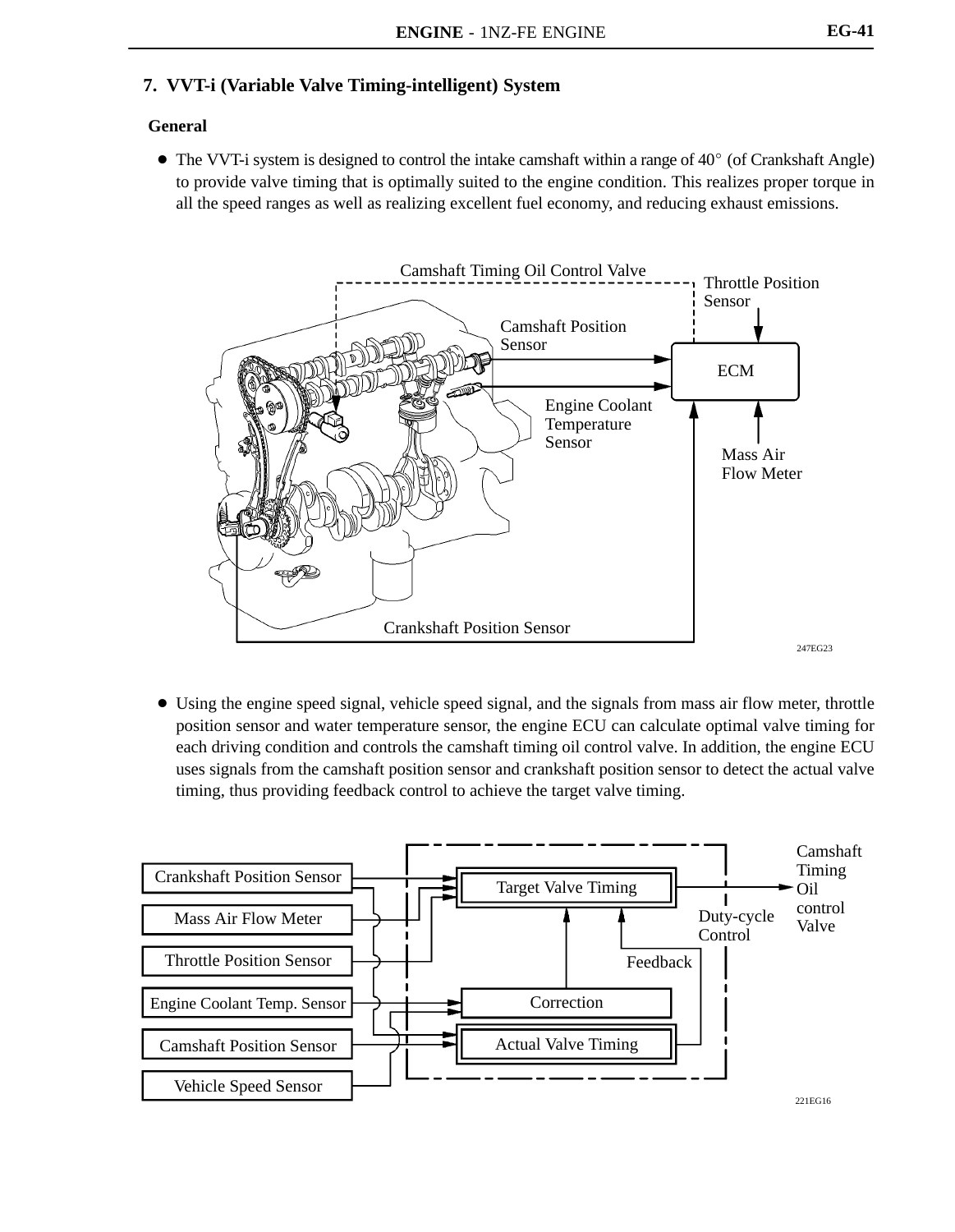## 7. VVT-i (Variable Valve Timing-intelligent) System

### General

- The VVT-i system is designed to control the intake camshaft within a range of 40° (of Crankshaft Angle) to provide valve timing that is optimally suited to the engine condition. This realizes proper torque in all the speed ranges as well as realizing excellent fuel economy, and reducing exhaust emissions.

Camshaft Timing Oil Control Valve
Throttle Position Sensor
Camshaft Position Sensor
ECM
Engine Coolant Temperature Sensor
Mass Air Flow Meter
Crankshaft Position Sensor

247EG23

- Using the engine speed signal, vehicle speed signal, and the signals from mass air flow meter, throttle position sensor and water temperature sensor, the engine ECU can calculate optimal valve timing for each driving condition and controls the camshaft timing oil control valve. In addition, the engine ECU uses signals from the camshaft position sensor and crankshaft position sensor to detect the actual valve timing, thus providing feedback control to achieve the target valve timing.

Crankshaft Position Sensor
Mass Air Flow Meter
Throttle Position Sensor
Engine Coolant Temp. Sensor
Camshaft Position Sensor
Vehicle Speed Sensor
Target Valve Timing
Correction
Actual Valve Timing
Feedback
Duty-cycle Control
Camshaft Timing Oil control Valve

221EG16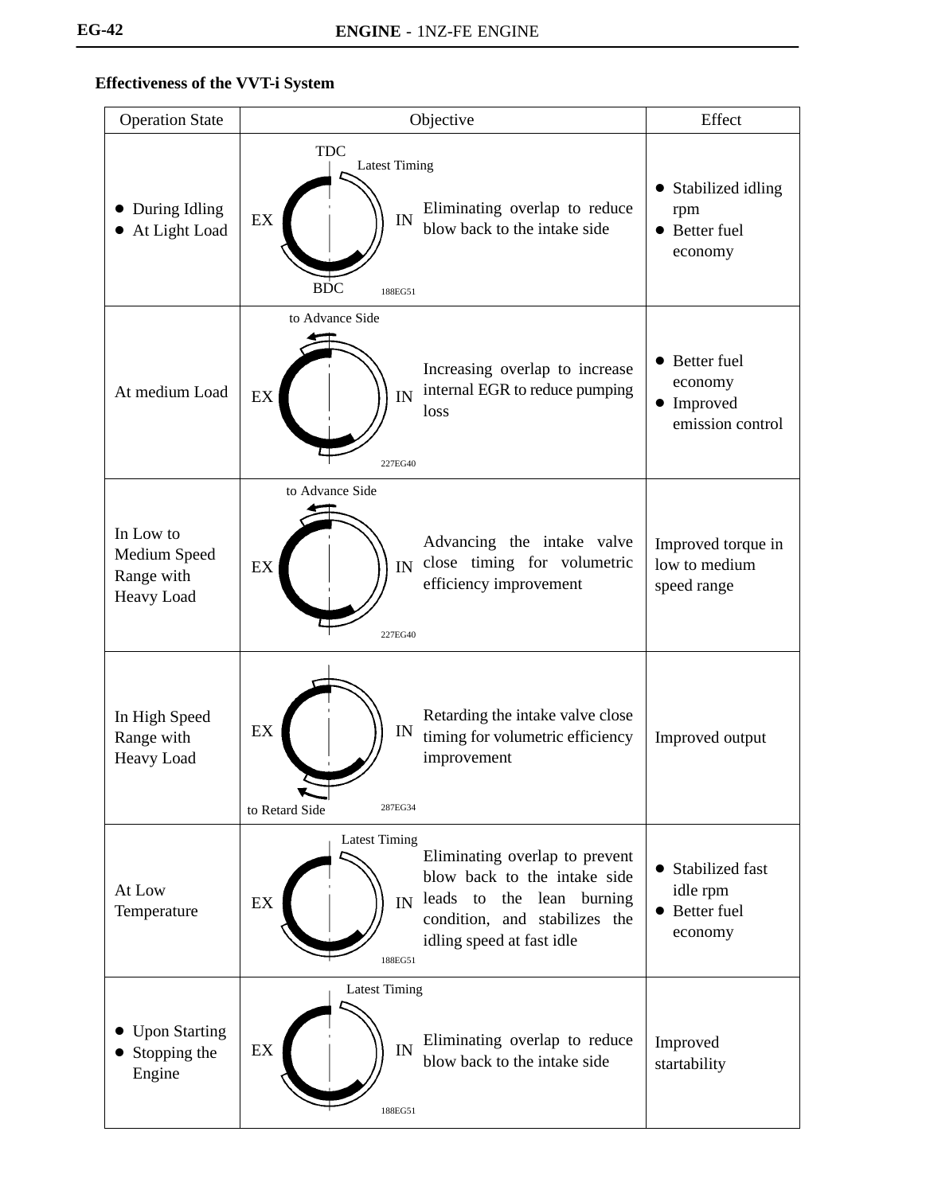## Effectiveness of the VVT-i System

| Operation State | Objective | | Effect |
|---|---|---|---|
| ● During Idling<br>● At Light Load | TDC, Latest Timing, EX, IN, BDC, 188EG51 | Eliminating overlap to reduce blow back to the intake side | ● Stabilized idling rpm<br>● Better fuel economy |
| At medium Load | to Advance Side, EX, IN, 227EG40 | Increasing overlap to increase internal EGR to reduce pumping loss | ● Better fuel economy<br>● Improved emission control |
| In Low to Medium Speed Range with Heavy Load | to Advance Side, EX, IN, 227EG40 | Advancing the intake valve close timing for volumetric efficiency improvement | Improved torque in low to medium speed range |
| In High Speed Range with Heavy Load | EX, IN, to Retard Side, 287EG34 | Retarding the intake valve close timing for volumetric efficiency improvement | Improved output |
| At Low Temperature | Latest Timing, EX, IN, 188EG51 | Eliminating overlap to prevent blow back to the intake side leads to the lean burning condition, and stabilizes the idling speed at fast idle | ● Stabilized fast idle rpm<br>● Better fuel economy |
| ● Upon Starting<br>● Stopping the Engine | Latest Timing, EX, IN, 188EG51 | Eliminating overlap to reduce blow back to the intake side | Improved startability |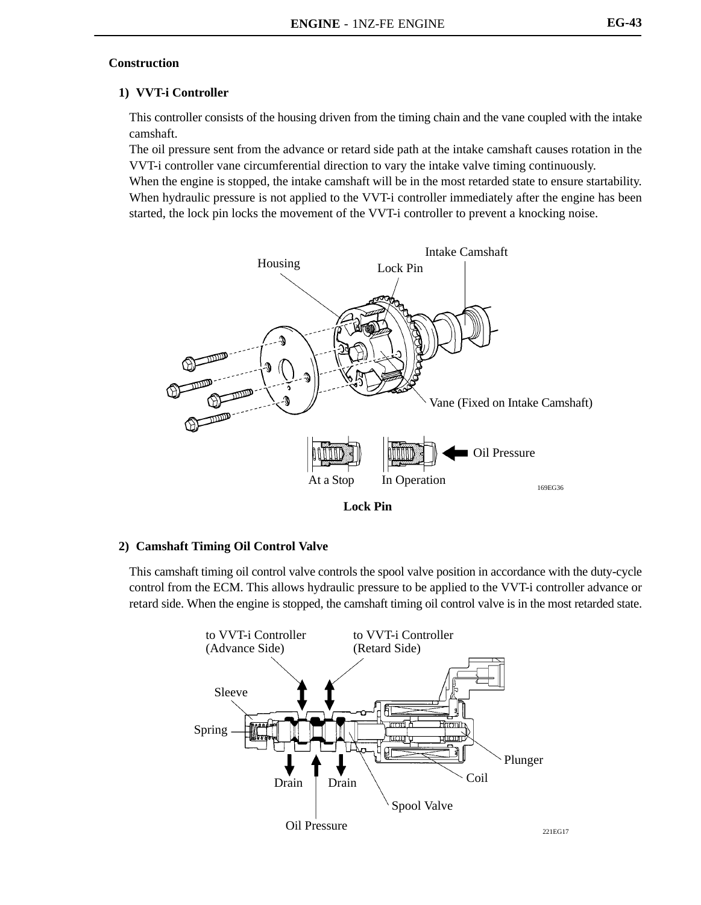### Construction

#### 1) VVT-i Controller

This controller consists of the housing driven from the timing chain and the vane coupled with the intake camshaft.

The oil pressure sent from the advance or retard side path at the intake camshaft causes rotation in the VVT-i controller vane circumferential direction to vary the intake valve timing continuously.

When the engine is stopped, the intake camshaft will be in the most retarded state to ensure startability.

When hydraulic pressure is not applied to the VVT-i controller immediately after the engine has been started, the lock pin locks the movement of the VVT-i controller to prevent a knocking noise.

Intake Camshaft

Housing

Lock Pin

Vane (Fixed on Intake Camshaft)

Oil Pressure

At a Stop

In Operation

169EG36

**Lock Pin**

#### 2) Camshaft Timing Oil Control Valve

This camshaft timing oil control valve controls the spool valve position in accordance with the duty-cycle control from the ECM. This allows hydraulic pressure to be applied to the VVT-i controller advance or retard side. When the engine is stopped, the camshaft timing oil control valve is in the most retarded state.

to VVT-i Controller (Advance Side)

to VVT-i Controller (Retard Side)

Sleeve

Spring

Plunger

Coil

Drain

Drain

Spool Valve

Oil Pressure

221EG17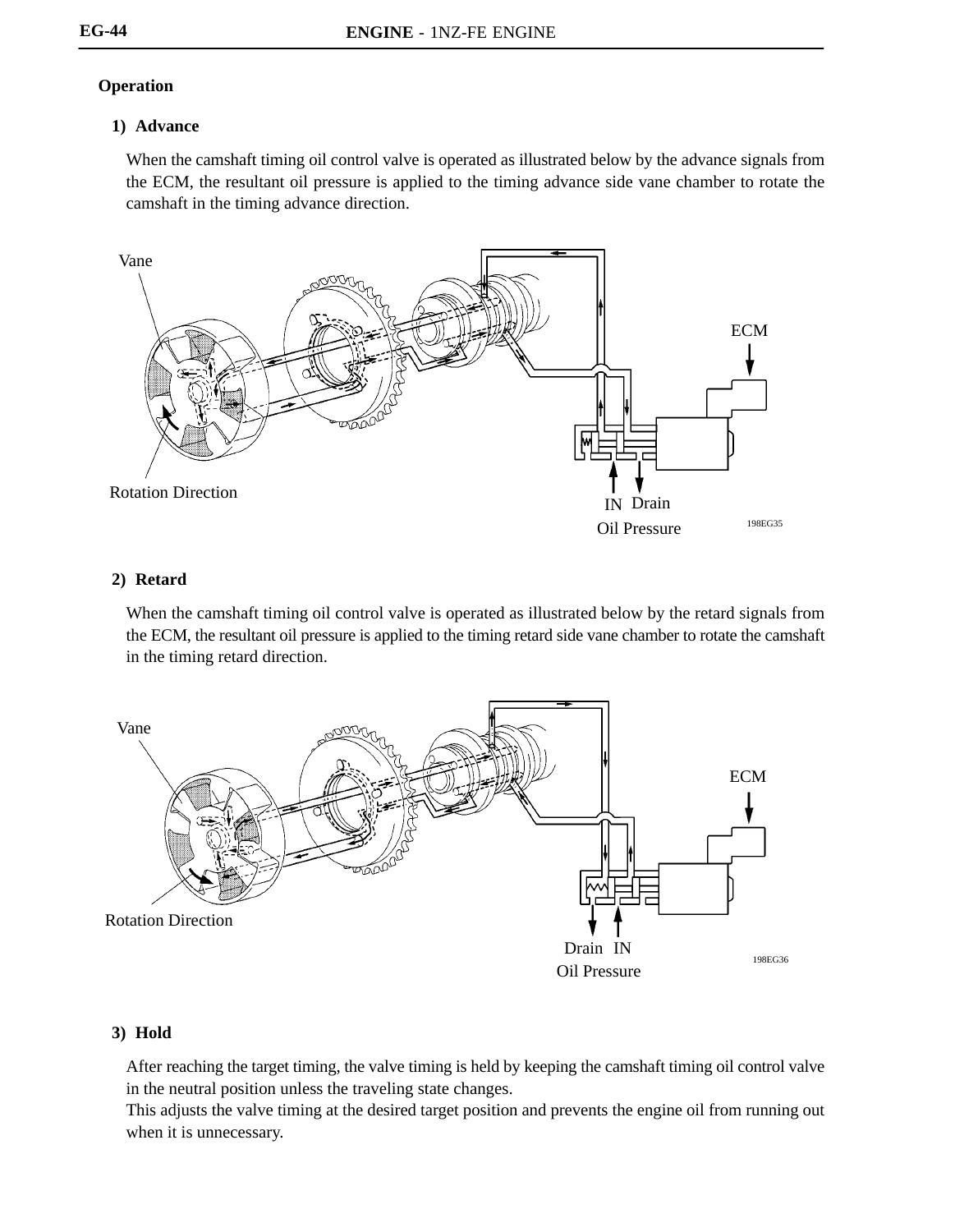**Operation**

**1) Advance**

When the camshaft timing oil control valve is operated as illustrated below by the advance signals from the ECM, the resultant oil pressure is applied to the timing advance side vane chamber to rotate the camshaft in the timing advance direction.

Vane

ECM

Rotation Direction

IN Drain

Oil Pressure

198EG35

**2) Retard**

When the camshaft timing oil control valve is operated as illustrated below by the retard signals from the ECM, the resultant oil pressure is applied to the timing retard side vane chamber to rotate the camshaft in the timing retard direction.

Vane

ECM

Rotation Direction

Drain IN

Oil Pressure

198EG36

**3) Hold**

After reaching the target timing, the valve timing is held by keeping the camshaft timing oil control valve in the neutral position unless the traveling state changes.
This adjusts the valve timing at the desired target position and prevents the engine oil from running out when it is unnecessary.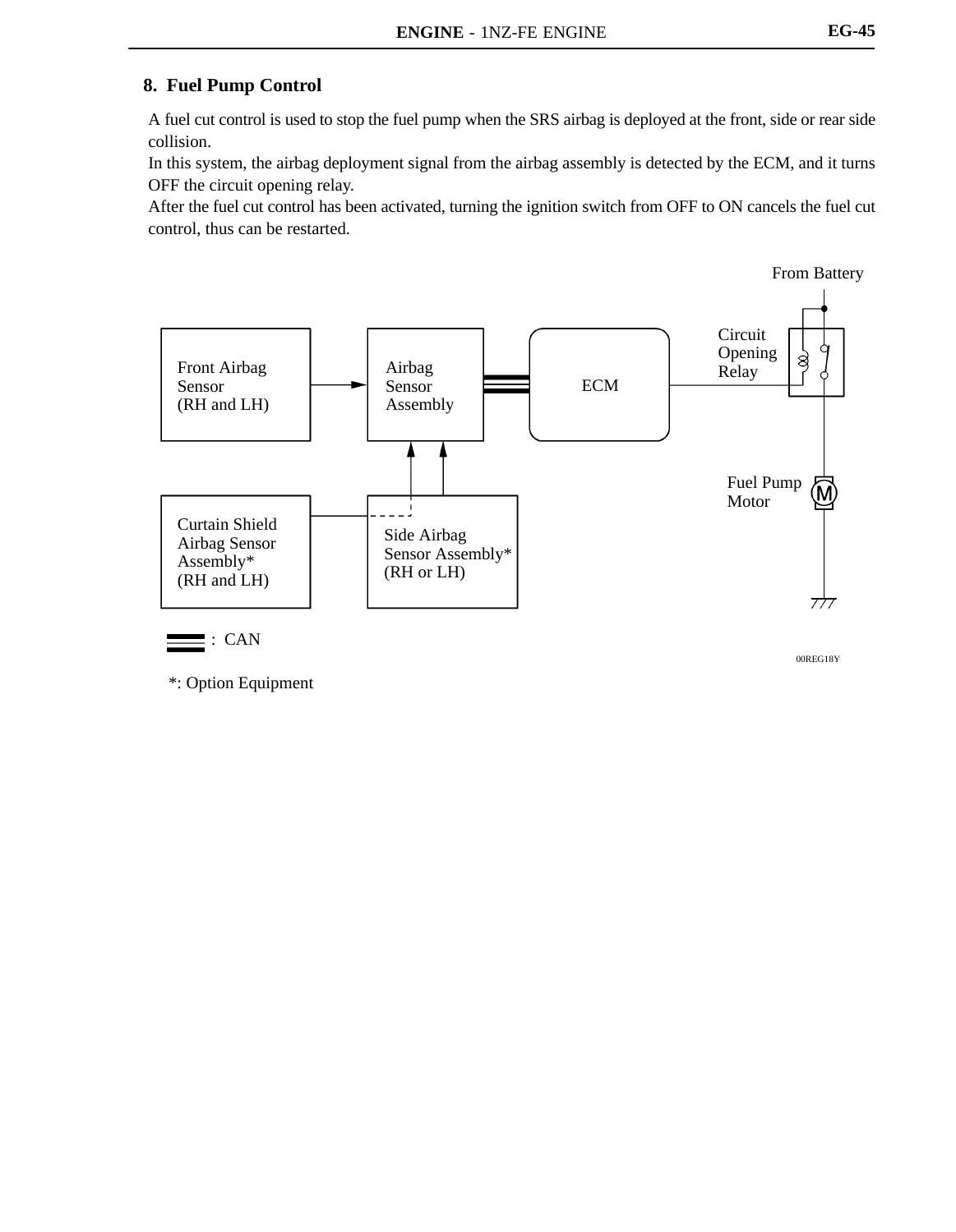## 8. Fuel Pump Control

A fuel cut control is used to stop the fuel pump when the SRS airbag is deployed at the front, side or rear side collision.

In this system, the airbag deployment signal from the airbag assembly is detected by the ECM, and it turns OFF the circuit opening relay.

After the fuel cut control has been activated, turning the ignition switch from OFF to ON cancels the fuel cut control, thus can be restarted.

From Battery

Front Airbag Sensor (RH and LH)

Airbag Sensor Assembly

ECM

Circuit Opening Relay

Fuel Pump Motor

Curtain Shield Airbag Sensor Assembly* (RH and LH)

Side Airbag Sensor Assembly* (RH or LH)

: CAN

00REG18Y

*: Option Equipment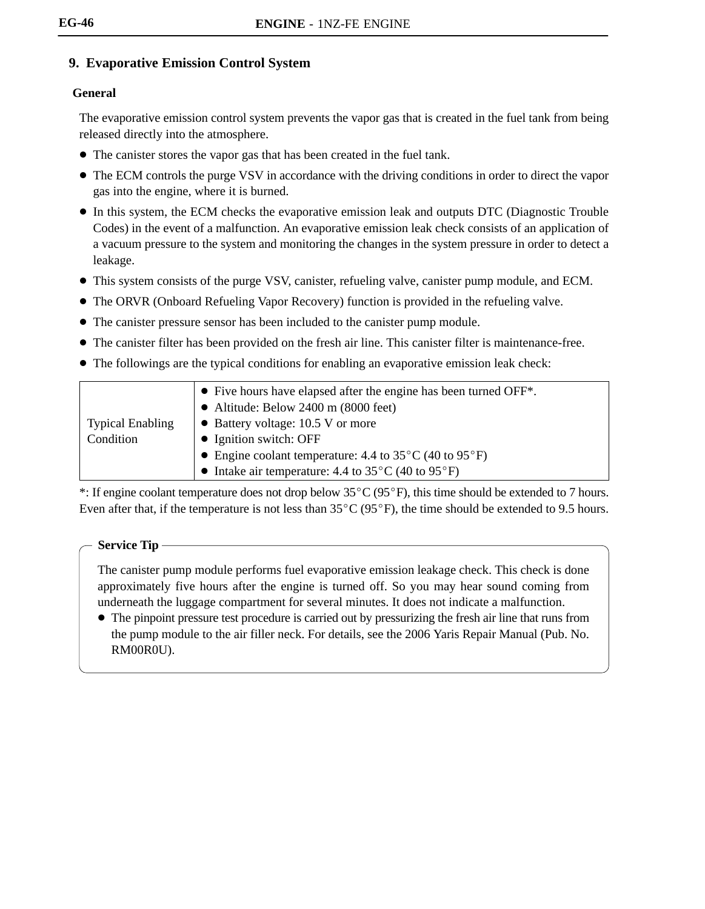## 9. Evaporative Emission Control System

### General

The evaporative emission control system prevents the vapor gas that is created in the fuel tank from being released directly into the atmosphere.

- The canister stores the vapor gas that has been created in the fuel tank.
- The ECM controls the purge VSV in accordance with the driving conditions in order to direct the vapor gas into the engine, where it is burned.
- In this system, the ECM checks the evaporative emission leak and outputs DTC (Diagnostic Trouble Codes) in the event of a malfunction. An evaporative emission leak check consists of an application of a vacuum pressure to the system and monitoring the changes in the system pressure in order to detect a leakage.
- This system consists of the purge VSV, canister, refueling valve, canister pump module, and ECM.
- The ORVR (Onboard Refueling Vapor Recovery) function is provided in the refueling valve.
- The canister pressure sensor has been included to the canister pump module.
- The canister filter has been provided on the fresh air line. This canister filter is maintenance-free.
- The followings are the typical conditions for enabling an evaporative emission leak check:

| | |
|---|---|
| Typical Enabling Condition | • Five hours have elapsed after the engine has been turned OFF*.<br>• Altitude: Below 2400 m (8000 feet)<br>• Battery voltage: 10.5 V or more<br>• Ignition switch: OFF<br>• Engine coolant temperature: 4.4 to 35°C (40 to 95°F)<br>• Intake air temperature: 4.4 to 35°C (40 to 95°F) |

*: If engine coolant temperature does not drop below 35°C (95°F), this time should be extended to 7 hours. Even after that, if the temperature is not less than 35°C (95°F), the time should be extended to 9.5 hours.

**Service Tip**

The canister pump module performs fuel evaporative emission leakage check. This check is done approximately five hours after the engine is turned off. So you may hear sound coming from underneath the luggage compartment for several minutes. It does not indicate a malfunction.

- The pinpoint pressure test procedure is carried out by pressurizing the fresh air line that runs from the pump module to the air filler neck. For details, see the 2006 Yaris Repair Manual (Pub. No. RM00R0U).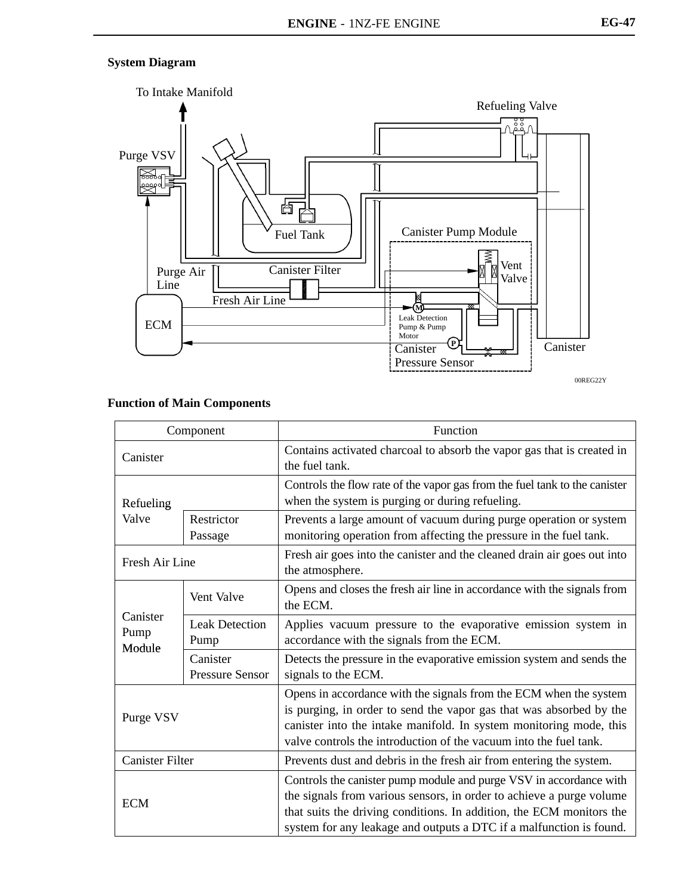**System Diagram**

To Intake Manifold

Refueling Valve

Purge VSV

Fuel Tank

Canister Pump Module

Vent Valve

Canister Filter

Purge Air Line

Fresh Air Line

ECM

Leak Detection Pump & Pump Motor

Canister Pressure Sensor

Canister

00REG22Y

**Function of Main Components**

| Component | | Function |
|---|---|---|
| Canister | | Contains activated charcoal to absorb the vapor gas that is created in the fuel tank. |
| Refueling Valve | | Controls the flow rate of the vapor gas from the fuel tank to the canister when the system is purging or during refueling. |
| | Restrictor Passage | Prevents a large amount of vacuum during purge operation or system monitoring operation from affecting the pressure in the fuel tank. |
| Fresh Air Line | | Fresh air goes into the canister and the cleaned drain air goes out into the atmosphere. |
| Canister Pump Module | Vent Valve | Opens and closes the fresh air line in accordance with the signals from the ECM. |
| | Leak Detection Pump | Applies vacuum pressure to the evaporative emission system in accordance with the signals from the ECM. |
| | Canister Pressure Sensor | Detects the pressure in the evaporative emission system and sends the signals to the ECM. |
| Purge VSV | | Opens in accordance with the signals from the ECM when the system is purging, in order to send the vapor gas that was absorbed by the canister into the intake manifold. In system monitoring mode, this valve controls the introduction of the vacuum into the fuel tank. |
| Canister Filter | | Prevents dust and debris in the fresh air from entering the system. |
| ECM | | Controls the canister pump module and purge VSV in accordance with the signals from various sensors, in order to achieve a purge volume that suits the driving conditions. In addition, the ECM monitors the system for any leakage and outputs a DTC if a malfunction is found. |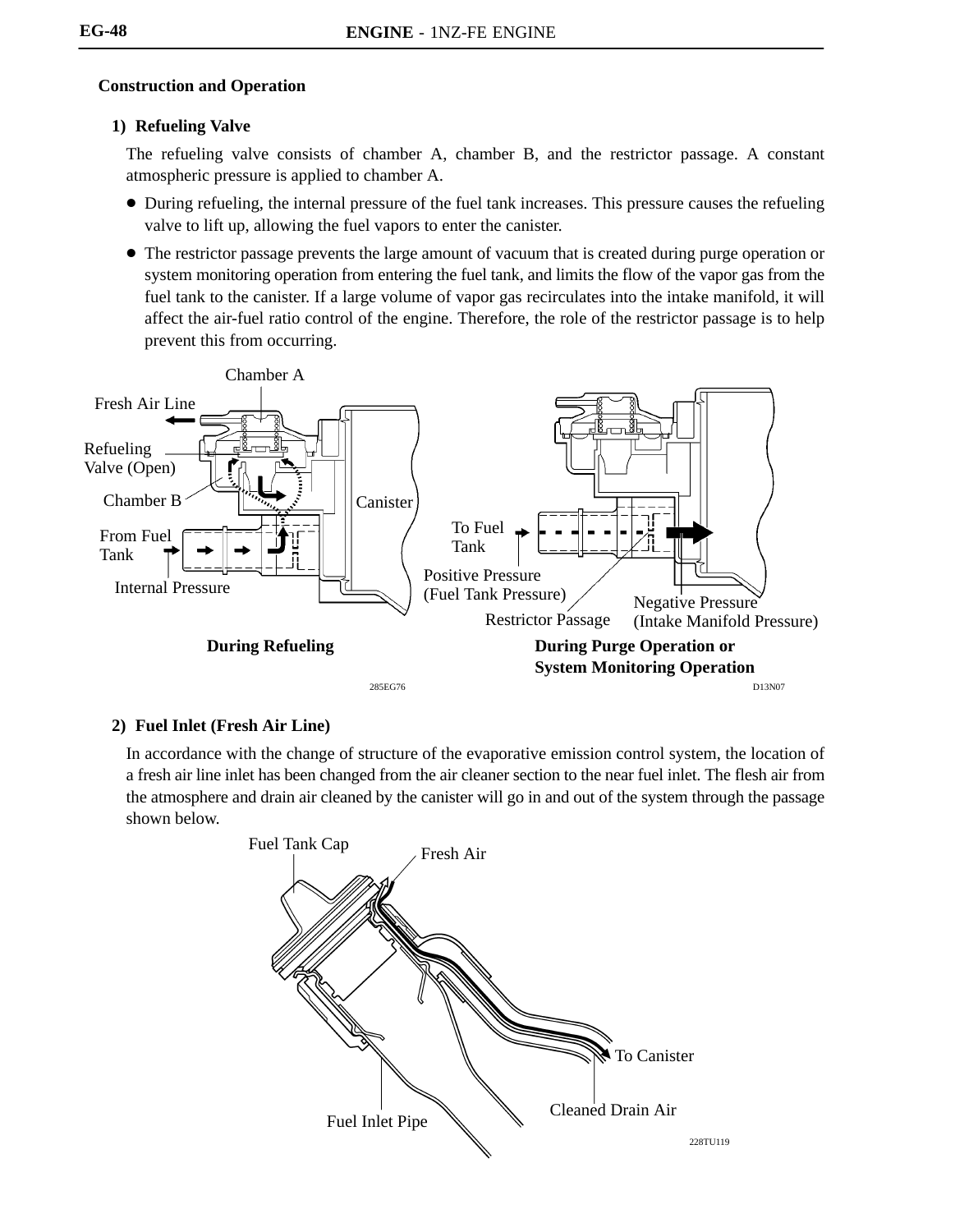## Construction and Operation

### 1) Refueling Valve

The refueling valve consists of chamber A, chamber B, and the restrictor passage. A constant atmospheric pressure is applied to chamber A.

- During refueling, the internal pressure of the fuel tank increases. This pressure causes the refueling valve to lift up, allowing the fuel vapors to enter the canister.
- The restrictor passage prevents the large amount of vacuum that is created during purge operation or system monitoring operation from entering the fuel tank, and limits the flow of the vapor gas from the fuel tank to the canister. If a large volume of vapor gas recirculates into the intake manifold, it will affect the air-fuel ratio control of the engine. Therefore, the role of the restrictor passage is to help prevent this from occurring.

Chamber A, Fresh Air Line, Refueling Valve (Open), Chamber B, Canister, From Fuel Tank, Internal Pressure

**During Refueling**

285EG76

To Fuel Tank, Positive Pressure (Fuel Tank Pressure), Restrictor Passage, Negative Pressure (Intake Manifold Pressure)

**During Purge Operation or System Monitoring Operation**

D13N07

### 2) Fuel Inlet (Fresh Air Line)

In accordance with the change of structure of the evaporative emission control system, the location of a fresh air line inlet has been changed from the air cleaner section to the near fuel inlet. The flesh air from the atmosphere and drain air cleaned by the canister will go in and out of the system through the passage shown below.

Fuel Tank Cap, Fresh Air, To Canister, Cleaned Drain Air, Fuel Inlet Pipe

228TU119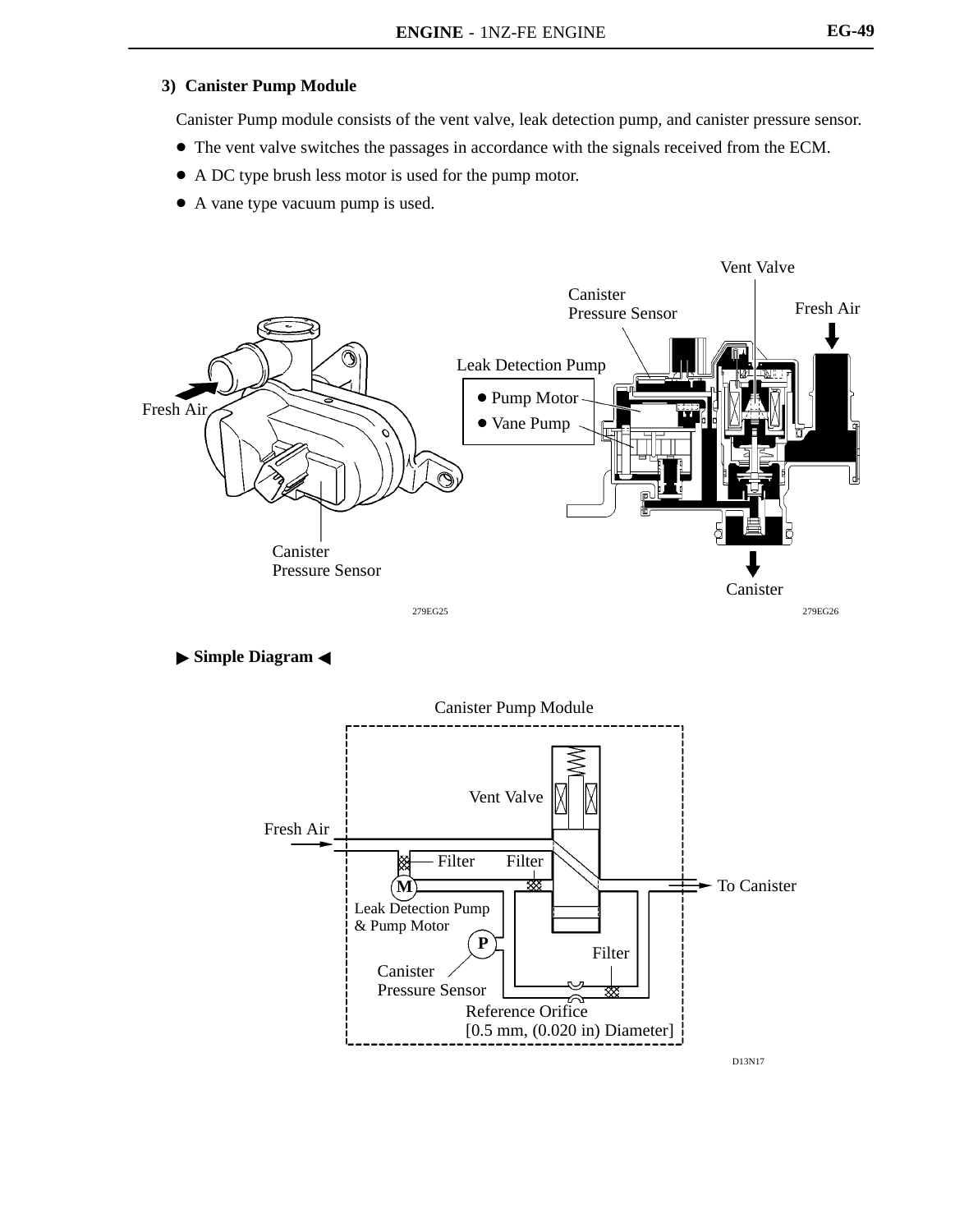### 3) Canister Pump Module

Canister Pump module consists of the vent valve, leak detection pump, and canister pressure sensor.

- The vent valve switches the passages in accordance with the signals received from the ECM.
- A DC type brush less motor is used for the pump motor.
- A vane type vacuum pump is used.

Fresh Air

Canister Pressure Sensor

279EG25

Vent Valve

Canister Pressure Sensor

Fresh Air

Leak Detection Pump

- Pump Motor
- Vane Pump

Canister

279EG26

**▶ Simple Diagram ◀**

Canister Pump Module

Vent Valve

Fresh Air

Filter

Filter

To Canister

Leak Detection Pump & Pump Motor

Filter

Canister Pressure Sensor

Reference Orifice [0.5 mm, (0.020 in) Diameter]

D13N17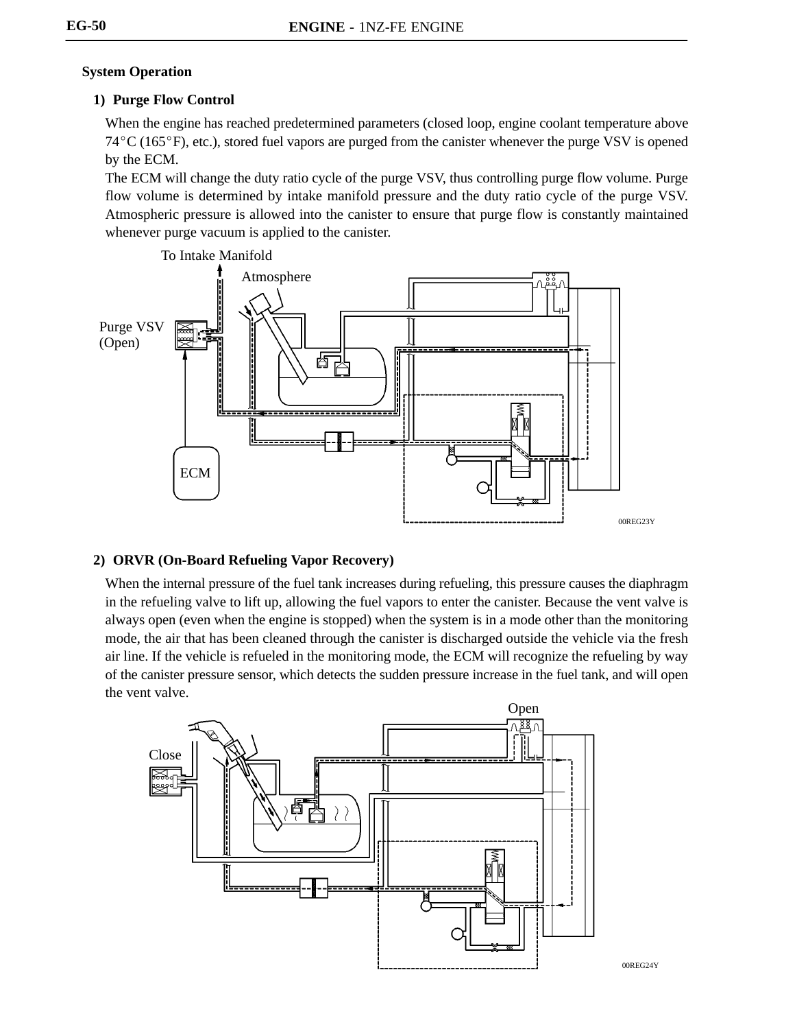**System Operation**

**1) Purge Flow Control**

When the engine has reached predetermined parameters (closed loop, engine coolant temperature above 74°C (165°F), etc.), stored fuel vapors are purged from the canister whenever the purge VSV is opened by the ECM.

The ECM will change the duty ratio cycle of the purge VSV, thus controlling purge flow volume. Purge flow volume is determined by intake manifold pressure and the duty ratio cycle of the purge VSV. Atmospheric pressure is allowed into the canister to ensure that purge flow is constantly maintained whenever purge vacuum is applied to the canister.

To Intake Manifold

Atmosphere

Purge VSV (Open)

ECM

00REG23Y

**2) ORVR (On-Board Refueling Vapor Recovery)**

When the internal pressure of the fuel tank increases during refueling, this pressure causes the diaphragm in the refueling valve to lift up, allowing the fuel vapors to enter the canister. Because the vent valve is always open (even when the engine is stopped) when the system is in a mode other than the monitoring mode, the air that has been cleaned through the canister is discharged outside the vehicle via the fresh air line. If the vehicle is refueled in the monitoring mode, the ECM will recognize the refueling by way of the canister pressure sensor, which detects the sudden pressure increase in the fuel tank, and will open the vent valve.

Open

Close

00REG24Y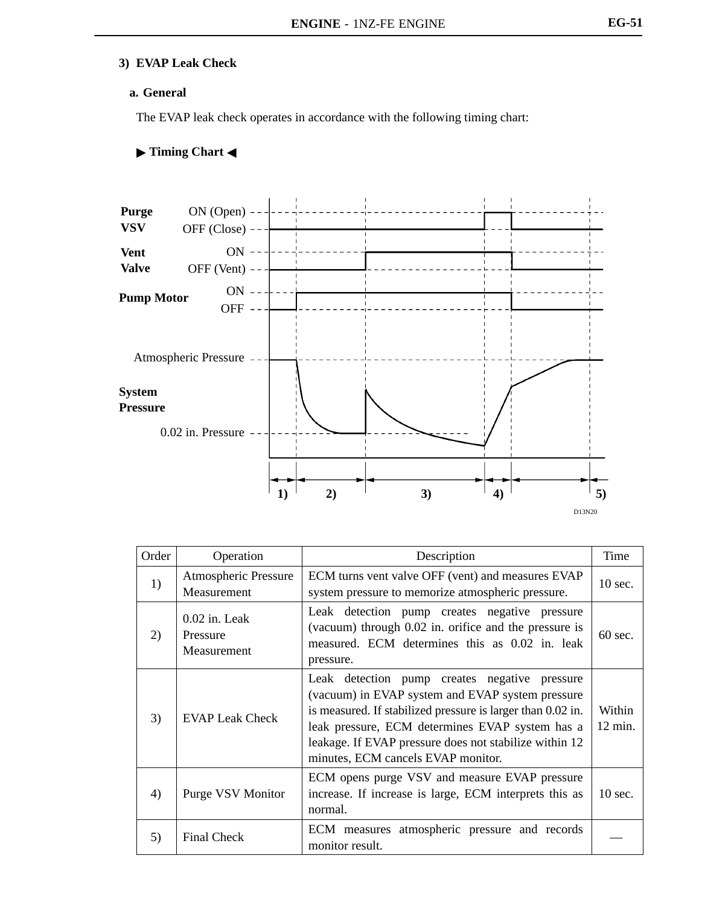### 3) EVAP Leak Check

#### a. General

The EVAP leak check operates in accordance with the following timing chart:

**▶ Timing Chart ◀**

Purge VSV ON (Open) OFF (Close)

Vent Valve ON OFF (Vent)

Pump Motor ON OFF

Atmospheric Pressure

System Pressure

0.02 in. Pressure

1) 2) 3) 4) 5)

D13N20

| Order | Operation | Description | Time |
|---|---|---|---|
| 1) | Atmospheric Pressure Measurement | ECM turns vent valve OFF (vent) and measures EVAP system pressure to memorize atmospheric pressure. | 10 sec. |
| 2) | 0.02 in. Leak Pressure Measurement | Leak detection pump creates negative pressure (vacuum) through 0.02 in. orifice and the pressure is measured. ECM determines this as 0.02 in. leak pressure. | 60 sec. |
| 3) | EVAP Leak Check | Leak detection pump creates negative pressure (vacuum) in EVAP system and EVAP system pressure is measured. If stabilized pressure is larger than 0.02 in. leak pressure, ECM determines EVAP system has a leakage. If EVAP pressure does not stabilize within 12 minutes, ECM cancels EVAP monitor. | Within 12 min. |
| 4) | Purge VSV Monitor | ECM opens purge VSV and measure EVAP pressure increase. If increase is large, ECM interprets this as normal. | 10 sec. |
| 5) | Final Check | ECM measures atmospheric pressure and records monitor result. | — |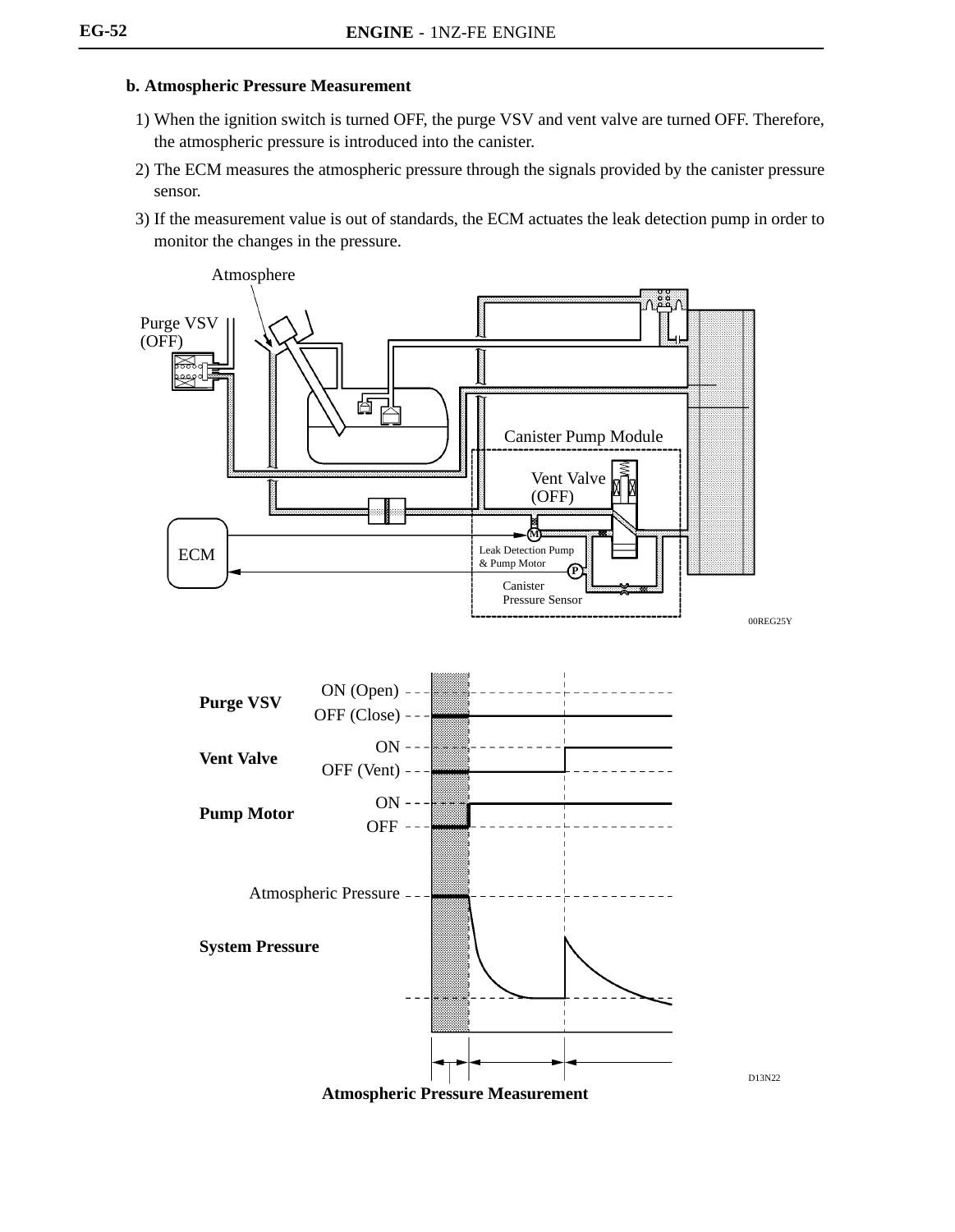**b. Atmospheric Pressure Measurement**

1) When the ignition switch is turned OFF, the purge VSV and vent valve are turned OFF. Therefore, the atmospheric pressure is introduced into the canister.
2) The ECM measures the atmospheric pressure through the signals provided by the canister pressure sensor.
3) If the measurement value is out of standards, the ECM actuates the leak detection pump in order to monitor the changes in the pressure.

Atmosphere

Purge VSV (OFF)

Canister Pump Module

Vent Valve (OFF)

ECM

Leak Detection Pump & Pump Motor

Canister Pressure Sensor

00REG25Y

Purge VSV: ON (Open), OFF (Close)

Vent Valve: ON, OFF (Vent)

Pump Motor: ON, OFF

Atmospheric Pressure

System Pressure

D13N22

**Atmospheric Pressure Measurement**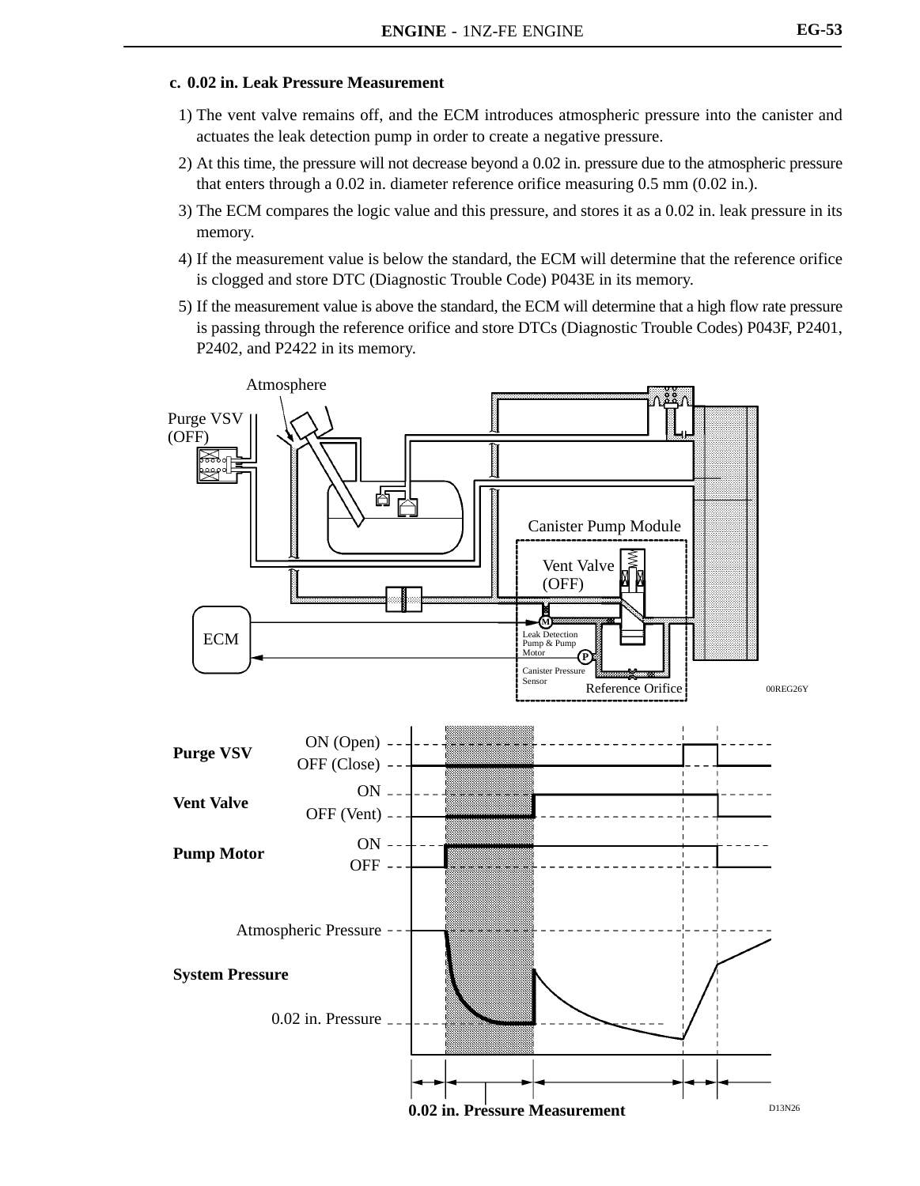### c. 0.02 in. Leak Pressure Measurement

1) The vent valve remains off, and the ECM introduces atmospheric pressure into the canister and actuates the leak detection pump in order to create a negative pressure.
2) At this time, the pressure will not decrease beyond a 0.02 in. pressure due to the atmospheric pressure that enters through a 0.02 in. diameter reference orifice measuring 0.5 mm (0.02 in.).
3) The ECM compares the logic value and this pressure, and stores it as a 0.02 in. leak pressure in its memory.
4) If the measurement value is below the standard, the ECM will determine that the reference orifice is clogged and store DTC (Diagnostic Trouble Code) P043E in its memory.
5) If the measurement value is above the standard, the ECM will determine that a high flow rate pressure is passing through the reference orifice and store DTCs (Diagnostic Trouble Codes) P043F, P2401, P2402, and P2422 in its memory.

Atmosphere

Purge VSV (OFF)

Canister Pump Module

Vent Valve (OFF)

ECM

Leak Detection Pump & Pump Motor

Canister Pressure Sensor

Reference Orifice

00REG26Y

Purge VSV: ON (Open) / OFF (Close)

Vent Valve: ON / OFF (Vent)

Pump Motor: ON / OFF

System Pressure: Atmospheric Pressure / 0.02 in. Pressure

0.02 in. Pressure Measurement

D13N26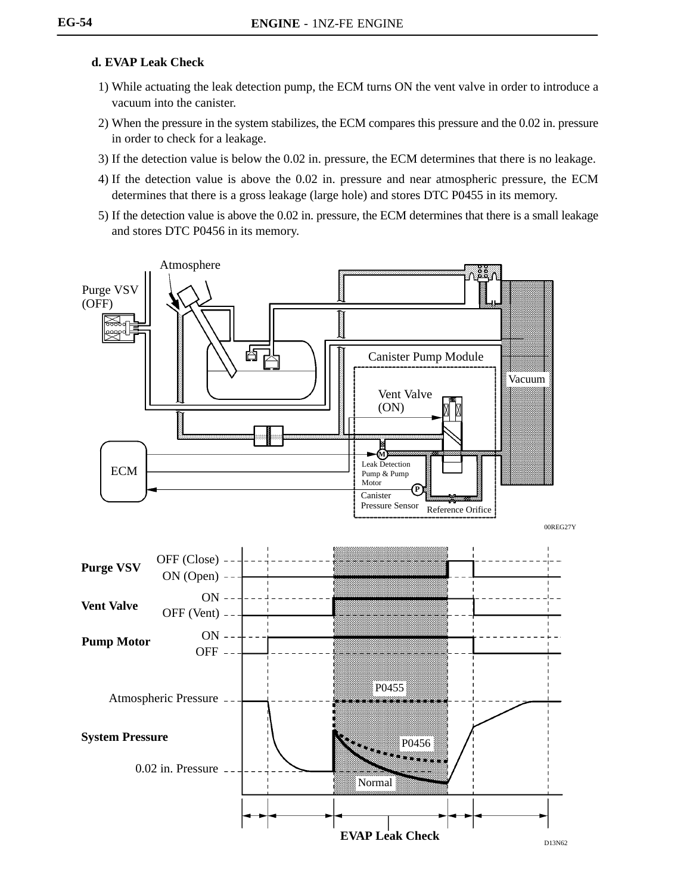**d. EVAP Leak Check**

1) While actuating the leak detection pump, the ECM turns ON the vent valve in order to introduce a vacuum into the canister.
2) When the pressure in the system stabilizes, the ECM compares this pressure and the 0.02 in. pressure in order to check for a leakage.
3) If the detection value is below the 0.02 in. pressure, the ECM determines that there is no leakage.
4) If the detection value is above the 0.02 in. pressure and near atmospheric pressure, the ECM determines that there is a gross leakage (large hole) and stores DTC P0455 in its memory.
5) If the detection value is above the 0.02 in. pressure, the ECM determines that there is a small leakage and stores DTC P0456 in its memory.

Atmosphere

Purge VSV (OFF)

Canister Pump Module

Vacuum

Vent Valve (ON)

ECM

Leak Detection Pump & Pump Motor

Canister Pressure Sensor

Reference Orifice

00REG27Y

Purge VSV: OFF (Close) / ON (Open)

Vent Valve: ON / OFF (Vent)

Pump Motor: ON / OFF

System Pressure: Atmospheric Pressure / 0.02 in. Pressure

P0455

P0456

Normal

EVAP Leak Check

D13N62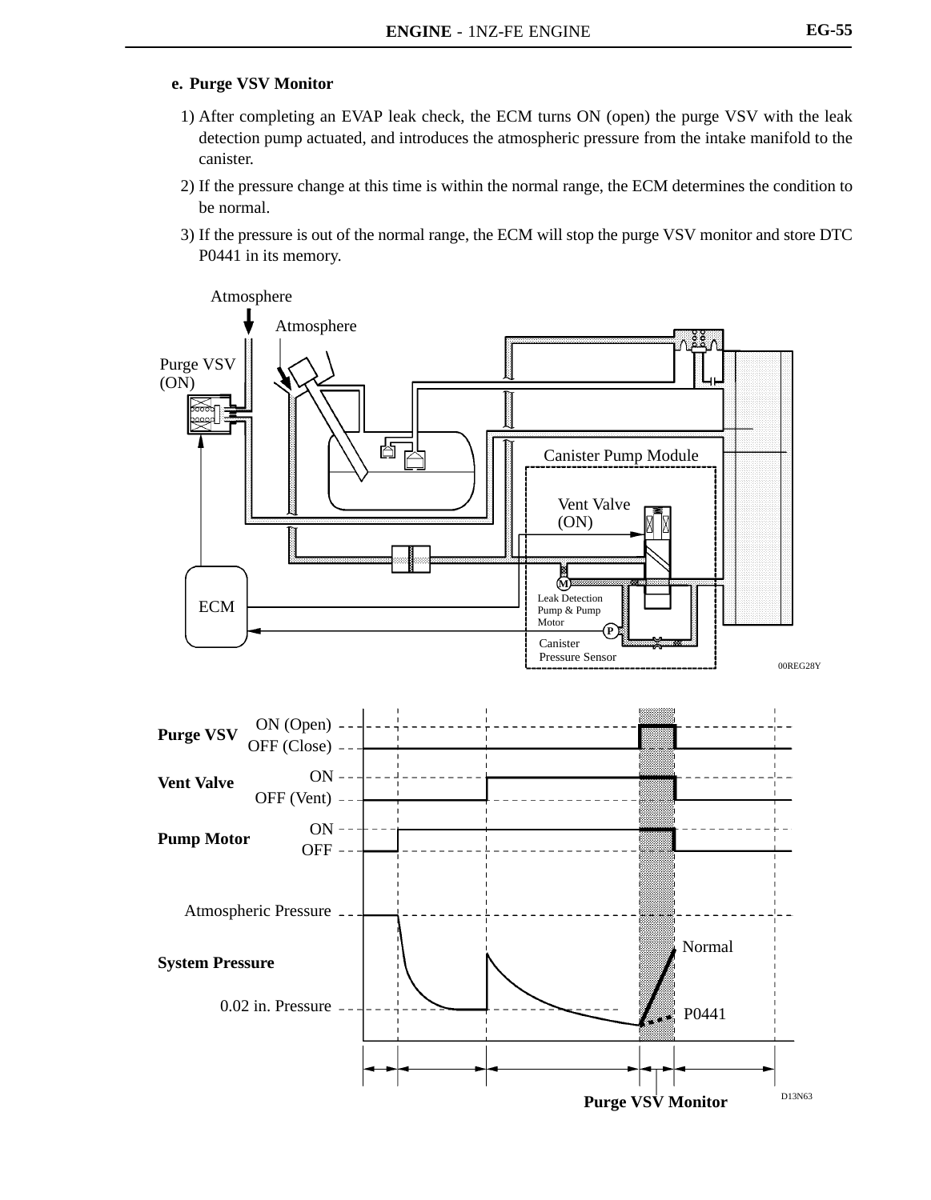### e. Purge VSV Monitor

1) After completing an EVAP leak check, the ECM turns ON (open) the purge VSV with the leak detection pump actuated, and introduces the atmospheric pressure from the intake manifold to the canister.
2) If the pressure change at this time is within the normal range, the ECM determines the condition to be normal.
3) If the pressure is out of the normal range, the ECM will stop the purge VSV monitor and store DTC P0441 in its memory.

Atmosphere

Atmosphere

Purge VSV (ON)

Canister Pump Module

Vent Valve (ON)

ECM

Leak Detection Pump & Pump Motor

Canister Pressure Sensor

00REG28Y

Purge VSV: ON (Open) / OFF (Close)

Vent Valve: ON / OFF (Vent)

Pump Motor: ON / OFF

Atmospheric Pressure

System Pressure

0.02 in. Pressure

Normal

P0441

Purge VSV Monitor

D13N63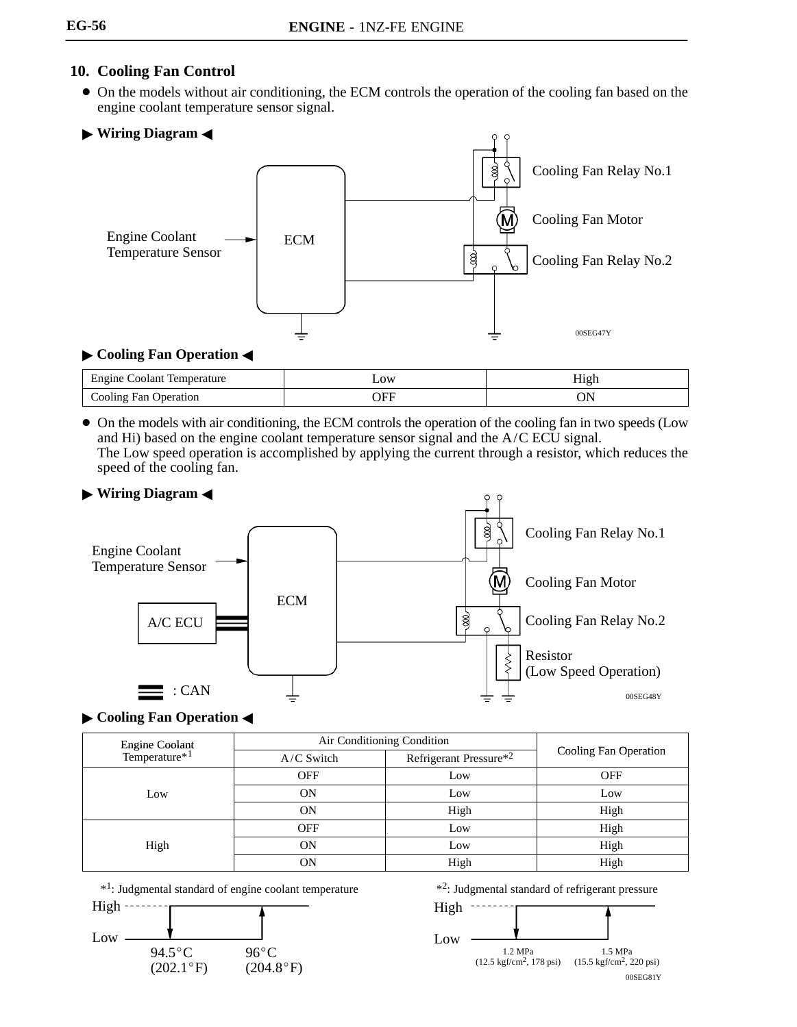## 10. Cooling Fan Control

- On the models without air conditioning, the ECM controls the operation of the cooling fan based on the engine coolant temperature sensor signal.

▶ **Wiring Diagram** ◀

Cooling Fan Relay No.1

Cooling Fan Motor

Engine Coolant Temperature Sensor

ECM

Cooling Fan Relay No.2

00SEG47Y

▶ **Cooling Fan Operation** ◀

| Engine Coolant Temperature | Low | High |
|---|---|---|
| Cooling Fan Operation | OFF | ON |

- On the models with air conditioning, the ECM controls the operation of the cooling fan in two speeds (Low and Hi) based on the engine coolant temperature sensor signal and the A/C ECU signal.
  The Low speed operation is accomplished by applying the current through a resistor, which reduces the speed of the cooling fan.

▶ **Wiring Diagram** ◀

Cooling Fan Relay No.1

Engine Coolant Temperature Sensor

Cooling Fan Motor

ECM

A/C ECU

Cooling Fan Relay No.2

Resistor (Low Speed Operation)

: CAN

00SEG48Y

▶ **Cooling Fan Operation** ◀

| Engine Coolant Temperature*1 | Air Conditioning Condition | | Cooling Fan Operation |
|---|---|---|---|
| | A/C Switch | Refrigerant Pressure*2 | |
| Low | OFF | Low | OFF |
| | ON | Low | Low |
| | ON | High | High |
| High | OFF | Low | High |
| | ON | Low | High |
| | ON | High | High |

*1: Judgmental standard of engine coolant temperature

High / Low — 94.5°C (202.1°F), 96°C (204.8°F)

*2: Judgmental standard of refrigerant pressure

High / Low — 1.2 MPa (12.5 kgf/cm$^2$, 178 psi), 1.5 MPa (15.5 kgf/cm$^2$, 220 psi)

00SEG81Y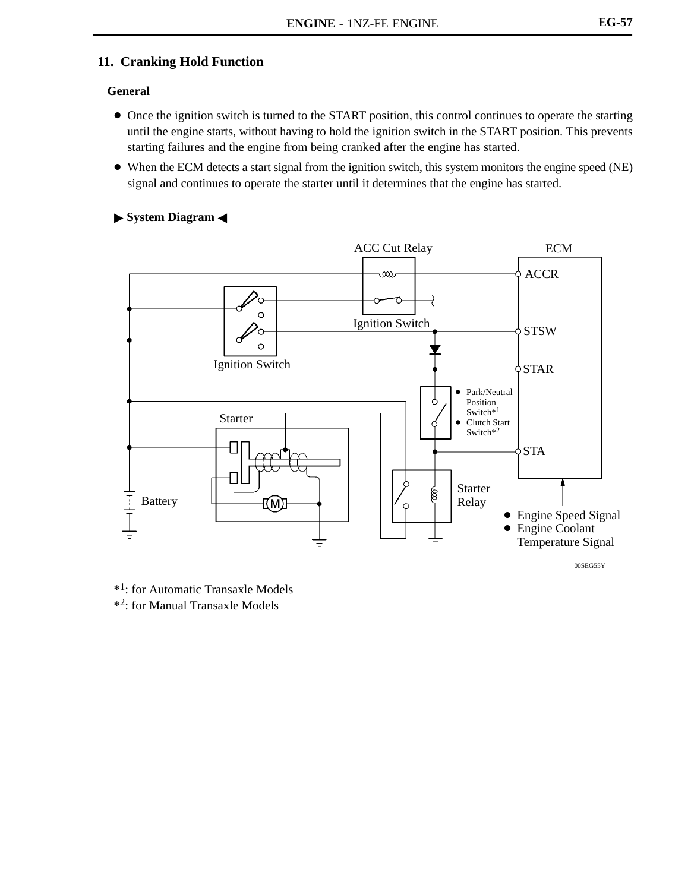## 11. Cranking Hold Function

### General

- Once the ignition switch is turned to the START position, this control continues to operate the starting until the engine starts, without having to hold the ignition switch in the START position. This prevents starting failures and the engine from being cranked after the engine has started.
- When the ECM detects a start signal from the ignition switch, this system monitors the engine speed (NE) signal and continues to operate the starter until it determines that the engine has started.

**▶ System Diagram ◀**

ACC Cut Relay

ECM

ACCR

Ignition Switch

STSW

STAR

Ignition Switch

- Park/Neutral Position Switch*1
- Clutch Start Switch*2

Starter

STA

Starter Relay

Battery

- Engine Speed Signal
- Engine Coolant Temperature Signal

00SEG55Y

*1: for Automatic Transaxle Models
*2: for Manual Transaxle Models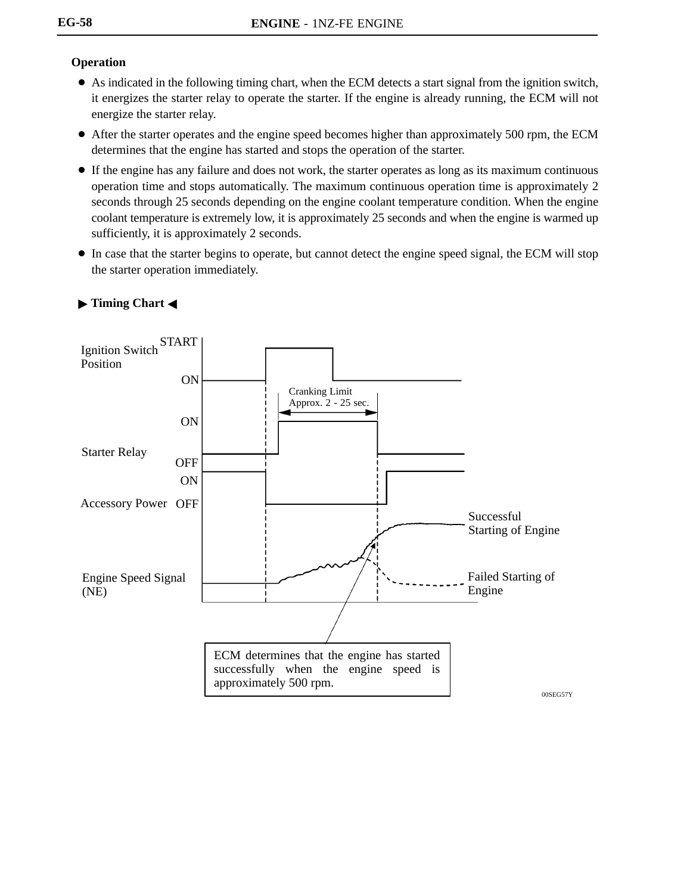**Operation**

- As indicated in the following timing chart, when the ECM detects a start signal from the ignition switch, it energizes the starter relay to operate the starter. If the engine is already running, the ECM will not energize the starter relay.
- After the starter operates and the engine speed becomes higher than approximately 500 rpm, the ECM determines that the engine has started and stops the operation of the starter.
- If the engine has any failure and does not work, the starter operates as long as its maximum continuous operation time and stops automatically. The maximum continuous operation time is approximately 2 seconds through 25 seconds depending on the engine coolant temperature condition. When the engine coolant temperature is extremely low, it is approximately 25 seconds and when the engine is warmed up sufficiently, it is approximately 2 seconds.
- In case that the starter begins to operate, but cannot detect the engine speed signal, the ECM will stop the starter operation immediately.

**▶ Timing Chart ◀**

Ignition Switch Position: START, ON

Cranking Limit Approx. 2 - 25 sec.

Starter Relay: ON, OFF

Accessory Power: ON, OFF

Engine Speed Signal (NE)

Successful Starting of Engine

Failed Starting of Engine

ECM determines that the engine has started successfully when the engine speed is approximately 500 rpm.

00SEG57Y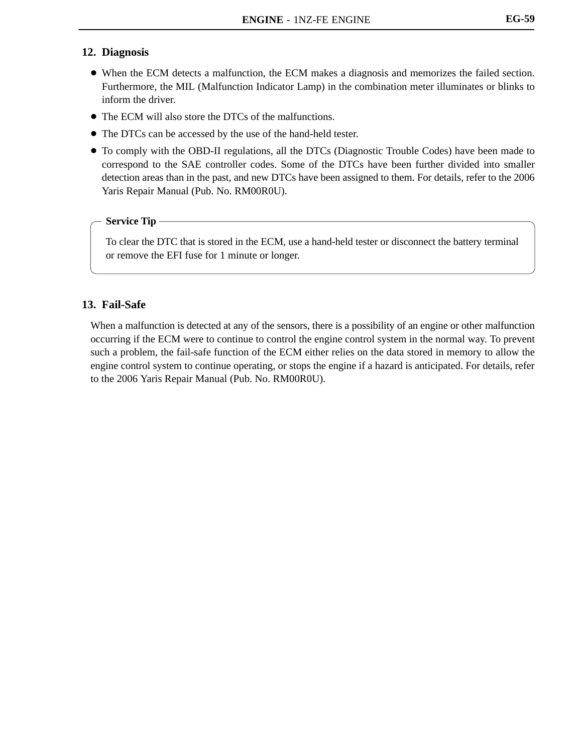## 12. Diagnosis

- When the ECM detects a malfunction, the ECM makes a diagnosis and memorizes the failed section. Furthermore, the MIL (Malfunction Indicator Lamp) in the combination meter illuminates or blinks to inform the driver.
- The ECM will also store the DTCs of the malfunctions.
- The DTCs can be accessed by the use of the hand-held tester.
- To comply with the OBD-II regulations, all the DTCs (Diagnostic Trouble Codes) have been made to correspond to the SAE controller codes. Some of the DTCs have been further divided into smaller detection areas than in the past, and new DTCs have been assigned to them. For details, refer to the 2006 Yaris Repair Manual (Pub. No. RM00R0U).

**Service Tip**

To clear the DTC that is stored in the ECM, use a hand-held tester or disconnect the battery terminal or remove the EFI fuse for 1 minute or longer.

## 13. Fail-Safe

When a malfunction is detected at any of the sensors, there is a possibility of an engine or other malfunction occurring if the ECM were to continue to control the engine control system in the normal way. To prevent such a problem, the fail-safe function of the ECM either relies on the data stored in memory to allow the engine control system to continue operating, or stops the engine if a hazard is anticipated. For details, refer to the 2006 Yaris Repair Manual (Pub. No. RM00R0U).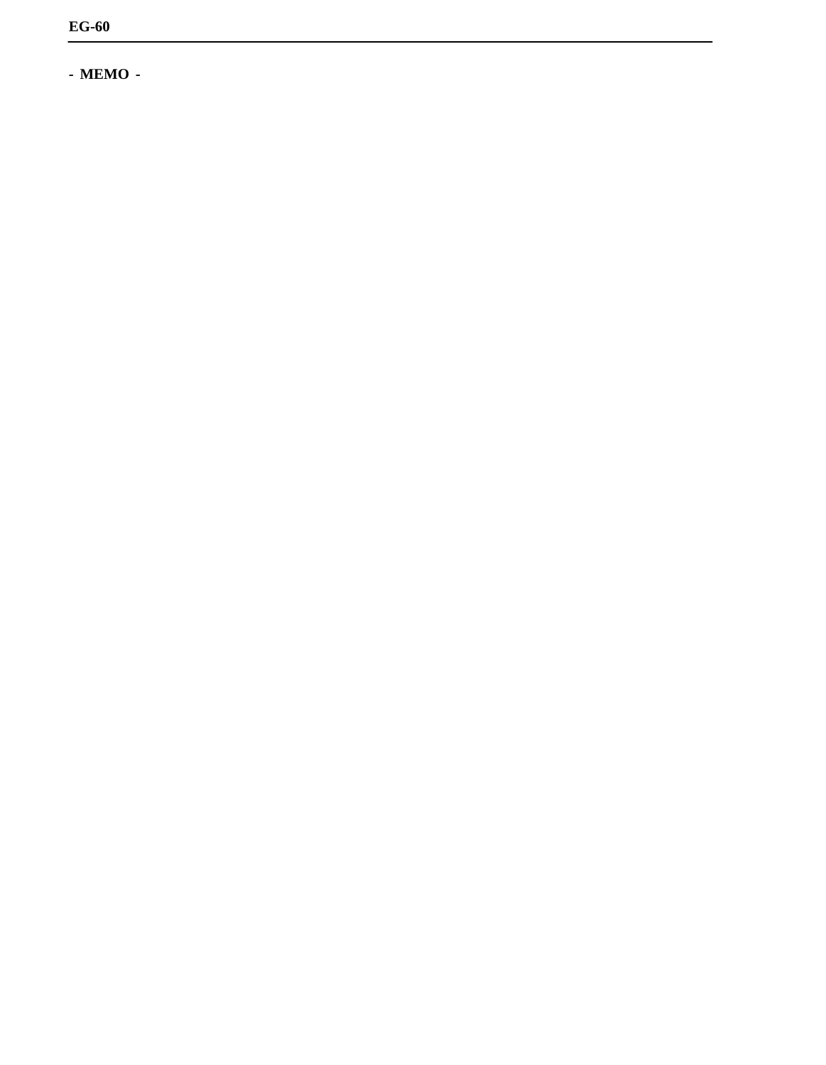- MEMO -